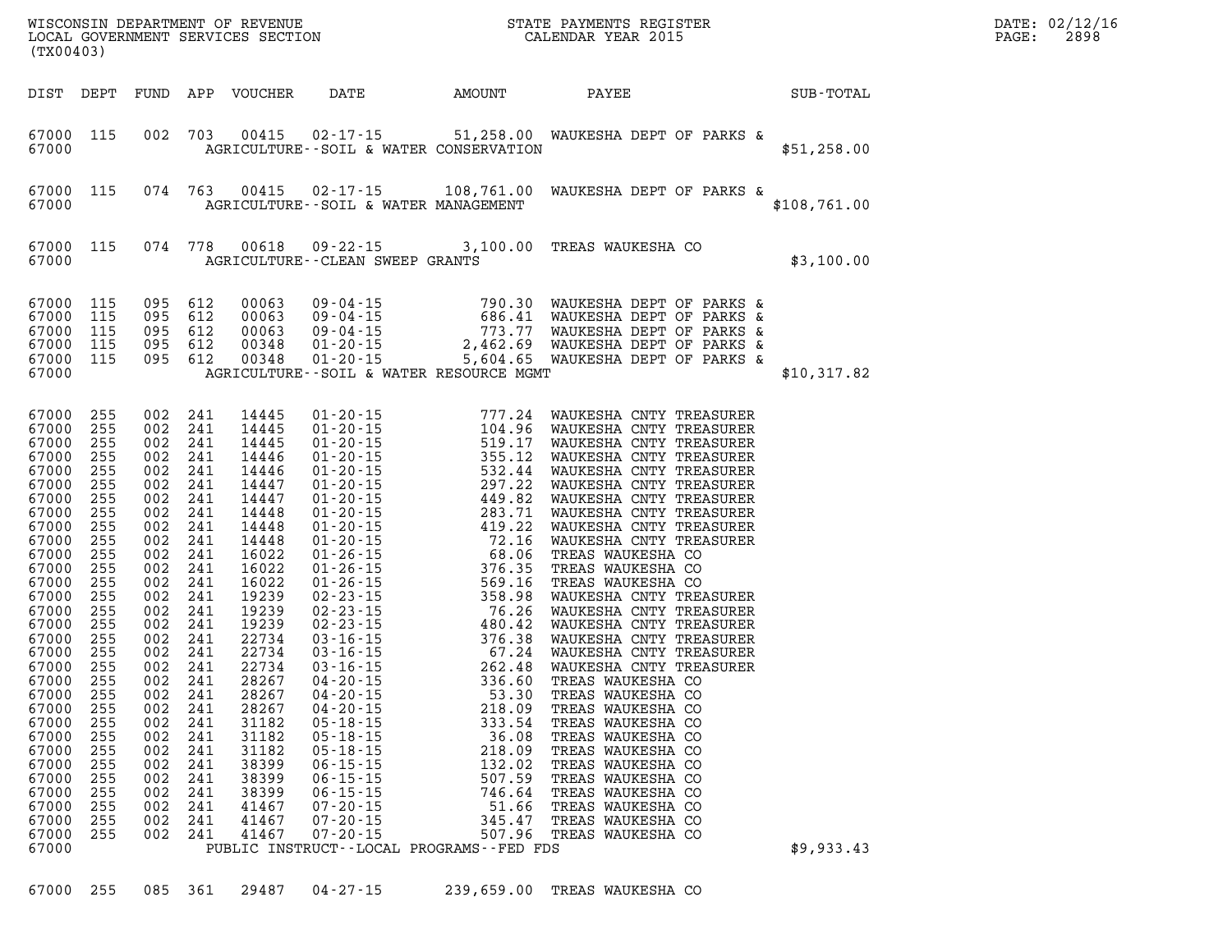| DIST | DEPT | FUND | APP | VOUCHER | DATE | AMOUNT | PAYEE | SUB-TOTAL |
|---|---|---|---|---|---|---|---|---|
| 67000 | 115 | 002 | 703 | 00415 | 02-17-15 | 51,258.00 | WAUKESHA DEPT OF PARKS & | |
| 67000 | | | | | AGRICULTURE--SOIL & WATER CONSERVATION | | | $51,258.00 |
| 67000 | 115 | 074 | 763 | 00415 | 02-17-15 | 108,761.00 | WAUKESHA DEPT OF PARKS & | |
| 67000 | | | | | AGRICULTURE--SOIL & WATER MANAGEMENT | | | $108,761.00 |
| 67000 | 115 | 074 | 778 | 00618 | 09-22-15 | 3,100.00 | TREAS WAUKESHA CO | |
| 67000 | | | | | AGRICULTURE--CLEAN SWEEP GRANTS | | | $3,100.00 |
| 67000 | 115 | 095 | 612 | 00063 | 09-04-15 | 790.30 | WAUKESHA DEPT OF PARKS & | |
| 67000 | 115 | 095 | 612 | 00063 | 09-04-15 | 686.41 | WAUKESHA DEPT OF PARKS & | |
| 67000 | 115 | 095 | 612 | 00063 | 09-04-15 | 773.77 | WAUKESHA DEPT OF PARKS & | |
| 67000 | 115 | 095 | 612 | 00348 | 01-20-15 | 2,462.69 | WAUKESHA DEPT OF PARKS & | |
| 67000 | 115 | 095 | 612 | 00348 | 01-20-15 | 5,604.65 | WAUKESHA DEPT OF PARKS & | |
| 67000 | | | | | AGRICULTURE--SOIL & WATER RESOURCE MGMT | | | $10,317.82 |
| 67000 | 255 | 002 | 241 | 14445 | 01-20-15 | 777.24 | WAUKESHA CNTY TREASURER | |
| 67000 | 255 | 002 | 241 | 14445 | 01-20-15 | 104.96 | WAUKESHA CNTY TREASURER | |
| 67000 | 255 | 002 | 241 | 14445 | 01-20-15 | 519.17 | WAUKESHA CNTY TREASURER | |
| 67000 | 255 | 002 | 241 | 14446 | 01-20-15 | 355.12 | WAUKESHA CNTY TREASURER | |
| 67000 | 255 | 002 | 241 | 14446 | 01-20-15 | 532.44 | WAUKESHA CNTY TREASURER | |
| 67000 | 255 | 002 | 241 | 14447 | 01-20-15 | 297.22 | WAUKESHA CNTY TREASURER | |
| 67000 | 255 | 002 | 241 | 14447 | 01-20-15 | 449.82 | WAUKESHA CNTY TREASURER | |
| 67000 | 255 | 002 | 241 | 14448 | 01-20-15 | 283.71 | WAUKESHA CNTY TREASURER | |
| 67000 | 255 | 002 | 241 | 14448 | 01-20-15 | 419.22 | WAUKESHA CNTY TREASURER | |
| 67000 | 255 | 002 | 241 | 14448 | 01-20-15 | 72.16 | WAUKESHA CNTY TREASURER | |
| 67000 | 255 | 002 | 241 | 16022 | 01-26-15 | 68.06 | TREAS WAUKESHA CO | |
| 67000 | 255 | 002 | 241 | 16022 | 01-26-15 | 376.35 | TREAS WAUKESHA CO | |
| 67000 | 255 | 002 | 241 | 16022 | 01-26-15 | 569.16 | TREAS WAUKESHA CO | |
| 67000 | 255 | 002 | 241 | 19239 | 02-23-15 | 358.98 | WAUKESHA CNTY TREASURER | |
| 67000 | 255 | 002 | 241 | 19239 | 02-23-15 | 76.26 | WAUKESHA CNTY TREASURER | |
| 67000 | 255 | 002 | 241 | 19239 | 02-23-15 | 480.42 | WAUKESHA CNTY TREASURER | |
| 67000 | 255 | 002 | 241 | 22734 | 03-16-15 | 376.38 | WAUKESHA CNTY TREASURER | |
| 67000 | 255 | 002 | 241 | 22734 | 03-16-15 | 67.24 | WAUKESHA CNTY TREASURER | |
| 67000 | 255 | 002 | 241 | 22734 | 03-16-15 | 262.48 | WAUKESHA CNTY TREASURER | |
| 67000 | 255 | 002 | 241 | 28267 | 04-20-15 | 336.60 | TREAS WAUKESHA CO | |
| 67000 | 255 | 002 | 241 | 28267 | 04-20-15 | 53.30 | TREAS WAUKESHA CO | |
| 67000 | 255 | 002 | 241 | 28267 | 04-20-15 | 218.09 | TREAS WAUKESHA CO | |
| 67000 | 255 | 002 | 241 | 31182 | 05-18-15 | 333.54 | TREAS WAUKESHA CO | |
| 67000 | 255 | 002 | 241 | 31182 | 05-18-15 | 36.08 | TREAS WAUKESHA CO | |
| 67000 | 255 | 002 | 241 | 31182 | 05-18-15 | 218.09 | TREAS WAUKESHA CO | |
| 67000 | 255 | 002 | 241 | 38399 | 06-15-15 | 132.02 | TREAS WAUKESHA CO | |
| 67000 | 255 | 002 | 241 | 38399 | 06-15-15 | 507.59 | TREAS WAUKESHA CO | |
| 67000 | 255 | 002 | 241 | 38399 | 06-15-15 | 746.64 | TREAS WAUKESHA CO | |
| 67000 | 255 | 002 | 241 | 41467 | 07-20-15 | 51.66 | TREAS WAUKESHA CO | |
| 67000 | 255 | 002 | 241 | 41467 | 07-20-15 | 345.47 | TREAS WAUKESHA CO | |
| 67000 | 255 | 002 | 241 | 41467 | 07-20-15 | 507.96 | TREAS WAUKESHA CO | |
| 67000 | | | | | PUBLIC INSTRUCT--LOCAL PROGRAMS--FED FDS | | | $9,933.43 |
| 67000 | 255 | 085 | 361 | 29487 | 04-27-15 | 239,659.00 | TREAS WAUKESHA CO | |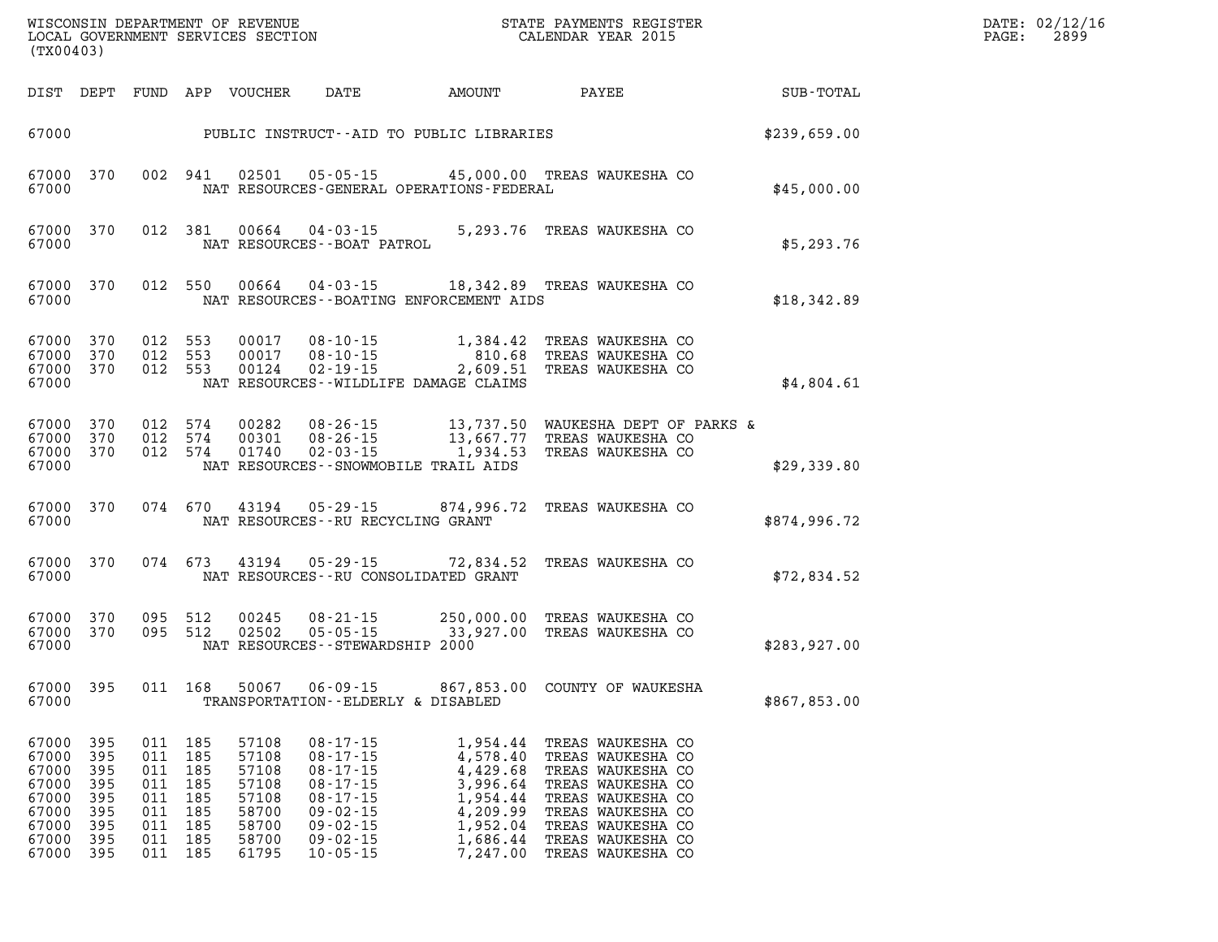| DIST | DEPT | FUND | APP | VOUCHER | DATE | AMOUNT | PAYEE | SUB-TOTAL |
|---|---|---|---|---|---|---|---|---|
| 67000 | | | | | PUBLIC INSTRUCT--AID TO PUBLIC LIBRARIES | | | $239,659.00 |
| 67000 | 370 | 002 | 941 | 02501 | 05-05-15 | 45,000.00 | TREAS WAUKESHA CO | |
| 67000 | | | | | NAT RESOURCES-GENERAL OPERATIONS-FEDERAL | | | $45,000.00 |
| 67000 | 370 | 012 | 381 | 00664 | 04-03-15 | 5,293.76 | TREAS WAUKESHA CO | |
| 67000 | | | | | NAT RESOURCES--BOAT PATROL | | | $5,293.76 |
| 67000 | 370 | 012 | 550 | 00664 | 04-03-15 | 18,342.89 | TREAS WAUKESHA CO | |
| 67000 | | | | | NAT RESOURCES--BOATING ENFORCEMENT AIDS | | | $18,342.89 |
| 67000 | 370 | 012 | 553 | 00017 | 08-10-15 | 1,384.42 | TREAS WAUKESHA CO | |
| 67000 | 370 | 012 | 553 | 00017 | 08-10-15 | 810.68 | TREAS WAUKESHA CO | |
| 67000 | 370 | 012 | 553 | 00124 | 02-19-15 | 2,609.51 | TREAS WAUKESHA CO | |
| 67000 | | | | | NAT RESOURCES--WILDLIFE DAMAGE CLAIMS | | | $4,804.61 |
| 67000 | 370 | 012 | 574 | 00282 | 08-26-15 | 13,737.50 | WAUKESHA DEPT OF PARKS & | |
| 67000 | 370 | 012 | 574 | 00301 | 08-26-15 | 13,667.77 | TREAS WAUKESHA CO | |
| 67000 | 370 | 012 | 574 | 01740 | 02-03-15 | 1,934.53 | TREAS WAUKESHA CO | |
| 67000 | | | | | NAT RESOURCES--SNOWMOBILE TRAIL AIDS | | | $29,339.80 |
| 67000 | 370 | 074 | 670 | 43194 | 05-29-15 | 874,996.72 | TREAS WAUKESHA CO | |
| 67000 | | | | | NAT RESOURCES--RU RECYCLING GRANT | | | $874,996.72 |
| 67000 | 370 | 074 | 673 | 43194 | 05-29-15 | 72,834.52 | TREAS WAUKESHA CO | |
| 67000 | | | | | NAT RESOURCES--RU CONSOLIDATED GRANT | | | $72,834.52 |
| 67000 | 370 | 095 | 512 | 00245 | 08-21-15 | 250,000.00 | TREAS WAUKESHA CO | |
| 67000 | 370 | 095 | 512 | 02502 | 05-05-15 | 33,927.00 | TREAS WAUKESHA CO | |
| 67000 | | | | | NAT RESOURCES--STEWARDSHIP 2000 | | | $283,927.00 |
| 67000 | 395 | 011 | 168 | 50067 | 06-09-15 | 867,853.00 | COUNTY OF WAUKESHA | |
| 67000 | | | | | TRANSPORTATION--ELDERLY & DISABLED | | | $867,853.00 |
| 67000 | 395 | 011 | 185 | 57108 | 08-17-15 | 1,954.44 | TREAS WAUKESHA CO | |
| 67000 | 395 | 011 | 185 | 57108 | 08-17-15 | 4,578.40 | TREAS WAUKESHA CO | |
| 67000 | 395 | 011 | 185 | 57108 | 08-17-15 | 4,429.68 | TREAS WAUKESHA CO | |
| 67000 | 395 | 011 | 185 | 57108 | 08-17-15 | 3,996.64 | TREAS WAUKESHA CO | |
| 67000 | 395 | 011 | 185 | 57108 | 08-17-15 | 1,954.44 | TREAS WAUKESHA CO | |
| 67000 | 395 | 011 | 185 | 58700 | 09-02-15 | 4,209.99 | TREAS WAUKESHA CO | |
| 67000 | 395 | 011 | 185 | 58700 | 09-02-15 | 1,952.04 | TREAS WAUKESHA CO | |
| 67000 | 395 | 011 | 185 | 58700 | 09-02-15 | 1,686.44 | TREAS WAUKESHA CO | |
| 67000 | 395 | 011 | 185 | 61795 | 10-05-15 | 7,247.00 | TREAS WAUKESHA CO | |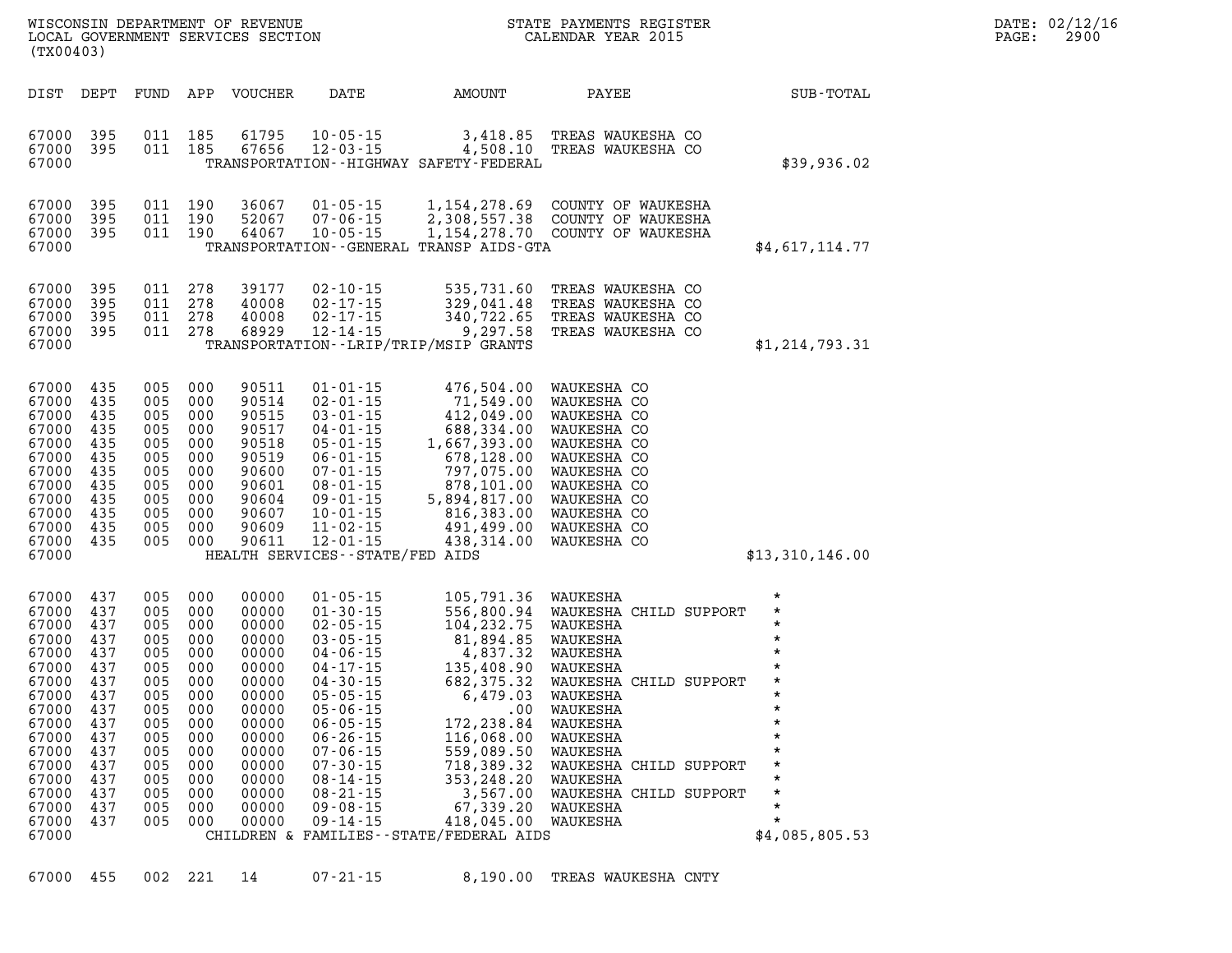| DIST | DEPT | FUND | APP | VOUCHER | DATE | AMOUNT | PAYEE | SUB-TOTAL |
|---|---|---|---|---|---|---|---|---|
| 67000 | 395 | 011 | 185 | 61795 | 10-05-15 | 3,418.85 | TREAS WAUKESHA CO | |
| 67000 | 395 | 011 | 185 | 67656 | 12-03-15 | 4,508.10 | TREAS WAUKESHA CO | |
| 67000 | | | | | TRANSPORTATION--HIGHWAY SAFETY-FEDERAL | | | $39,936.02 |
| 67000 | 395 | 011 | 190 | 36067 | 01-05-15 | 1,154,278.69 | COUNTY OF WAUKESHA | |
| 67000 | 395 | 011 | 190 | 52067 | 07-06-15 | 2,308,557.38 | COUNTY OF WAUKESHA | |
| 67000 | 395 | 011 | 190 | 64067 | 10-05-15 | 1,154,278.70 | COUNTY OF WAUKESHA | |
| 67000 | | | | | TRANSPORTATION--GENERAL TRANSP AIDS-GTA | | | $4,617,114.77 |
| 67000 | 395 | 011 | 278 | 39177 | 02-10-15 | 535,731.60 | TREAS WAUKESHA CO | |
| 67000 | 395 | 011 | 278 | 40008 | 02-17-15 | 329,041.48 | TREAS WAUKESHA CO | |
| 67000 | 395 | 011 | 278 | 40008 | 02-17-15 | 340,722.65 | TREAS WAUKESHA CO | |
| 67000 | 395 | 011 | 278 | 68929 | 12-14-15 | 9,297.58 | TREAS WAUKESHA CO | |
| 67000 | | | | | TRANSPORTATION--LRIP/TRIP/MSIP GRANTS | | | $1,214,793.31 |
| 67000 | 435 | 005 | 000 | 90511 | 01-01-15 | 476,504.00 | WAUKESHA CO | |
| 67000 | 435 | 005 | 000 | 90514 | 02-01-15 | 71,549.00 | WAUKESHA CO | |
| 67000 | 435 | 005 | 000 | 90515 | 03-01-15 | 412,049.00 | WAUKESHA CO | |
| 67000 | 435 | 005 | 000 | 90517 | 04-01-15 | 688,334.00 | WAUKESHA CO | |
| 67000 | 435 | 005 | 000 | 90518 | 05-01-15 | 1,667,393.00 | WAUKESHA CO | |
| 67000 | 435 | 005 | 000 | 90519 | 06-01-15 | 678,128.00 | WAUKESHA CO | |
| 67000 | 435 | 005 | 000 | 90600 | 07-01-15 | 797,075.00 | WAUKESHA CO | |
| 67000 | 435 | 005 | 000 | 90601 | 08-01-15 | 878,101.00 | WAUKESHA CO | |
| 67000 | 435 | 005 | 000 | 90604 | 09-01-15 | 5,894,817.00 | WAUKESHA CO | |
| 67000 | 435 | 005 | 000 | 90607 | 10-01-15 | 816,383.00 | WAUKESHA CO | |
| 67000 | 435 | 005 | 000 | 90609 | 11-02-15 | 491,499.00 | WAUKESHA CO | |
| 67000 | 435 | 005 | 000 | 90611 | 12-01-15 | 438,314.00 | WAUKESHA CO | |
| 67000 | | | | | HEALTH SERVICES--STATE/FED AIDS | | | $13,310,146.00 |
| 67000 | 437 | 005 | 000 | 00000 | 01-05-15 | 105,791.36 | WAUKESHA | * |
| 67000 | 437 | 005 | 000 | 00000 | 01-30-15 | 556,800.94 | WAUKESHA CHILD SUPPORT | * |
| 67000 | 437 | 005 | 000 | 00000 | 02-05-15 | 104,232.75 | WAUKESHA | * |
| 67000 | 437 | 005 | 000 | 00000 | 03-05-15 | 81,894.85 | WAUKESHA | * |
| 67000 | 437 | 005 | 000 | 00000 | 04-06-15 | 4,837.32 | WAUKESHA | * |
| 67000 | 437 | 005 | 000 | 00000 | 04-17-15 | 135,408.90 | WAUKESHA | * |
| 67000 | 437 | 005 | 000 | 00000 | 04-30-15 | 682,375.32 | WAUKESHA CHILD SUPPORT | * |
| 67000 | 437 | 005 | 000 | 00000 | 05-05-15 | 6,479.03 | WAUKESHA | * |
| 67000 | 437 | 005 | 000 | 00000 | 05-06-15 | .00 | WAUKESHA | * |
| 67000 | 437 | 005 | 000 | 00000 | 06-05-15 | 172,238.84 | WAUKESHA | * |
| 67000 | 437 | 005 | 000 | 00000 | 06-26-15 | 116,068.00 | WAUKESHA | * |
| 67000 | 437 | 005 | 000 | 00000 | 07-06-15 | 559,089.50 | WAUKESHA | * |
| 67000 | 437 | 005 | 000 | 00000 | 07-30-15 | 718,389.32 | WAUKESHA CHILD SUPPORT | * |
| 67000 | 437 | 005 | 000 | 00000 | 08-14-15 | 353,248.20 | WAUKESHA | * |
| 67000 | 437 | 005 | 000 | 00000 | 08-21-15 | 3,567.00 | WAUKESHA CHILD SUPPORT | * |
| 67000 | 437 | 005 | 000 | 00000 | 09-08-15 | 67,339.20 | WAUKESHA | * |
| 67000 | 437 | 005 | 000 | 00000 | 09-14-15 | 418,045.00 | WAUKESHA | * |
| 67000 | | | | | CHILDREN & FAMILIES--STATE/FEDERAL AIDS | | | $4,085,805.53 |
| 67000 | 455 | 002 | 221 | 14 | 07-21-15 | 8,190.00 | TREAS WAUKESHA CNTY | |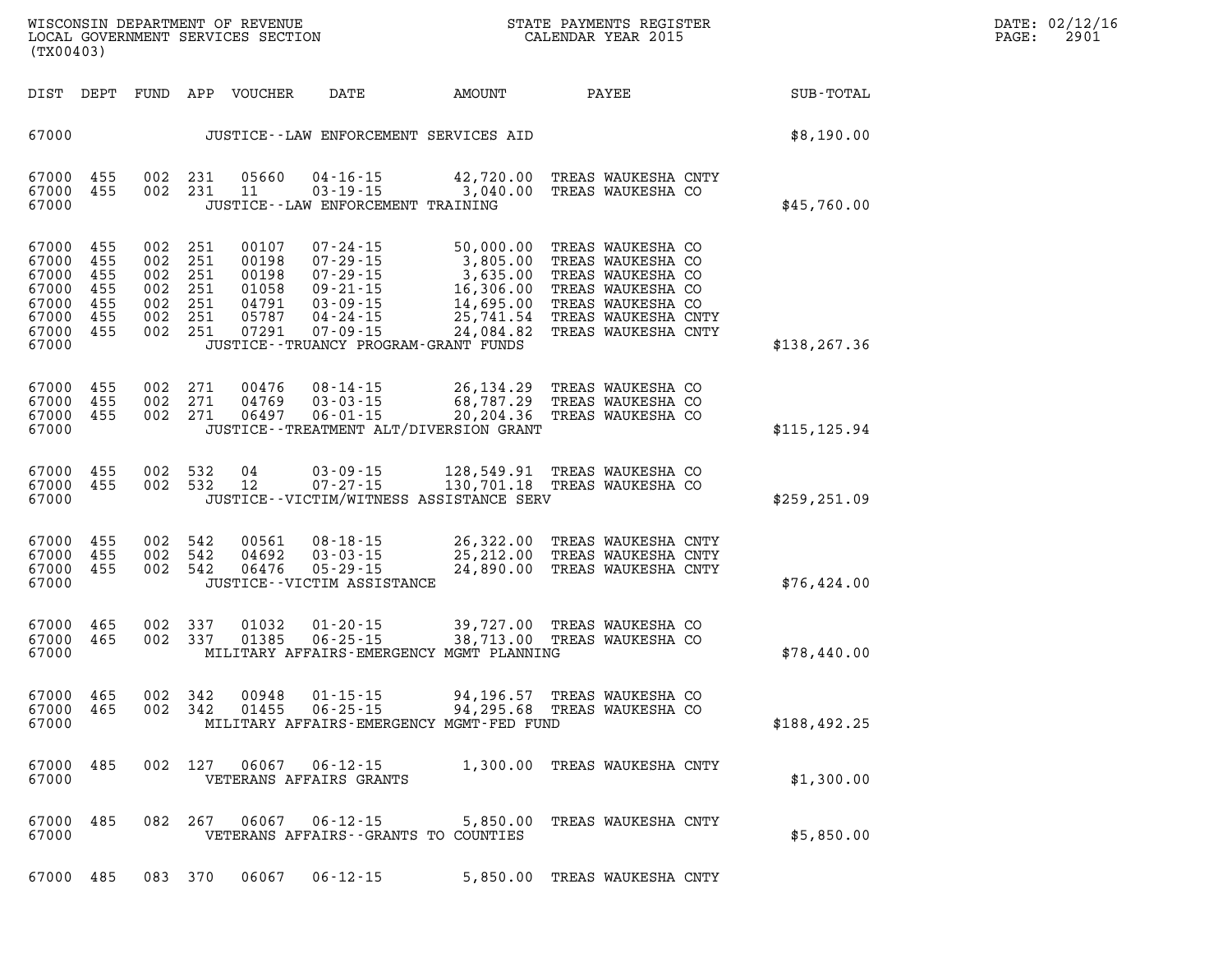WISCONSIN DEPARTMENT OF REVENUE
LOCAL GOVERNMENT SERVICES SECTION
(TX00403)

STATE PAYMENTS REGISTER
CALENDAR YEAR 2015

DATE: 02/12/16

| DIST | DEPT | FUND | APP | VOUCHER | DATE | AMOUNT | PAYEE | SUB-TOTAL |
|---|---|---|---|---|---|---|---|---|
| 67000 | | | | | JUSTICE--LAW ENFORCEMENT SERVICES AID | | | $8,190.00 |
| 67000 | 455 | 002 | 231 | 05660 | 04-16-15 | 42,720.00 | TREAS WAUKESHA CNTY | |
| 67000 | 455 | 002 | 231 | 11 | 03-19-15 | 3,040.00 | TREAS WAUKESHA CO | |
| 67000 | | | | | JUSTICE--LAW ENFORCEMENT TRAINING | | | $45,760.00 |
| 67000 | 455 | 002 | 251 | 00107 | 07-24-15 | 50,000.00 | TREAS WAUKESHA CO | |
| 67000 | 455 | 002 | 251 | 00198 | 07-29-15 | 3,805.00 | TREAS WAUKESHA CO | |
| 67000 | 455 | 002 | 251 | 00198 | 07-29-15 | 3,635.00 | TREAS WAUKESHA CO | |
| 67000 | 455 | 002 | 251 | 01058 | 09-21-15 | 16,306.00 | TREAS WAUKESHA CO | |
| 67000 | 455 | 002 | 251 | 04791 | 03-09-15 | 14,695.00 | TREAS WAUKESHA CO | |
| 67000 | 455 | 002 | 251 | 05787 | 04-24-15 | 25,741.54 | TREAS WAUKESHA CNTY | |
| 67000 | 455 | 002 | 251 | 07291 | 07-09-15 | 24,084.82 | TREAS WAUKESHA CNTY | |
| 67000 | | | | | JUSTICE--TRUANCY PROGRAM-GRANT FUNDS | | | $138,267.36 |
| 67000 | 455 | 002 | 271 | 00476 | 08-14-15 | 26,134.29 | TREAS WAUKESHA CO | |
| 67000 | 455 | 002 | 271 | 04769 | 03-03-15 | 68,787.29 | TREAS WAUKESHA CO | |
| 67000 | 455 | 002 | 271 | 06497 | 06-01-15 | 20,204.36 | TREAS WAUKESHA CO | |
| 67000 | | | | | JUSTICE--TREATMENT ALT/DIVERSION GRANT | | | $115,125.94 |
| 67000 | 455 | 002 | 532 | 04 | 03-09-15 | 128,549.91 | TREAS WAUKESHA CO | |
| 67000 | 455 | 002 | 532 | 12 | 07-27-15 | 130,701.18 | TREAS WAUKESHA CO | |
| 67000 | | | | | JUSTICE--VICTIM/WITNESS ASSISTANCE SERV | | | $259,251.09 |
| 67000 | 455 | 002 | 542 | 00561 | 08-18-15 | 26,322.00 | TREAS WAUKESHA CNTY | |
| 67000 | 455 | 002 | 542 | 04692 | 03-03-15 | 25,212.00 | TREAS WAUKESHA CNTY | |
| 67000 | 455 | 002 | 542 | 06476 | 05-29-15 | 24,890.00 | TREAS WAUKESHA CNTY | |
| 67000 | | | | | JUSTICE--VICTIM ASSISTANCE | | | $76,424.00 |
| 67000 | 465 | 002 | 337 | 01032 | 01-20-15 | 39,727.00 | TREAS WAUKESHA CO | |
| 67000 | 465 | 002 | 337 | 01385 | 06-25-15 | 38,713.00 | TREAS WAUKESHA CO | |
| 67000 | | | | | MILITARY AFFAIRS-EMERGENCY MGMT PLANNING | | | $78,440.00 |
| 67000 | 465 | 002 | 342 | 00948 | 01-15-15 | 94,196.57 | TREAS WAUKESHA CO | |
| 67000 | 465 | 002 | 342 | 01455 | 06-25-15 | 94,295.68 | TREAS WAUKESHA CO | |
| 67000 | | | | | MILITARY AFFAIRS-EMERGENCY MGMT-FED FUND | | | $188,492.25 |
| 67000 | 485 | 002 | 127 | 06067 | 06-12-15 | 1,300.00 | TREAS WAUKESHA CNTY | |
| 67000 | | | | | VETERANS AFFAIRS GRANTS | | | $1,300.00 |
| 67000 | 485 | 082 | 267 | 06067 | 06-12-15 | 5,850.00 | TREAS WAUKESHA CNTY | |
| 67000 | | | | | VETERANS AFFAIRS--GRANTS TO COUNTIES | | | $5,850.00 |
| 67000 | 485 | 083 | 370 | 06067 | 06-12-15 | 5,850.00 | TREAS WAUKESHA CNTY | |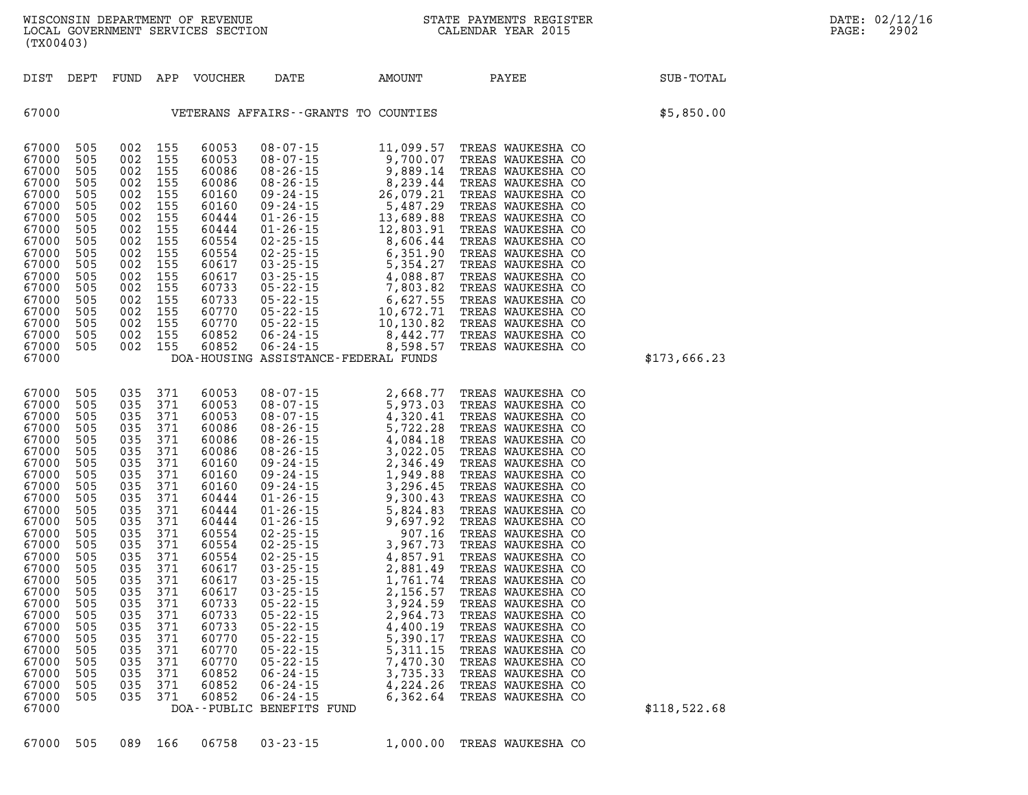WISCONSIN DEPARTMENT OF REVENUE
LOCAL GOVERNMENT SERVICES SECTION
(TX00403)

STATE PAYMENTS REGISTER
CALENDAR YEAR 2015

DATE: 02/12/16
PAGE: 2902

| DIST | DEPT | FUND | APP | VOUCHER | DATE | AMOUNT | PAYEE | SUB-TOTAL |
|---|---|---|---|---|---|---|---|---|
| 67000 | | | | VETERANS AFFAIRS--GRANTS TO COUNTIES | | | | $5,850.00 |
| 67000 | 505 | 002 | 155 | 60053 | 08-07-15 | 11,099.57 | TREAS WAUKESHA CO | |
| 67000 | 505 | 002 | 155 | 60053 | 08-07-15 | 9,700.07 | TREAS WAUKESHA CO | |
| 67000 | 505 | 002 | 155 | 60086 | 08-26-15 | 9,889.14 | TREAS WAUKESHA CO | |
| 67000 | 505 | 002 | 155 | 60086 | 08-26-15 | 8,239.44 | TREAS WAUKESHA CO | |
| 67000 | 505 | 002 | 155 | 60160 | 09-24-15 | 26,079.21 | TREAS WAUKESHA CO | |
| 67000 | 505 | 002 | 155 | 60160 | 09-24-15 | 5,487.29 | TREAS WAUKESHA CO | |
| 67000 | 505 | 002 | 155 | 60444 | 01-26-15 | 13,689.88 | TREAS WAUKESHA CO | |
| 67000 | 505 | 002 | 155 | 60444 | 01-26-15 | 12,803.91 | TREAS WAUKESHA CO | |
| 67000 | 505 | 002 | 155 | 60554 | 02-25-15 | 8,606.44 | TREAS WAUKESHA CO | |
| 67000 | 505 | 002 | 155 | 60554 | 02-25-15 | 6,351.90 | TREAS WAUKESHA CO | |
| 67000 | 505 | 002 | 155 | 60617 | 03-25-15 | 5,354.27 | TREAS WAUKESHA CO | |
| 67000 | 505 | 002 | 155 | 60617 | 03-25-15 | 4,088.87 | TREAS WAUKESHA CO | |
| 67000 | 505 | 002 | 155 | 60733 | 05-22-15 | 7,803.82 | TREAS WAUKESHA CO | |
| 67000 | 505 | 002 | 155 | 60733 | 05-22-15 | 6,627.55 | TREAS WAUKESHA CO | |
| 67000 | 505 | 002 | 155 | 60770 | 05-22-15 | 10,672.71 | TREAS WAUKESHA CO | |
| 67000 | 505 | 002 | 155 | 60770 | 05-22-15 | 10,130.82 | TREAS WAUKESHA CO | |
| 67000 | 505 | 002 | 155 | 60852 | 06-24-15 | 8,442.77 | TREAS WAUKESHA CO | |
| 67000 | 505 | 002 | 155 | 60852 | 06-24-15 | 8,598.57 | TREAS WAUKESHA CO | |
| 67000 | | | | DOA-HOUSING ASSISTANCE-FEDERAL FUNDS | | | | $173,666.23 |
| 67000 | 505 | 035 | 371 | 60053 | 08-07-15 | 2,668.77 | TREAS WAUKESHA CO | |
| 67000 | 505 | 035 | 371 | 60053 | 08-07-15 | 5,973.03 | TREAS WAUKESHA CO | |
| 67000 | 505 | 035 | 371 | 60053 | 08-07-15 | 4,320.41 | TREAS WAUKESHA CO | |
| 67000 | 505 | 035 | 371 | 60086 | 08-26-15 | 5,722.28 | TREAS WAUKESHA CO | |
| 67000 | 505 | 035 | 371 | 60086 | 08-26-15 | 4,084.18 | TREAS WAUKESHA CO | |
| 67000 | 505 | 035 | 371 | 60086 | 08-26-15 | 3,022.05 | TREAS WAUKESHA CO | |
| 67000 | 505 | 035 | 371 | 60160 | 09-24-15 | 2,346.49 | TREAS WAUKESHA CO | |
| 67000 | 505 | 035 | 371 | 60160 | 09-24-15 | 1,949.88 | TREAS WAUKESHA CO | |
| 67000 | 505 | 035 | 371 | 60160 | 09-24-15 | 3,296.45 | TREAS WAUKESHA CO | |
| 67000 | 505 | 035 | 371 | 60444 | 01-26-15 | 9,300.43 | TREAS WAUKESHA CO | |
| 67000 | 505 | 035 | 371 | 60444 | 01-26-15 | 5,824.83 | TREAS WAUKESHA CO | |
| 67000 | 505 | 035 | 371 | 60444 | 01-26-15 | 9,697.92 | TREAS WAUKESHA CO | |
| 67000 | 505 | 035 | 371 | 60554 | 02-25-15 | 907.16 | TREAS WAUKESHA CO | |
| 67000 | 505 | 035 | 371 | 60554 | 02-25-15 | 3,967.73 | TREAS WAUKESHA CO | |
| 67000 | 505 | 035 | 371 | 60554 | 02-25-15 | 4,857.91 | TREAS WAUKESHA CO | |
| 67000 | 505 | 035 | 371 | 60617 | 03-25-15 | 2,881.49 | TREAS WAUKESHA CO | |
| 67000 | 505 | 035 | 371 | 60617 | 03-25-15 | 1,761.74 | TREAS WAUKESHA CO | |
| 67000 | 505 | 035 | 371 | 60617 | 03-25-15 | 2,156.57 | TREAS WAUKESHA CO | |
| 67000 | 505 | 035 | 371 | 60733 | 05-22-15 | 3,924.59 | TREAS WAUKESHA CO | |
| 67000 | 505 | 035 | 371 | 60733 | 05-22-15 | 2,964.73 | TREAS WAUKESHA CO | |
| 67000 | 505 | 035 | 371 | 60733 | 05-22-15 | 4,400.19 | TREAS WAUKESHA CO | |
| 67000 | 505 | 035 | 371 | 60770 | 05-22-15 | 5,390.17 | TREAS WAUKESHA CO | |
| 67000 | 505 | 035 | 371 | 60770 | 05-22-15 | 5,311.15 | TREAS WAUKESHA CO | |
| 67000 | 505 | 035 | 371 | 60770 | 05-22-15 | 7,470.30 | TREAS WAUKESHA CO | |
| 67000 | 505 | 035 | 371 | 60852 | 06-24-15 | 3,735.33 | TREAS WAUKESHA CO | |
| 67000 | 505 | 035 | 371 | 60852 | 06-24-15 | 4,224.26 | TREAS WAUKESHA CO | |
| 67000 | 505 | 035 | 371 | 60852 | 06-24-15 | 6,362.64 | TREAS WAUKESHA CO | |
| 67000 | | | | DOA--PUBLIC BENEFITS FUND | | | | $118,522.68 |
| 67000 | 505 | 089 | 166 | 06758 | 03-23-15 | 1,000.00 | TREAS WAUKESHA CO | |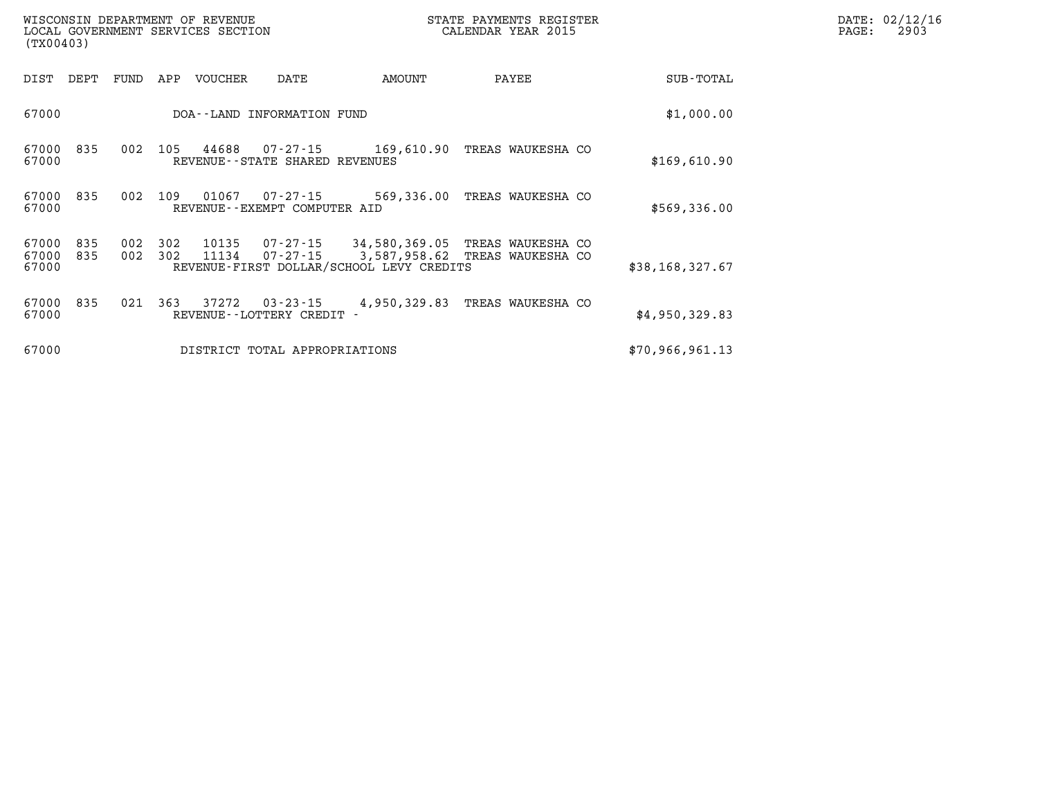| DIST | DEPT | FUND | APP | VOUCHER | DATE | AMOUNT | PAYEE | SUB-TOTAL |
|---|---|---|---|---|---|---|---|---|
| 67000 | | | | DOA--LAND INFORMATION FUND | | | | $1,000.00 |
| 67000 | 835 | 002 | 105 | 44688 | 07-27-15 | 169,610.90 | TREAS WAUKESHA CO | |
| 67000 | | | | REVENUE--STATE SHARED REVENUES | | | | $169,610.90 |
| 67000 | 835 | 002 | 109 | 01067 | 07-27-15 | 569,336.00 | TREAS WAUKESHA CO | |
| 67000 | | | | REVENUE--EXEMPT COMPUTER AID | | | | $569,336.00 |
| 67000 | 835 | 002 | 302 | 10135 | 07-27-15 | 34,580,369.05 | TREAS WAUKESHA CO | |
| 67000 | 835 | 002 | 302 | 11134 | 07-27-15 | 3,587,958.62 | TREAS WAUKESHA CO | |
| 67000 | | | | REVENUE-FIRST DOLLAR/SCHOOL LEVY CREDITS | | | | $38,168,327.67 |
| 67000 | 835 | 021 | 363 | 37272 | 03-23-15 | 4,950,329.83 | TREAS WAUKESHA CO | |
| 67000 | | | | REVENUE--LOTTERY CREDIT - | | | | $4,950,329.83 |
| 67000 | | | | DISTRICT TOTAL APPROPRIATIONS | | | | $70,966,961.13 |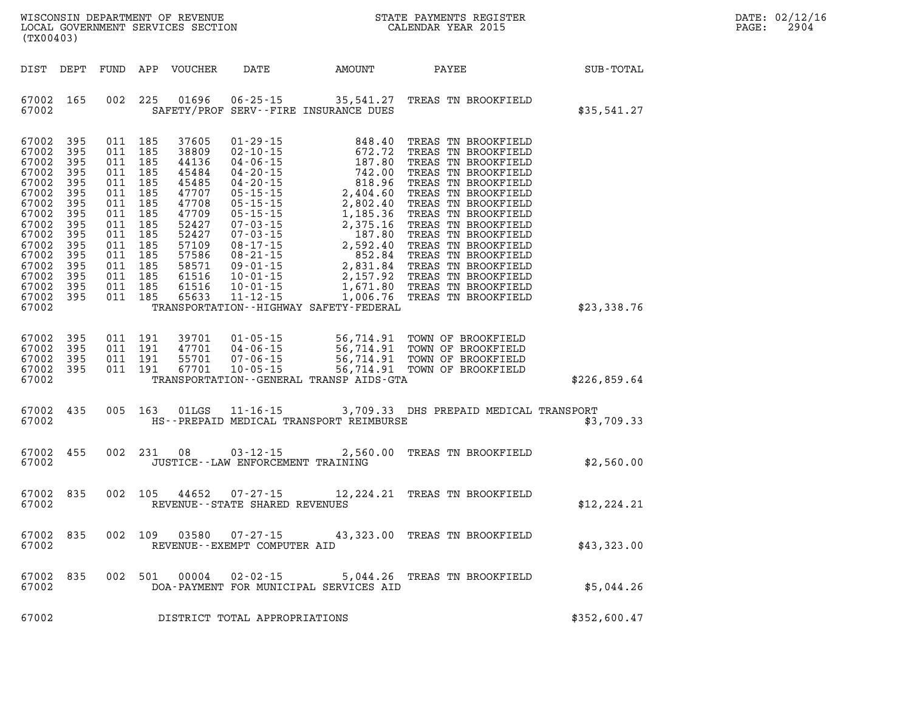WISCONSIN DEPARTMENT OF REVENUE
LOCAL GOVERNMENT SERVICES SECTION
(TX00403)

STATE PAYMENTS REGISTER
CALENDAR YEAR 2015

DATE: 02/12/16
PAGE: 2904

| DIST | DEPT | FUND | APP | VOUCHER | DATE | AMOUNT | PAYEE | SUB-TOTAL |
|---|---|---|---|---|---|---|---|---|
| 67002 | 165 | 002 | 225 | 01696 | 06-25-15 | 35,541.27 | TREAS TN BROOKFIELD | |
| 67002 | | | | | SAFETY/PROF SERV--FIRE INSURANCE DUES | | | $35,541.27 |
| 67002 | 395 | 011 | 185 | 37605 | 01-29-15 | 848.40 | TREAS TN BROOKFIELD | |
| 67002 | 395 | 011 | 185 | 38809 | 02-10-15 | 672.72 | TREAS TN BROOKFIELD | |
| 67002 | 395 | 011 | 185 | 44136 | 04-06-15 | 187.80 | TREAS TN BROOKFIELD | |
| 67002 | 395 | 011 | 185 | 45484 | 04-20-15 | 742.00 | TREAS TN BROOKFIELD | |
| 67002 | 395 | 011 | 185 | 45485 | 04-20-15 | 818.96 | TREAS TN BROOKFIELD | |
| 67002 | 395 | 011 | 185 | 47707 | 05-15-15 | 2,404.60 | TREAS TN BROOKFIELD | |
| 67002 | 395 | 011 | 185 | 47708 | 05-15-15 | 2,802.40 | TREAS TN BROOKFIELD | |
| 67002 | 395 | 011 | 185 | 47709 | 05-15-15 | 1,185.36 | TREAS TN BROOKFIELD | |
| 67002 | 395 | 011 | 185 | 52427 | 07-03-15 | 2,375.16 | TREAS TN BROOKFIELD | |
| 67002 | 395 | 011 | 185 | 52427 | 07-03-15 | 187.80 | TREAS TN BROOKFIELD | |
| 67002 | 395 | 011 | 185 | 57109 | 08-17-15 | 2,592.40 | TREAS TN BROOKFIELD | |
| 67002 | 395 | 011 | 185 | 57586 | 08-21-15 | 852.84 | TREAS TN BROOKFIELD | |
| 67002 | 395 | 011 | 185 | 58571 | 09-01-15 | 2,831.84 | TREAS TN BROOKFIELD | |
| 67002 | 395 | 011 | 185 | 61516 | 10-01-15 | 2,157.92 | TREAS TN BROOKFIELD | |
| 67002 | 395 | 011 | 185 | 61516 | 10-01-15 | 1,671.80 | TREAS TN BROOKFIELD | |
| 67002 | 395 | 011 | 185 | 65633 | 11-12-15 | 1,006.76 | TREAS TN BROOKFIELD | |
| 67002 | | | | | TRANSPORTATION--HIGHWAY SAFETY-FEDERAL | | | $23,338.76 |
| 67002 | 395 | 011 | 191 | 39701 | 01-05-15 | 56,714.91 | TOWN OF BROOKFIELD | |
| 67002 | 395 | 011 | 191 | 47701 | 04-06-15 | 56,714.91 | TOWN OF BROOKFIELD | |
| 67002 | 395 | 011 | 191 | 55701 | 07-06-15 | 56,714.91 | TOWN OF BROOKFIELD | |
| 67002 | 395 | 011 | 191 | 67701 | 10-05-15 | 56,714.91 | TOWN OF BROOKFIELD | |
| 67002 | | | | | TRANSPORTATION--GENERAL TRANSP AIDS-GTA | | | $226,859.64 |
| 67002 | 435 | 005 | 163 | 01LGS | 11-16-15 | 3,709.33 | DHS PREPAID MEDICAL TRANSPORT | |
| 67002 | | | | | HS--PREPAID MEDICAL TRANSPORT REIMBURSE | | | $3,709.33 |
| 67002 | 455 | 002 | 231 | 08 | 03-12-15 | 2,560.00 | TREAS TN BROOKFIELD | |
| 67002 | | | | | JUSTICE--LAW ENFORCEMENT TRAINING | | | $2,560.00 |
| 67002 | 835 | 002 | 105 | 44652 | 07-27-15 | 12,224.21 | TREAS TN BROOKFIELD | |
| 67002 | | | | | REVENUE--STATE SHARED REVENUES | | | $12,224.21 |
| 67002 | 835 | 002 | 109 | 03580 | 07-27-15 | 43,323.00 | TREAS TN BROOKFIELD | |
| 67002 | | | | | REVENUE--EXEMPT COMPUTER AID | | | $43,323.00 |
| 67002 | 835 | 002 | 501 | 00004 | 02-02-15 | 5,044.26 | TREAS TN BROOKFIELD | |
| 67002 | | | | | DOA-PAYMENT FOR MUNICIPAL SERVICES AID | | | $5,044.26 |
| 67002 | | | | | DISTRICT TOTAL APPROPRIATIONS | | | $352,600.47 |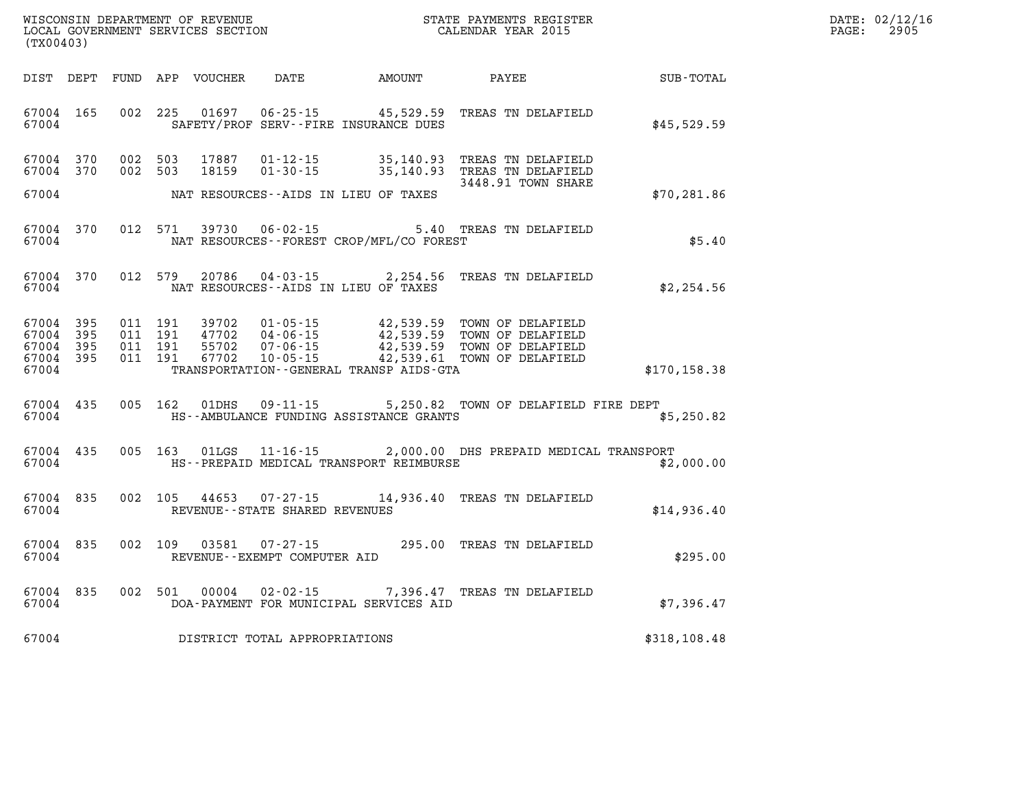WISCONSIN DEPARTMENT OF REVENUE
LOCAL GOVERNMENT SERVICES SECTION
(TX00403)

STATE PAYMENTS REGISTER
CALENDAR YEAR 2015

DATE: 02/12/16
PAGE: 2905

| DIST | DEPT | FUND | APP | VOUCHER | DATE | AMOUNT | PAYEE | SUB-TOTAL |
|---|---|---|---|---|---|---|---|---|
| 67004 | 165 | 002 | 225 | 01697 | 06-25-15 | 45,529.59 | TREAS TN DELAFIELD | |
| 67004 | | | | | SAFETY/PROF SERV--FIRE INSURANCE DUES | | | $45,529.59 |
| 67004 | 370 | 002 | 503 | 17887 | 01-12-15 | 35,140.93 | TREAS TN DELAFIELD | |
| 67004 | 370 | 002 | 503 | 18159 | 01-30-15 | 35,140.93 | TREAS TN DELAFIELD 3448.91 TOWN SHARE | |
| 67004 | | | | | NAT RESOURCES--AIDS IN LIEU OF TAXES | | | $70,281.86 |
| 67004 | 370 | 012 | 571 | 39730 | 06-02-15 | 5.40 | TREAS TN DELAFIELD | |
| 67004 | | | | | NAT RESOURCES--FOREST CROP/MFL/CO FOREST | | | $5.40 |
| 67004 | 370 | 012 | 579 | 20786 | 04-03-15 | 2,254.56 | TREAS TN DELAFIELD | |
| 67004 | | | | | NAT RESOURCES--AIDS IN LIEU OF TAXES | | | $2,254.56 |
| 67004 | 395 | 011 | 191 | 39702 | 01-05-15 | 42,539.59 | TOWN OF DELAFIELD | |
| 67004 | 395 | 011 | 191 | 47702 | 04-06-15 | 42,539.59 | TOWN OF DELAFIELD | |
| 67004 | 395 | 011 | 191 | 55702 | 07-06-15 | 42,539.59 | TOWN OF DELAFIELD | |
| 67004 | 395 | 011 | 191 | 67702 | 10-05-15 | 42,539.61 | TOWN OF DELAFIELD | |
| 67004 | | | | | TRANSPORTATION--GENERAL TRANSP AIDS-GTA | | | $170,158.38 |
| 67004 | 435 | 005 | 162 | 01DHS | 09-11-15 | 5,250.82 | TOWN OF DELAFIELD FIRE DEPT | |
| 67004 | | | | | HS--AMBULANCE FUNDING ASSISTANCE GRANTS | | | $5,250.82 |
| 67004 | 435 | 005 | 163 | 01LGS | 11-16-15 | 2,000.00 | DHS PREPAID MEDICAL TRANSPORT | |
| 67004 | | | | | HS--PREPAID MEDICAL TRANSPORT REIMBURSE | | | $2,000.00 |
| 67004 | 835 | 002 | 105 | 44653 | 07-27-15 | 14,936.40 | TREAS TN DELAFIELD | |
| 67004 | | | | | REVENUE--STATE SHARED REVENUES | | | $14,936.40 |
| 67004 | 835 | 002 | 109 | 03581 | 07-27-15 | 295.00 | TREAS TN DELAFIELD | |
| 67004 | | | | | REVENUE--EXEMPT COMPUTER AID | | | $295.00 |
| 67004 | 835 | 002 | 501 | 00004 | 02-02-15 | 7,396.47 | TREAS TN DELAFIELD | |
| 67004 | | | | | DOA-PAYMENT FOR MUNICIPAL SERVICES AID | | | $7,396.47 |
| 67004 | | | | | DISTRICT TOTAL APPROPRIATIONS | | | $318,108.48 |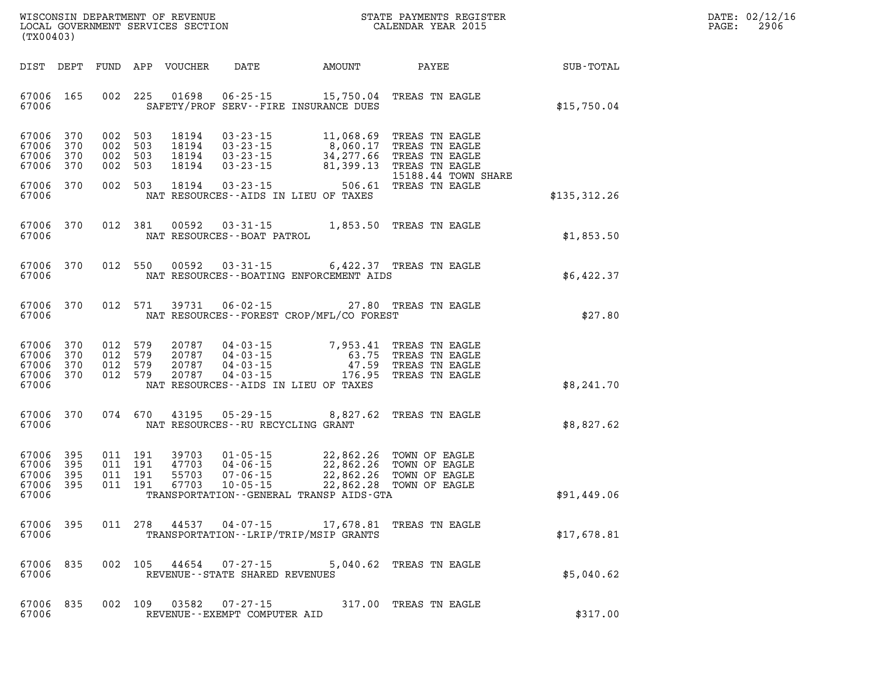WISCONSIN DEPARTMENT OF REVENUE
LOCAL GOVERNMENT SERVICES SECTION
(TX00403)

STATE PAYMENTS REGISTER
CALENDAR YEAR 2015

DATE: 02/12/16
PAGE: 2906

| DIST | DEPT | FUND | APP | VOUCHER | DATE | AMOUNT | PAYEE | SUB-TOTAL |
|---|---|---|---|---|---|---|---|---|
| 67006 | 165 | 002 | 225 | 01698 | 06-25-15 | 15,750.04 | TREAS TN EAGLE | |
| 67006 | | | | | SAFETY/PROF SERV--FIRE INSURANCE DUES | | | $15,750.04 |
| 67006 | 370 | 002 | 503 | 18194 | 03-23-15 | 11,068.69 | TREAS TN EAGLE | |
| 67006 | 370 | 002 | 503 | 18194 | 03-23-15 | 8,060.17 | TREAS TN EAGLE | |
| 67006 | 370 | 002 | 503 | 18194 | 03-23-15 | 34,277.66 | TREAS TN EAGLE | |
| 67006 | 370 | 002 | 503 | 18194 | 03-23-15 | 81,399.13 | TREAS TN EAGLE 15188.44 TOWN SHARE | |
| 67006 | 370 | 002 | 503 | 18194 | 03-23-15 | 506.61 | TREAS TN EAGLE | |
| 67006 | | | | | NAT RESOURCES--AIDS IN LIEU OF TAXES | | | $135,312.26 |
| 67006 | 370 | 012 | 381 | 00592 | 03-31-15 | 1,853.50 | TREAS TN EAGLE | |
| 67006 | | | | | NAT RESOURCES--BOAT PATROL | | | $1,853.50 |
| 67006 | 370 | 012 | 550 | 00592 | 03-31-15 | 6,422.37 | TREAS TN EAGLE | |
| 67006 | | | | | NAT RESOURCES--BOATING ENFORCEMENT AIDS | | | $6,422.37 |
| 67006 | 370 | 012 | 571 | 39731 | 06-02-15 | 27.80 | TREAS TN EAGLE | |
| 67006 | | | | | NAT RESOURCES--FOREST CROP/MFL/CO FOREST | | | $27.80 |
| 67006 | 370 | 012 | 579 | 20787 | 04-03-15 | 7,953.41 | TREAS TN EAGLE | |
| 67006 | 370 | 012 | 579 | 20787 | 04-03-15 | 63.75 | TREAS TN EAGLE | |
| 67006 | 370 | 012 | 579 | 20787 | 04-03-15 | 47.59 | TREAS TN EAGLE | |
| 67006 | 370 | 012 | 579 | 20787 | 04-03-15 | 176.95 | TREAS TN EAGLE | |
| 67006 | | | | | NAT RESOURCES--AIDS IN LIEU OF TAXES | | | $8,241.70 |
| 67006 | 370 | 074 | 670 | 43195 | 05-29-15 | 8,827.62 | TREAS TN EAGLE | |
| 67006 | | | | | NAT RESOURCES--RU RECYCLING GRANT | | | $8,827.62 |
| 67006 | 395 | 011 | 191 | 39703 | 01-05-15 | 22,862.26 | TOWN OF EAGLE | |
| 67006 | 395 | 011 | 191 | 47703 | 04-06-15 | 22,862.26 | TOWN OF EAGLE | |
| 67006 | 395 | 011 | 191 | 55703 | 07-06-15 | 22,862.26 | TOWN OF EAGLE | |
| 67006 | 395 | 011 | 191 | 67703 | 10-05-15 | 22,862.28 | TOWN OF EAGLE | |
| 67006 | | | | | TRANSPORTATION--GENERAL TRANSP AIDS-GTA | | | $91,449.06 |
| 67006 | 395 | 011 | 278 | 44537 | 04-07-15 | 17,678.81 | TREAS TN EAGLE | |
| 67006 | | | | | TRANSPORTATION--LRIP/TRIP/MSIP GRANTS | | | $17,678.81 |
| 67006 | 835 | 002 | 105 | 44654 | 07-27-15 | 5,040.62 | TREAS TN EAGLE | |
| 67006 | | | | | REVENUE--STATE SHARED REVENUES | | | $5,040.62 |
| 67006 | 835 | 002 | 109 | 03582 | 07-27-15 | 317.00 | TREAS TN EAGLE | |
| 67006 | | | | | REVENUE--EXEMPT COMPUTER AID | | | $317.00 |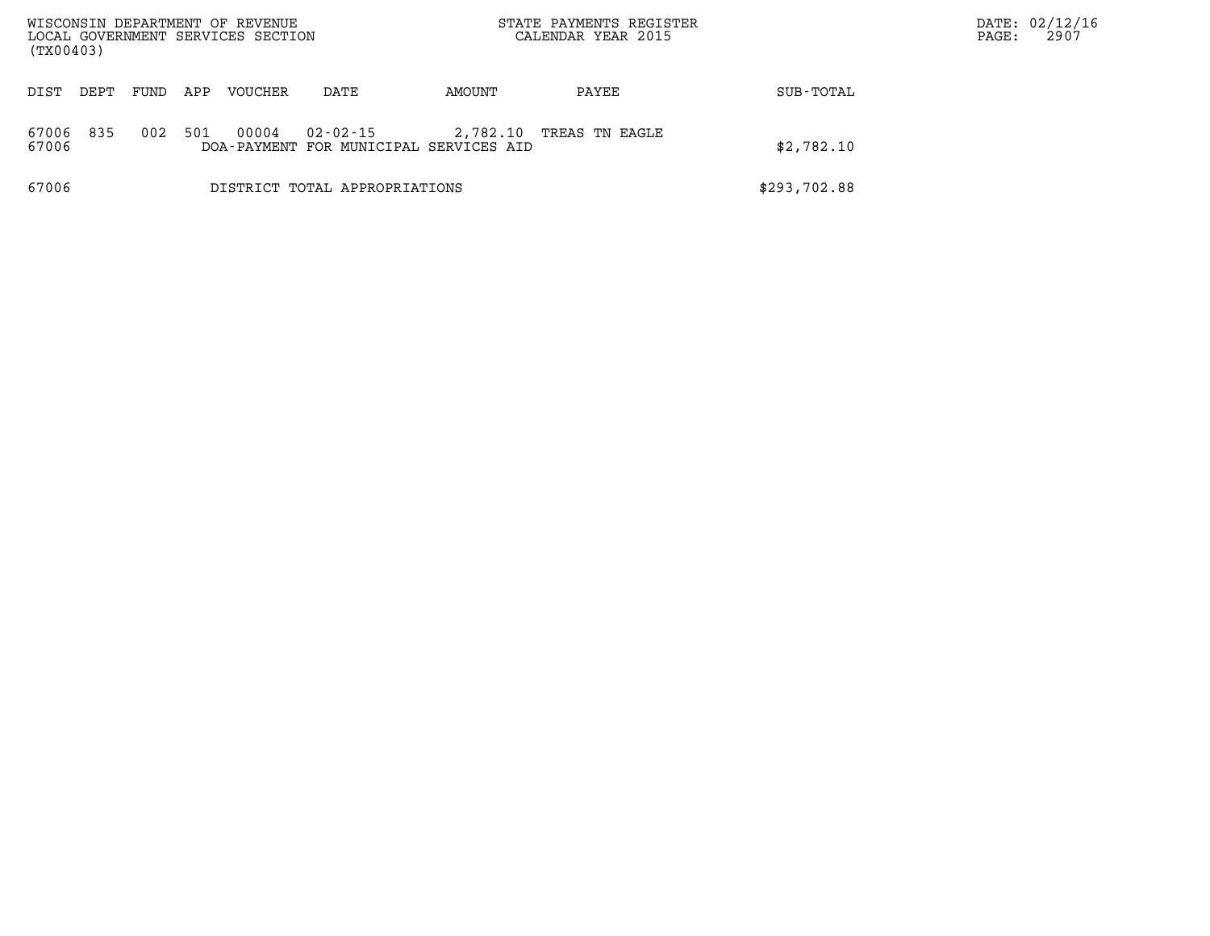WISCONSIN DEPARTMENT OF REVENUE
LOCAL GOVERNMENT SERVICES SECTION
(TX00403)

STATE PAYMENTS REGISTER
CALENDAR YEAR 2015

DATE: 02/12/16

| DIST | DEPT | FUND | APP | VOUCHER | DATE | AMOUNT | PAYEE | SUB-TOTAL |
|---|---|---|---|---|---|---|---|---|
| 67006 | 835 | 002 | 501 | 00004 | 02-02-15 | 2,782.10 | TREAS TN EAGLE | |
| 67006 | | | | DOA-PAYMENT FOR MUNICIPAL SERVICES AID | | | | $2,782.10 |
| 67006 | | | | DISTRICT TOTAL APPROPRIATIONS | | | | $293,702.88 |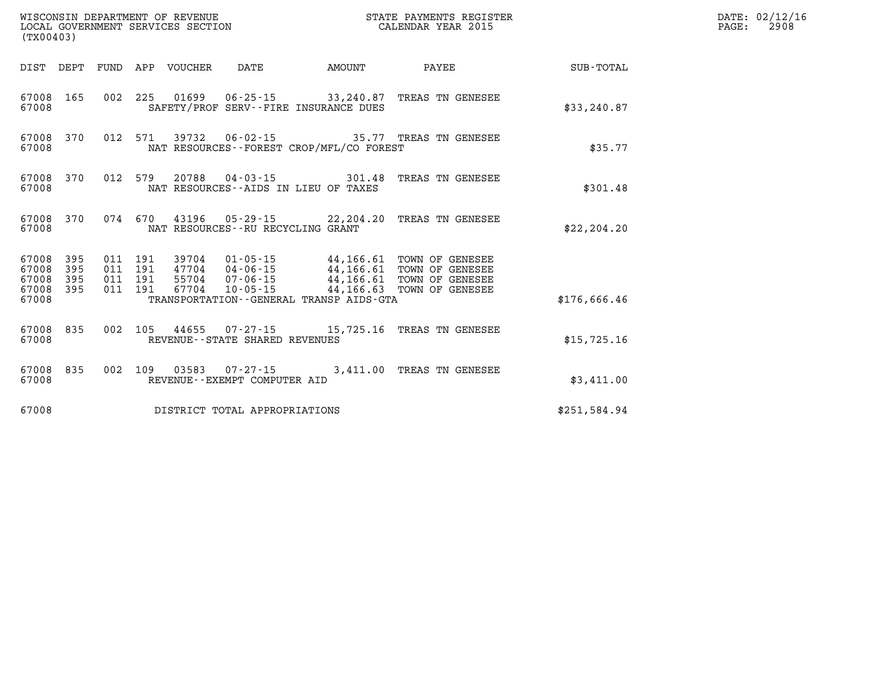WISCONSIN DEPARTMENT OF REVENUE
LOCAL GOVERNMENT SERVICES SECTION
(TX00403)

STATE PAYMENTS REGISTER
CALENDAR YEAR 2015

DATE: 02/12/16
PAGE: 2908

| DIST | DEPT | FUND | APP | VOUCHER | DATE | AMOUNT | PAYEE | SUB-TOTAL |
|---|---|---|---|---|---|---|---|---|
| 67008 | 165 | 002 | 225 | 01699 | 06-25-15 | 33,240.87 | TREAS TN GENESEE | |
| 67008 | | | | SAFETY/PROF SERV--FIRE INSURANCE DUES | | | | $33,240.87 |
| 67008 | 370 | 012 | 571 | 39732 | 06-02-15 | 35.77 | TREAS TN GENESEE | |
| 67008 | | | | NAT RESOURCES--FOREST CROP/MFL/CO FOREST | | | | $35.77 |
| 67008 | 370 | 012 | 579 | 20788 | 04-03-15 | 301.48 | TREAS TN GENESEE | |
| 67008 | | | | NAT RESOURCES--AIDS IN LIEU OF TAXES | | | | $301.48 |
| 67008 | 370 | 074 | 670 | 43196 | 05-29-15 | 22,204.20 | TREAS TN GENESEE | |
| 67008 | | | | NAT RESOURCES--RU RECYCLING GRANT | | | | $22,204.20 |
| 67008 | 395 | 011 | 191 | 39704 | 01-05-15 | 44,166.61 | TOWN OF GENESEE | |
| 67008 | 395 | 011 | 191 | 47704 | 04-06-15 | 44,166.61 | TOWN OF GENESEE | |
| 67008 | 395 | 011 | 191 | 55704 | 07-06-15 | 44,166.61 | TOWN OF GENESEE | |
| 67008 | 395 | 011 | 191 | 67704 | 10-05-15 | 44,166.63 | TOWN OF GENESEE | |
| 67008 | | | | TRANSPORTATION--GENERAL TRANSP AIDS-GTA | | | | $176,666.46 |
| 67008 | 835 | 002 | 105 | 44655 | 07-27-15 | 15,725.16 | TREAS TN GENESEE | |
| 67008 | | | | REVENUE--STATE SHARED REVENUES | | | | $15,725.16 |
| 67008 | 835 | 002 | 109 | 03583 | 07-27-15 | 3,411.00 | TREAS TN GENESEE | |
| 67008 | | | | REVENUE--EXEMPT COMPUTER AID | | | | $3,411.00 |
| 67008 | | | | DISTRICT TOTAL APPROPRIATIONS | | | | $251,584.94 |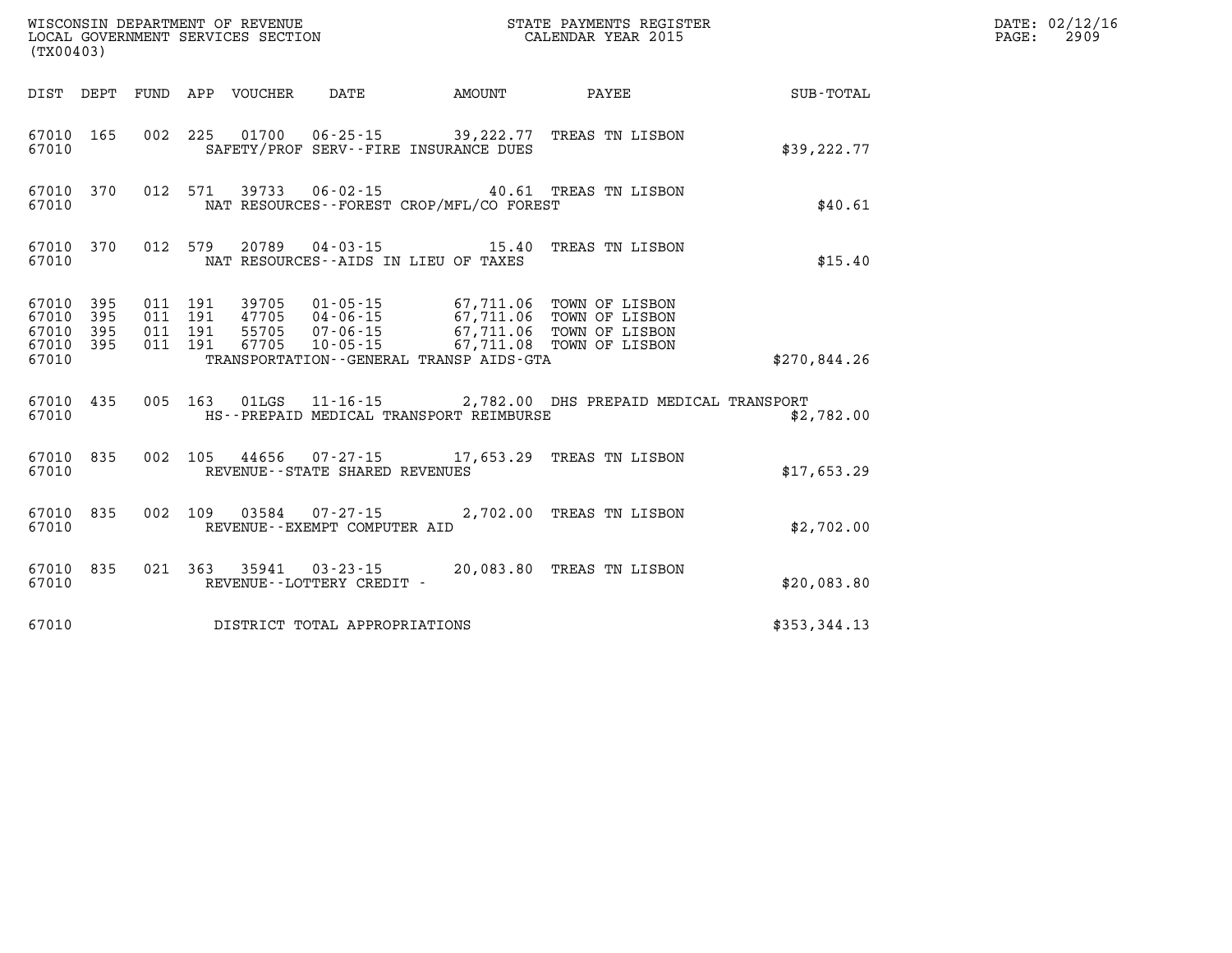WISCONSIN DEPARTMENT OF REVENUE
LOCAL GOVERNMENT SERVICES SECTION
(TX00403)

STATE PAYMENTS REGISTER
CALENDAR YEAR 2015

DATE: 02/12/16
PAGE: 2909

| DIST | DEPT | FUND | APP | VOUCHER | DATE | AMOUNT | PAYEE | SUB-TOTAL |
|---|---|---|---|---|---|---|---|---|
| 67010 | 165 | 002 | 225 | 01700 | 06-25-15 | 39,222.77 | TREAS TN LISBON | |
| 67010 | | | | SAFETY/PROF SERV--FIRE INSURANCE DUES | | | | $39,222.77 |
| 67010 | 370 | 012 | 571 | 39733 | 06-02-15 | 40.61 | TREAS TN LISBON | |
| 67010 | | | | NAT RESOURCES--FOREST CROP/MFL/CO FOREST | | | | $40.61 |
| 67010 | 370 | 012 | 579 | 20789 | 04-03-15 | 15.40 | TREAS TN LISBON | |
| 67010 | | | | NAT RESOURCES--AIDS IN LIEU OF TAXES | | | | $15.40 |
| 67010 | 395 | 011 | 191 | 39705 | 01-05-15 | 67,711.06 | TOWN OF LISBON | |
| 67010 | 395 | 011 | 191 | 47705 | 04-06-15 | 67,711.06 | TOWN OF LISBON | |
| 67010 | 395 | 011 | 191 | 55705 | 07-06-15 | 67,711.06 | TOWN OF LISBON | |
| 67010 | 395 | 011 | 191 | 67705 | 10-05-15 | 67,711.08 | TOWN OF LISBON | |
| 67010 | | | | TRANSPORTATION--GENERAL TRANSP AIDS-GTA | | | | $270,844.26 |
| 67010 | 435 | 005 | 163 | 01LGS | 11-16-15 | 2,782.00 | DHS PREPAID MEDICAL TRANSPORT | |
| 67010 | | | | HS--PREPAID MEDICAL TRANSPORT REIMBURSE | | | | $2,782.00 |
| 67010 | 835 | 002 | 105 | 44656 | 07-27-15 | 17,653.29 | TREAS TN LISBON | |
| 67010 | | | | REVENUE--STATE SHARED REVENUES | | | | $17,653.29 |
| 67010 | 835 | 002 | 109 | 03584 | 07-27-15 | 2,702.00 | TREAS TN LISBON | |
| 67010 | | | | REVENUE--EXEMPT COMPUTER AID | | | | $2,702.00 |
| 67010 | 835 | 021 | 363 | 35941 | 03-23-15 | 20,083.80 | TREAS TN LISBON | |
| 67010 | | | | REVENUE--LOTTERY CREDIT - | | | | $20,083.80 |
| 67010 | | | | DISTRICT TOTAL APPROPRIATIONS | | | | $353,344.13 |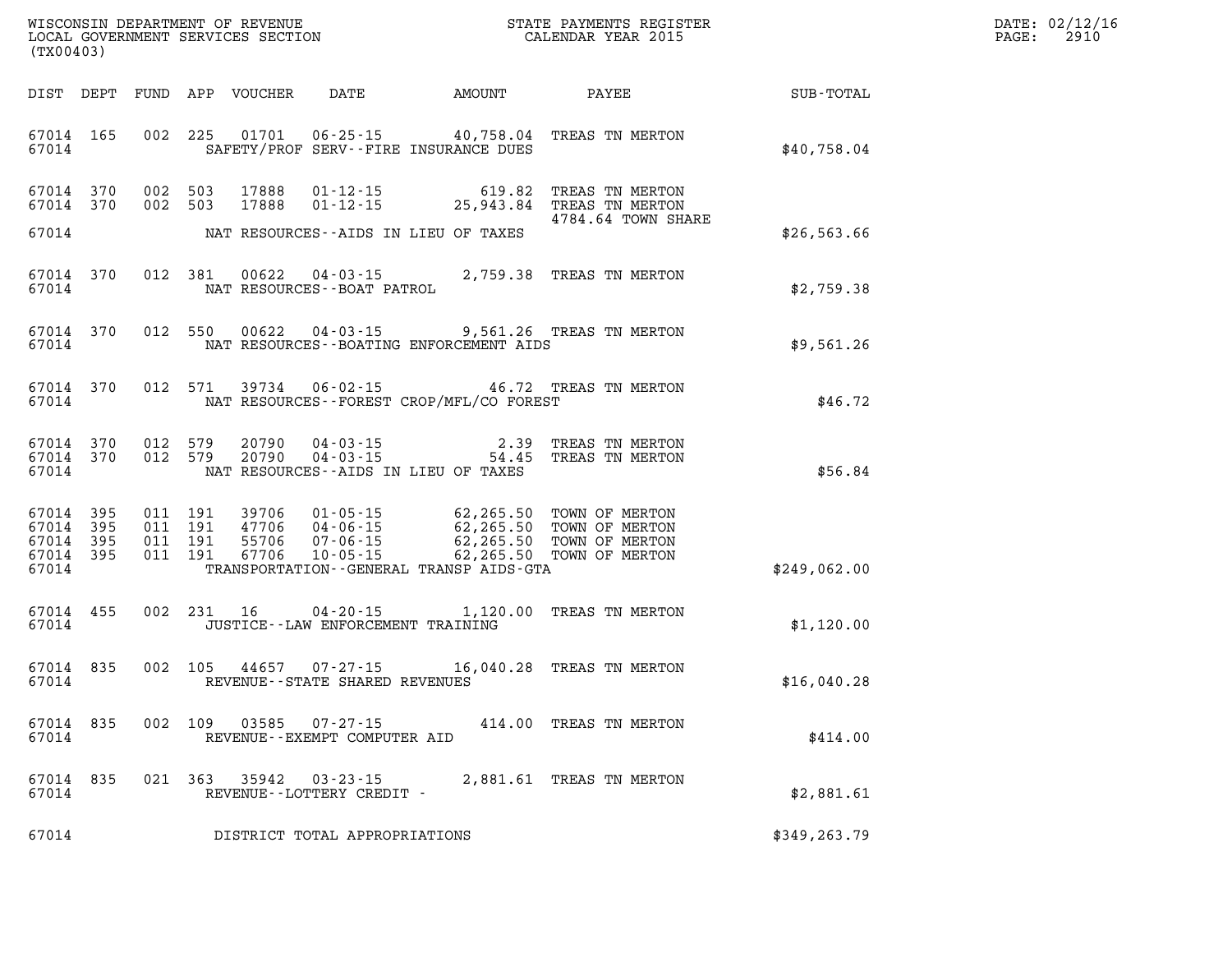WISCONSIN DEPARTMENT OF REVENUE
LOCAL GOVERNMENT SERVICES SECTION
(TX00403)

STATE PAYMENTS REGISTER
CALENDAR YEAR 2015

DATE: 02/12/16

| DIST | DEPT | FUND | APP | VOUCHER | DATE | AMOUNT | PAYEE | SUB-TOTAL |
|---|---|---|---|---|---|---|---|---|
| 67014 | 165 | 002 | 225 | 01701 | 06-25-15 | 40,758.04 | TREAS TN MERTON | |
| 67014 | | | | | SAFETY/PROF SERV--FIRE INSURANCE DUES | | | $40,758.04 |
| 67014 | 370 | 002 | 503 | 17888 | 01-12-15 | 619.82 | TREAS TN MERTON | |
| 67014 | 370 | 002 | 503 | 17888 | 01-12-15 | 25,943.84 | TREAS TN MERTON 4784.64 TOWN SHARE | |
| 67014 | | | | | NAT RESOURCES--AIDS IN LIEU OF TAXES | | | $26,563.66 |
| 67014 | 370 | 012 | 381 | 00622 | 04-03-15 | 2,759.38 | TREAS TN MERTON | |
| 67014 | | | | | NAT RESOURCES--BOAT PATROL | | | $2,759.38 |
| 67014 | 370 | 012 | 550 | 00622 | 04-03-15 | 9,561.26 | TREAS TN MERTON | |
| 67014 | | | | | NAT RESOURCES--BOATING ENFORCEMENT AIDS | | | $9,561.26 |
| 67014 | 370 | 012 | 571 | 39734 | 06-02-15 | 46.72 | TREAS TN MERTON | |
| 67014 | | | | | NAT RESOURCES--FOREST CROP/MFL/CO FOREST | | | $46.72 |
| 67014 | 370 | 012 | 579 | 20790 | 04-03-15 | 2.39 | TREAS TN MERTON | |
| 67014 | 370 | 012 | 579 | 20790 | 04-03-15 | 54.45 | TREAS TN MERTON | |
| 67014 | | | | | NAT RESOURCES--AIDS IN LIEU OF TAXES | | | $56.84 |
| 67014 | 395 | 011 | 191 | 39706 | 01-05-15 | 62,265.50 | TOWN OF MERTON | |
| 67014 | 395 | 011 | 191 | 47706 | 04-06-15 | 62,265.50 | TOWN OF MERTON | |
| 67014 | 395 | 011 | 191 | 55706 | 07-06-15 | 62,265.50 | TOWN OF MERTON | |
| 67014 | 395 | 011 | 191 | 67706 | 10-05-15 | 62,265.50 | TOWN OF MERTON | |
| 67014 | | | | | TRANSPORTATION--GENERAL TRANSP AIDS-GTA | | | $249,062.00 |
| 67014 | 455 | 002 | 231 | 16 | 04-20-15 | 1,120.00 | TREAS TN MERTON | |
| 67014 | | | | | JUSTICE--LAW ENFORCEMENT TRAINING | | | $1,120.00 |
| 67014 | 835 | 002 | 105 | 44657 | 07-27-15 | 16,040.28 | TREAS TN MERTON | |
| 67014 | | | | | REVENUE--STATE SHARED REVENUES | | | $16,040.28 |
| 67014 | 835 | 002 | 109 | 03585 | 07-27-15 | 414.00 | TREAS TN MERTON | |
| 67014 | | | | | REVENUE--EXEMPT COMPUTER AID | | | $414.00 |
| 67014 | 835 | 021 | 363 | 35942 | 03-23-15 | 2,881.61 | TREAS TN MERTON | |
| 67014 | | | | | REVENUE--LOTTERY CREDIT - | | | $2,881.61 |
| 67014 | | | | | DISTRICT TOTAL APPROPRIATIONS | | | $349,263.79 |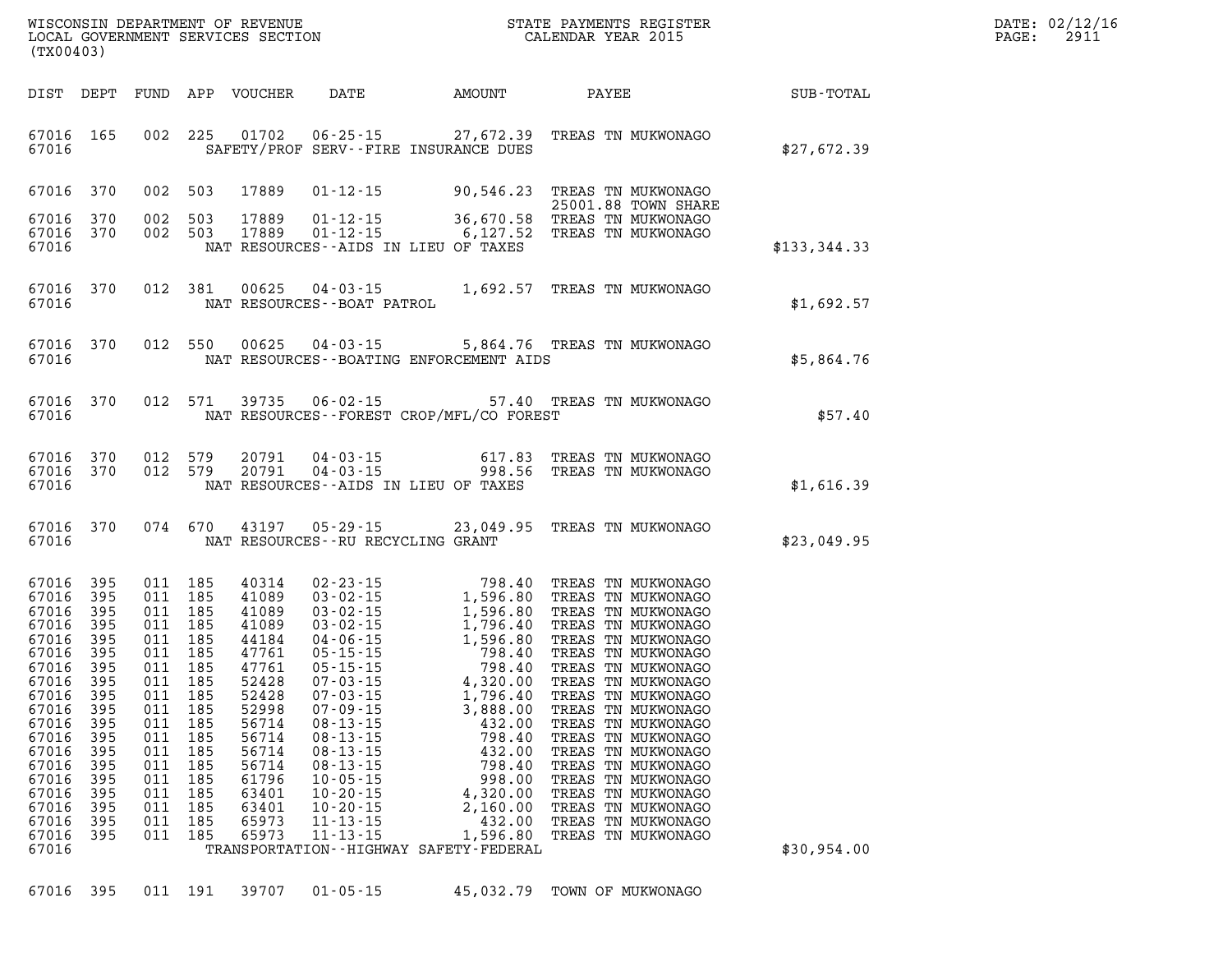WISCONSIN DEPARTMENT OF REVENUE
LOCAL GOVERNMENT SERVICES SECTION
(TX00403)

STATE PAYMENTS REGISTER
CALENDAR YEAR 2015

DATE: 02/12/16

| DIST | DEPT | FUND | APP | VOUCHER | DATE | AMOUNT | PAYEE | SUB-TOTAL |
|---|---|---|---|---|---|---|---|---|
| 67016 | 165 | 002 | 225 | 01702 | 06-25-15 | 27,672.39 | TREAS TN MUKWONAGO | |
| 67016 | | | | | SAFETY/PROF SERV--FIRE INSURANCE DUES | | | $27,672.39 |
| 67016 | 370 | 002 | 503 | 17889 | 01-12-15 | 90,546.23 | TREAS TN MUKWONAGO 25001.88 TOWN SHARE | |
| 67016 | 370 | 002 | 503 | 17889 | 01-12-15 | 36,670.58 | TREAS TN MUKWONAGO | |
| 67016 | 370 | 002 | 503 | 17889 | 01-12-15 | 6,127.52 | TREAS TN MUKWONAGO | |
| 67016 | | | | | NAT RESOURCES--AIDS IN LIEU OF TAXES | | | $133,344.33 |
| 67016 | 370 | 012 | 381 | 00625 | 04-03-15 | 1,692.57 | TREAS TN MUKWONAGO | |
| 67016 | | | | | NAT RESOURCES--BOAT PATROL | | | $1,692.57 |
| 67016 | 370 | 012 | 550 | 00625 | 04-03-15 | 5,864.76 | TREAS TN MUKWONAGO | |
| 67016 | | | | | NAT RESOURCES--BOATING ENFORCEMENT AIDS | | | $5,864.76 |
| 67016 | 370 | 012 | 571 | 39735 | 06-02-15 | 57.40 | TREAS TN MUKWONAGO | |
| 67016 | | | | | NAT RESOURCES--FOREST CROP/MFL/CO FOREST | | | $57.40 |
| 67016 | 370 | 012 | 579 | 20791 | 04-03-15 | 617.83 | TREAS TN MUKWONAGO | |
| 67016 | 370 | 012 | 579 | 20791 | 04-03-15 | 998.56 | TREAS TN MUKWONAGO | |
| 67016 | | | | | NAT RESOURCES--AIDS IN LIEU OF TAXES | | | $1,616.39 |
| 67016 | 370 | 074 | 670 | 43197 | 05-29-15 | 23,049.95 | TREAS TN MUKWONAGO | |
| 67016 | | | | | NAT RESOURCES--RU RECYCLING GRANT | | | $23,049.95 |
| 67016 | 395 | 011 | 185 | 40314 | 02-23-15 | 798.40 | TREAS TN MUKWONAGO | |
| 67016 | 395 | 011 | 185 | 41089 | 03-02-15 | 1,596.80 | TREAS TN MUKWONAGO | |
| 67016 | 395 | 011 | 185 | 41089 | 03-02-15 | 1,596.80 | TREAS TN MUKWONAGO | |
| 67016 | 395 | 011 | 185 | 41089 | 03-02-15 | 1,796.40 | TREAS TN MUKWONAGO | |
| 67016 | 395 | 011 | 185 | 44184 | 04-06-15 | 1,596.80 | TREAS TN MUKWONAGO | |
| 67016 | 395 | 011 | 185 | 47761 | 05-15-15 | 798.40 | TREAS TN MUKWONAGO | |
| 67016 | 395 | 011 | 185 | 47761 | 05-15-15 | 798.40 | TREAS TN MUKWONAGO | |
| 67016 | 395 | 011 | 185 | 52428 | 07-03-15 | 4,320.00 | TREAS TN MUKWONAGO | |
| 67016 | 395 | 011 | 185 | 52428 | 07-03-15 | 1,796.40 | TREAS TN MUKWONAGO | |
| 67016 | 395 | 011 | 185 | 52998 | 07-09-15 | 3,888.00 | TREAS TN MUKWONAGO | |
| 67016 | 395 | 011 | 185 | 56714 | 08-13-15 | 432.00 | TREAS TN MUKWONAGO | |
| 67016 | 395 | 011 | 185 | 56714 | 08-13-15 | 798.40 | TREAS TN MUKWONAGO | |
| 67016 | 395 | 011 | 185 | 56714 | 08-13-15 | 432.00 | TREAS TN MUKWONAGO | |
| 67016 | 395 | 011 | 185 | 56714 | 08-13-15 | 798.40 | TREAS TN MUKWONAGO | |
| 67016 | 395 | 011 | 185 | 61796 | 10-05-15 | 998.00 | TREAS TN MUKWONAGO | |
| 67016 | 395 | 011 | 185 | 63401 | 10-20-15 | 4,320.00 | TREAS TN MUKWONAGO | |
| 67016 | 395 | 011 | 185 | 63401 | 10-20-15 | 2,160.00 | TREAS TN MUKWONAGO | |
| 67016 | 395 | 011 | 185 | 65973 | 11-13-15 | 432.00 | TREAS TN MUKWONAGO | |
| 67016 | 395 | 011 | 185 | 65973 | 11-13-15 | 1,596.80 | TREAS TN MUKWONAGO | |
| 67016 | | | | | TRANSPORTATION--HIGHWAY SAFETY-FEDERAL | | | $30,954.00 |
| 67016 | 395 | 011 | 191 | 39707 | 01-05-15 | 45,032.79 | TOWN OF MUKWONAGO | |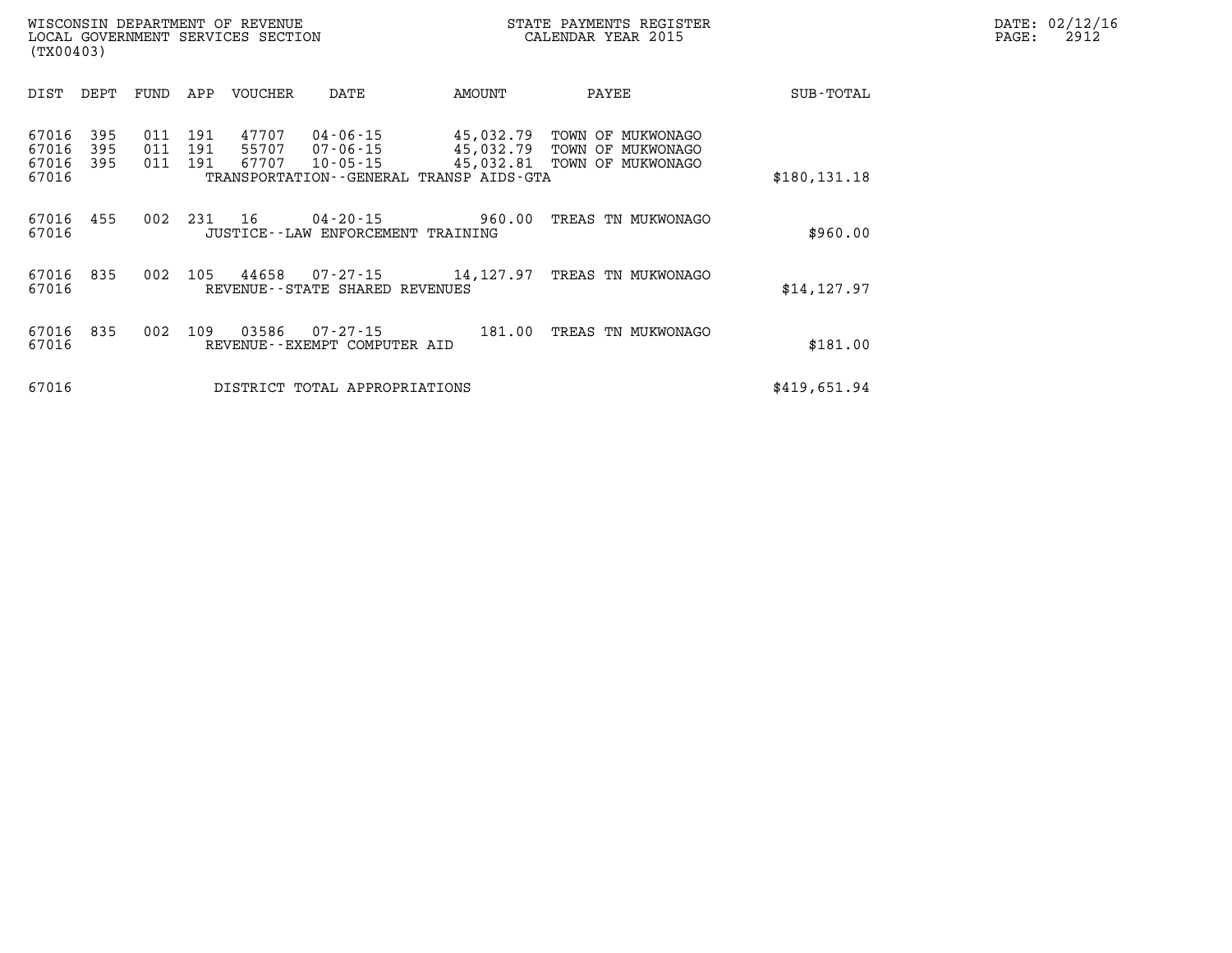WISCONSIN DEPARTMENT OF REVENUE
LOCAL GOVERNMENT SERVICES SECTION
(TX00403)

STATE PAYMENTS REGISTER
CALENDAR YEAR 2015

DATE: 02/12/16
PAGE: 2912

| DIST | DEPT | FUND | APP | VOUCHER | DATE | AMOUNT | PAYEE | SUB-TOTAL |
|---|---|---|---|---|---|---|---|---|
| 67016 | 395 | 011 | 191 | 47707 | 04-06-15 | 45,032.79 | TOWN OF MUKWONAGO | |
| 67016 | 395 | 011 | 191 | 55707 | 07-06-15 | 45,032.79 | TOWN OF MUKWONAGO | |
| 67016 | 395 | 011 | 191 | 67707 | 10-05-15 | 45,032.81 | TOWN OF MUKWONAGO | |
| 67016 | | | | TRANSPORTATION--GENERAL TRANSP AIDS-GTA | | | | $180,131.18 |
| 67016 | 455 | 002 | 231 | 16 | 04-20-15 | 960.00 | TREAS TN MUKWONAGO | |
| 67016 | | | | JUSTICE--LAW ENFORCEMENT TRAINING | | | | $960.00 |
| 67016 | 835 | 002 | 105 | 44658 | 07-27-15 | 14,127.97 | TREAS TN MUKWONAGO | |
| 67016 | | | | REVENUE--STATE SHARED REVENUES | | | | $14,127.97 |
| 67016 | 835 | 002 | 109 | 03586 | 07-27-15 | 181.00 | TREAS TN MUKWONAGO | |
| 67016 | | | | REVENUE--EXEMPT COMPUTER AID | | | | $181.00 |
| 67016 | | | | DISTRICT TOTAL APPROPRIATIONS | | | | $419,651.94 |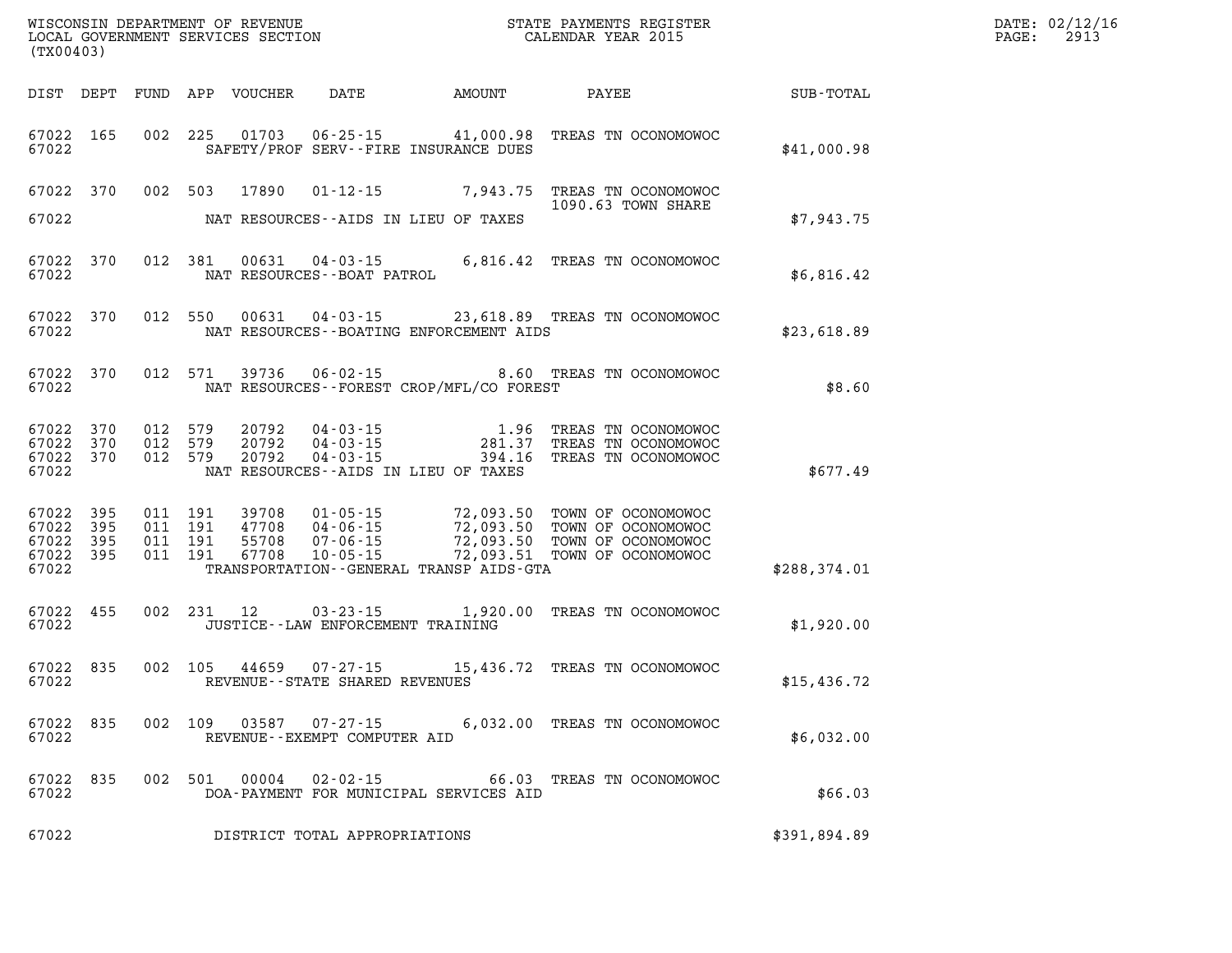WISCONSIN DEPARTMENT OF REVENUE
LOCAL GOVERNMENT SERVICES SECTION
(TX00403)

STATE PAYMENTS REGISTER
CALENDAR YEAR 2015

DATE: 02/12/16
PAGE: 2913

| DIST | DEPT | FUND | APP | VOUCHER | DATE | AMOUNT | PAYEE | SUB-TOTAL |
|---|---|---|---|---|---|---|---|---|
| 67022 | 165 | 002 | 225 | 01703 | 06-25-15 | 41,000.98 | TREAS TN OCONOMOWOC | |
| 67022 | | | | | SAFETY/PROF SERV--FIRE INSURANCE DUES | | | $41,000.98 |
| 67022 | 370 | 002 | 503 | 17890 | 01-12-15 | 7,943.75 | TREAS TN OCONOMOWOC 1090.63 TOWN SHARE | |
| 67022 | | | | | NAT RESOURCES--AIDS IN LIEU OF TAXES | | | $7,943.75 |
| 67022 | 370 | 012 | 381 | 00631 | 04-03-15 | 6,816.42 | TREAS TN OCONOMOWOC | |
| 67022 | | | | | NAT RESOURCES--BOAT PATROL | | | $6,816.42 |
| 67022 | 370 | 012 | 550 | 00631 | 04-03-15 | 23,618.89 | TREAS TN OCONOMOWOC | |
| 67022 | | | | | NAT RESOURCES--BOATING ENFORCEMENT AIDS | | | $23,618.89 |
| 67022 | 370 | 012 | 571 | 39736 | 06-02-15 | 8.60 | TREAS TN OCONOMOWOC | |
| 67022 | | | | | NAT RESOURCES--FOREST CROP/MFL/CO FOREST | | | $8.60 |
| 67022 | 370 | 012 | 579 | 20792 | 04-03-15 | 1.96 | TREAS TN OCONOMOWOC | |
| 67022 | 370 | 012 | 579 | 20792 | 04-03-15 | 281.37 | TREAS TN OCONOMOWOC | |
| 67022 | 370 | 012 | 579 | 20792 | 04-03-15 | 394.16 | TREAS TN OCONOMOWOC | |
| 67022 | | | | | NAT RESOURCES--AIDS IN LIEU OF TAXES | | | $677.49 |
| 67022 | 395 | 011 | 191 | 39708 | 01-05-15 | 72,093.50 | TOWN OF OCONOMOWOC | |
| 67022 | 395 | 011 | 191 | 47708 | 04-06-15 | 72,093.50 | TOWN OF OCONOMOWOC | |
| 67022 | 395 | 011 | 191 | 55708 | 07-06-15 | 72,093.50 | TOWN OF OCONOMOWOC | |
| 67022 | 395 | 011 | 191 | 67708 | 10-05-15 | 72,093.51 | TOWN OF OCONOMOWOC | |
| 67022 | | | | | TRANSPORTATION--GENERAL TRANSP AIDS-GTA | | | $288,374.01 |
| 67022 | 455 | 002 | 231 | 12 | 03-23-15 | 1,920.00 | TREAS TN OCONOMOWOC | |
| 67022 | | | | | JUSTICE--LAW ENFORCEMENT TRAINING | | | $1,920.00 |
| 67022 | 835 | 002 | 105 | 44659 | 07-27-15 | 15,436.72 | TREAS TN OCONOMOWOC | |
| 67022 | | | | | REVENUE--STATE SHARED REVENUES | | | $15,436.72 |
| 67022 | 835 | 002 | 109 | 03587 | 07-27-15 | 6,032.00 | TREAS TN OCONOMOWOC | |
| 67022 | | | | | REVENUE--EXEMPT COMPUTER AID | | | $6,032.00 |
| 67022 | 835 | 002 | 501 | 00004 | 02-02-15 | 66.03 | TREAS TN OCONOMOWOC | |
| 67022 | | | | | DOA-PAYMENT FOR MUNICIPAL SERVICES AID | | | $66.03 |
| 67022 | | | | | DISTRICT TOTAL APPROPRIATIONS | | | $391,894.89 |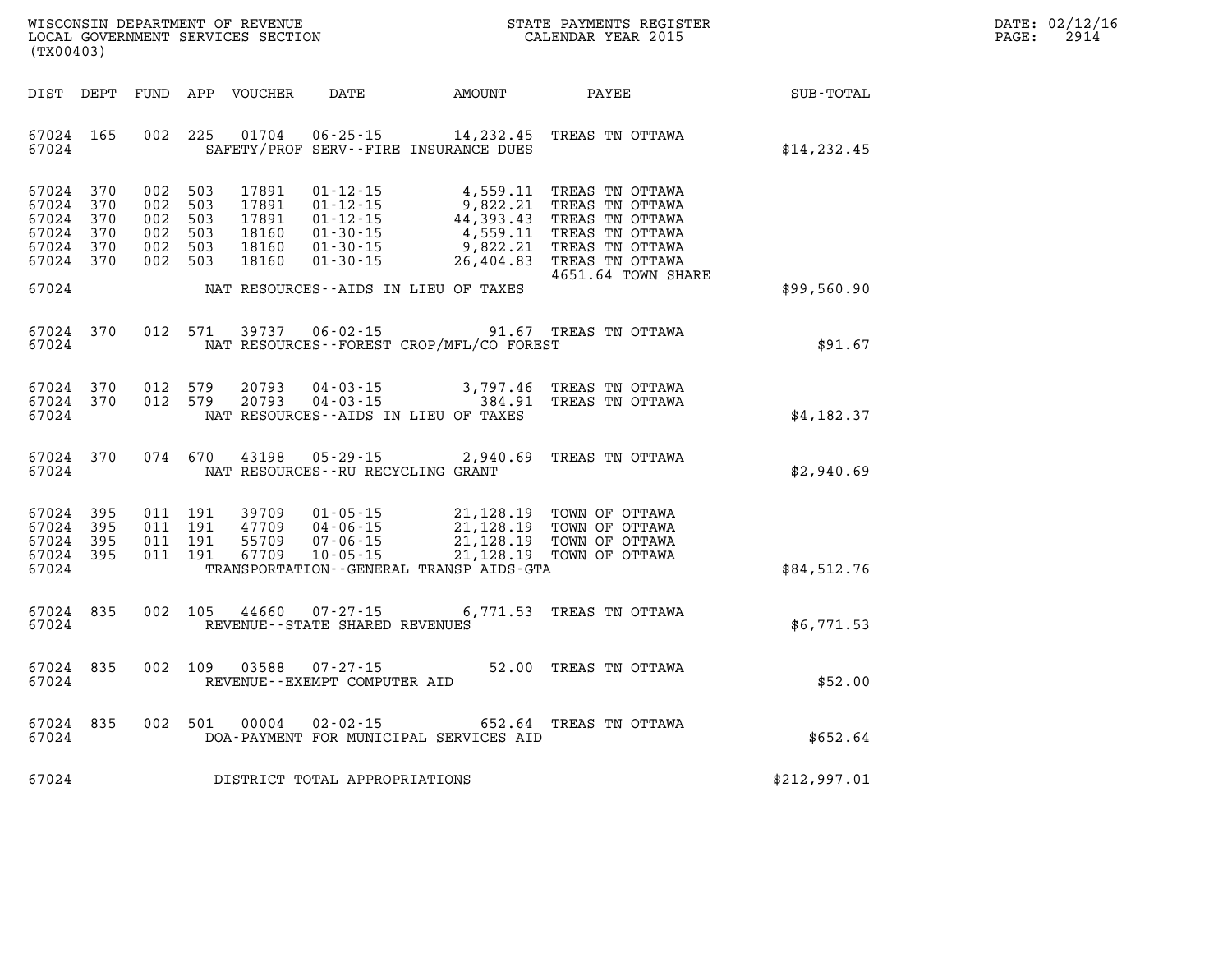WISCONSIN DEPARTMENT OF REVENUE
LOCAL GOVERNMENT SERVICES SECTION
(TX00403)

STATE PAYMENTS REGISTER
CALENDAR YEAR 2015

DATE: 02/12/16
PAGE: 2914

| DIST | DEPT | FUND | APP | VOUCHER | DATE | AMOUNT | PAYEE | SUB-TOTAL |
|---|---|---|---|---|---|---|---|---|
| 67024 | 165 | 002 | 225 | 01704 | 06-25-15 | 14,232.45 | TREAS TN OTTAWA | |
| 67024 | | | | | SAFETY/PROF SERV--FIRE INSURANCE DUES | | | $14,232.45 |
| 67024 | 370 | 002 | 503 | 17891 | 01-12-15 | 4,559.11 | TREAS TN OTTAWA | |
| 67024 | 370 | 002 | 503 | 17891 | 01-12-15 | 9,822.21 | TREAS TN OTTAWA | |
| 67024 | 370 | 002 | 503 | 17891 | 01-12-15 | 44,393.43 | TREAS TN OTTAWA | |
| 67024 | 370 | 002 | 503 | 18160 | 01-30-15 | 4,559.11 | TREAS TN OTTAWA | |
| 67024 | 370 | 002 | 503 | 18160 | 01-30-15 | 9,822.21 | TREAS TN OTTAWA | |
| 67024 | 370 | 002 | 503 | 18160 | 01-30-15 | 26,404.83 | TREAS TN OTTAWA 4651.64 TOWN SHARE | |
| 67024 | | | | | NAT RESOURCES--AIDS IN LIEU OF TAXES | | | $99,560.90 |
| 67024 | 370 | 012 | 571 | 39737 | 06-02-15 | 91.67 | TREAS TN OTTAWA | |
| 67024 | | | | | NAT RESOURCES--FOREST CROP/MFL/CO FOREST | | | $91.67 |
| 67024 | 370 | 012 | 579 | 20793 | 04-03-15 | 3,797.46 | TREAS TN OTTAWA | |
| 67024 | 370 | 012 | 579 | 20793 | 04-03-15 | 384.91 | TREAS TN OTTAWA | |
| 67024 | | | | | NAT RESOURCES--AIDS IN LIEU OF TAXES | | | $4,182.37 |
| 67024 | 370 | 074 | 670 | 43198 | 05-29-15 | 2,940.69 | TREAS TN OTTAWA | |
| 67024 | | | | | NAT RESOURCES--RU RECYCLING GRANT | | | $2,940.69 |
| 67024 | 395 | 011 | 191 | 39709 | 01-05-15 | 21,128.19 | TOWN OF OTTAWA | |
| 67024 | 395 | 011 | 191 | 47709 | 04-06-15 | 21,128.19 | TOWN OF OTTAWA | |
| 67024 | 395 | 011 | 191 | 55709 | 07-06-15 | 21,128.19 | TOWN OF OTTAWA | |
| 67024 | 395 | 011 | 191 | 67709 | 10-05-15 | 21,128.19 | TOWN OF OTTAWA | |
| 67024 | | | | | TRANSPORTATION--GENERAL TRANSP AIDS-GTA | | | $84,512.76 |
| 67024 | 835 | 002 | 105 | 44660 | 07-27-15 | 6,771.53 | TREAS TN OTTAWA | |
| 67024 | | | | | REVENUE--STATE SHARED REVENUES | | | $6,771.53 |
| 67024 | 835 | 002 | 109 | 03588 | 07-27-15 | 52.00 | TREAS TN OTTAWA | |
| 67024 | | | | | REVENUE--EXEMPT COMPUTER AID | | | $52.00 |
| 67024 | 835 | 002 | 501 | 00004 | 02-02-15 | 652.64 | TREAS TN OTTAWA | |
| 67024 | | | | | DOA-PAYMENT FOR MUNICIPAL SERVICES AID | | | $652.64 |
| 67024 | | | | | DISTRICT TOTAL APPROPRIATIONS | | | $212,997.01 |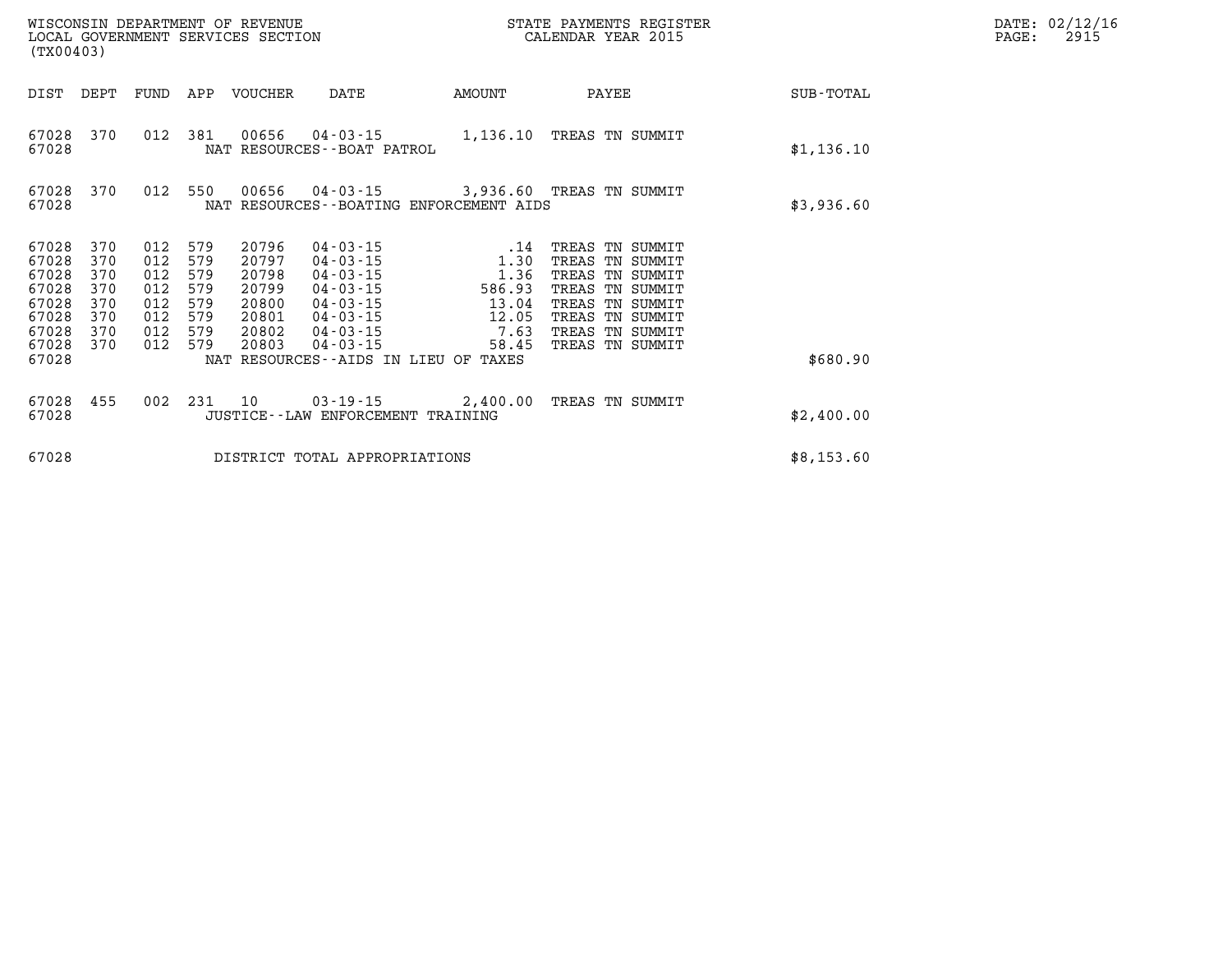WISCONSIN DEPARTMENT OF REVENUE
LOCAL GOVERNMENT SERVICES SECTION
(TX00403)

STATE PAYMENTS REGISTER
CALENDAR YEAR 2015

| DIST | DEPT | FUND | APP | VOUCHER | DATE | AMOUNT | PAYEE | SUB-TOTAL |
|---|---|---|---|---|---|---|---|---|
| 67028 | 370 | 012 | 381 | 00656 | 04-03-15 | 1,136.10 | TREAS TN SUMMIT | |
| 67028 | | | | NAT RESOURCES--BOAT PATROL | | | | $1,136.10 |
| 67028 | 370 | 012 | 550 | 00656 | 04-03-15 | 3,936.60 | TREAS TN SUMMIT | |
| 67028 | | | | NAT RESOURCES--BOATING ENFORCEMENT AIDS | | | | $3,936.60 |
| 67028 | 370 | 012 | 579 | 20796 | 04-03-15 | .14 | TREAS TN SUMMIT | |
| 67028 | 370 | 012 | 579 | 20797 | 04-03-15 | 1.30 | TREAS TN SUMMIT | |
| 67028 | 370 | 012 | 579 | 20798 | 04-03-15 | 1.36 | TREAS TN SUMMIT | |
| 67028 | 370 | 012 | 579 | 20799 | 04-03-15 | 586.93 | TREAS TN SUMMIT | |
| 67028 | 370 | 012 | 579 | 20800 | 04-03-15 | 13.04 | TREAS TN SUMMIT | |
| 67028 | 370 | 012 | 579 | 20801 | 04-03-15 | 12.05 | TREAS TN SUMMIT | |
| 67028 | 370 | 012 | 579 | 20802 | 04-03-15 | 7.63 | TREAS TN SUMMIT | |
| 67028 | 370 | 012 | 579 | 20803 | 04-03-15 | 58.45 | TREAS TN SUMMIT | |
| 67028 | | | | NAT RESOURCES--AIDS IN LIEU OF TAXES | | | | $680.90 |
| 67028 | 455 | 002 | 231 | 10 | 03-19-15 | 2,400.00 | TREAS TN SUMMIT | |
| 67028 | | | | JUSTICE--LAW ENFORCEMENT TRAINING | | | | $2,400.00 |
| 67028 | | | | DISTRICT TOTAL APPROPRIATIONS | | | | $8,153.60 |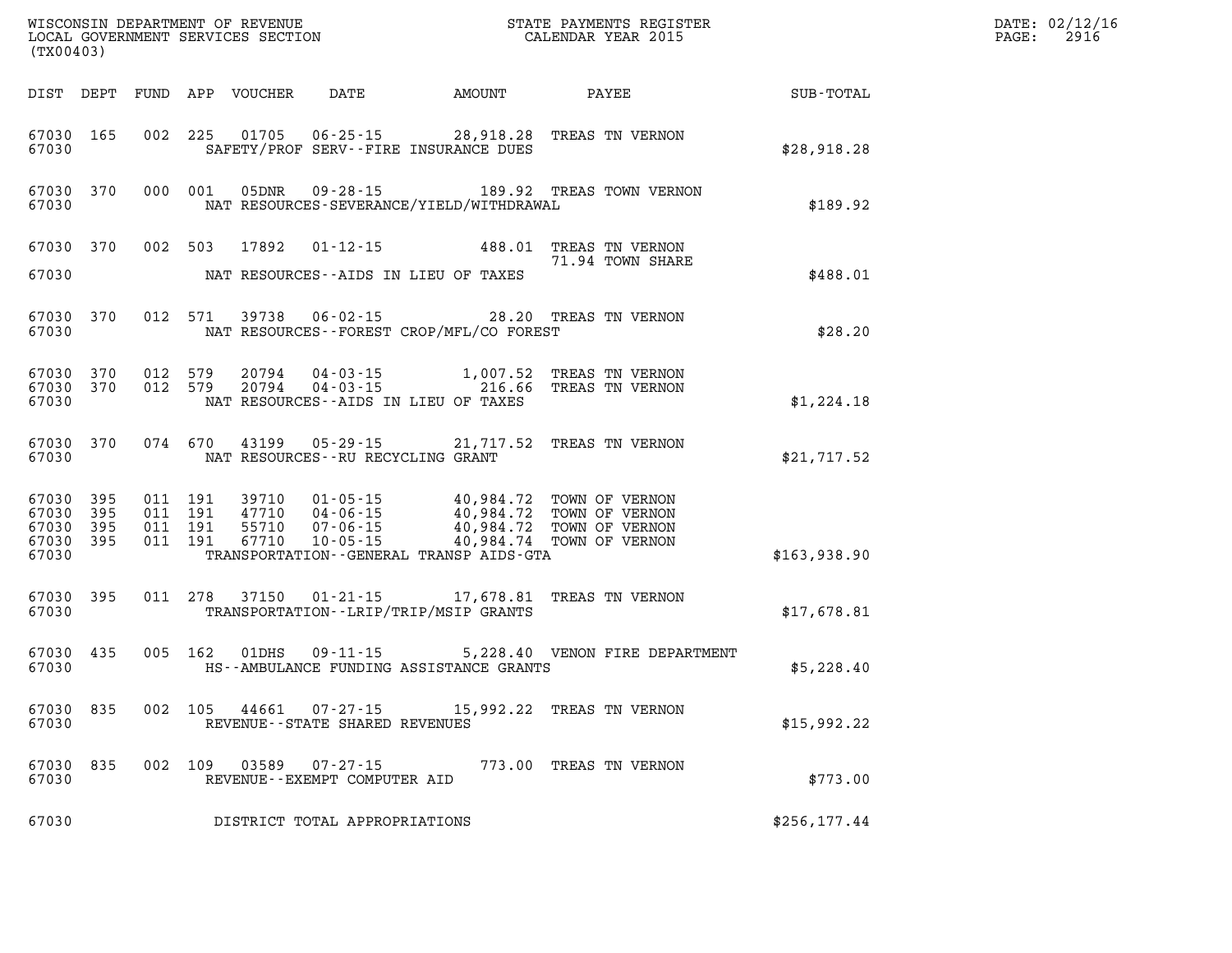WISCONSIN DEPARTMENT OF REVENUE
LOCAL GOVERNMENT SERVICES SECTION
(TX00403)

STATE PAYMENTS REGISTER
CALENDAR YEAR 2015

DATE: 02/12/16
PAGE: 2916

| DIST | DEPT | FUND | APP | VOUCHER | DATE | AMOUNT | PAYEE | SUB-TOTAL |
|---|---|---|---|---|---|---|---|---|
| 67030 | 165 | 002 | 225 | 01705 | 06-25-15 | 28,918.28 | TREAS TN VERNON | |
| 67030 | | | | SAFETY/PROF SERV--FIRE INSURANCE DUES | | | | $28,918.28 |
| 67030 | 370 | 000 | 001 | 05DNR | 09-28-15 | 189.92 | TREAS TOWN VERNON | |
| 67030 | | | | NAT RESOURCES-SEVERANCE/YIELD/WITHDRAWAL | | | | $189.92 |
| 67030 | 370 | 002 | 503 | 17892 | 01-12-15 | 488.01 | TREAS TN VERNON | |
| | | | | | | | 71.94 TOWN SHARE | |
| 67030 | | | | NAT RESOURCES--AIDS IN LIEU OF TAXES | | | | $488.01 |
| 67030 | 370 | 012 | 571 | 39738 | 06-02-15 | 28.20 | TREAS TN VERNON | |
| 67030 | | | | NAT RESOURCES--FOREST CROP/MFL/CO FOREST | | | | $28.20 |
| 67030 | 370 | 012 | 579 | 20794 | 04-03-15 | 1,007.52 | TREAS TN VERNON | |
| 67030 | 370 | 012 | 579 | 20794 | 04-03-15 | 216.66 | TREAS TN VERNON | |
| 67030 | | | | NAT RESOURCES--AIDS IN LIEU OF TAXES | | | | $1,224.18 |
| 67030 | 370 | 074 | 670 | 43199 | 05-29-15 | 21,717.52 | TREAS TN VERNON | |
| 67030 | | | | NAT RESOURCES--RU RECYCLING GRANT | | | | $21,717.52 |
| 67030 | 395 | 011 | 191 | 39710 | 01-05-15 | 40,984.72 | TOWN OF VERNON | |
| 67030 | 395 | 011 | 191 | 47710 | 04-06-15 | 40,984.72 | TOWN OF VERNON | |
| 67030 | 395 | 011 | 191 | 55710 | 07-06-15 | 40,984.72 | TOWN OF VERNON | |
| 67030 | 395 | 011 | 191 | 67710 | 10-05-15 | 40,984.74 | TOWN OF VERNON | |
| 67030 | | | | TRANSPORTATION--GENERAL TRANSP AIDS-GTA | | | | $163,938.90 |
| 67030 | 395 | 011 | 278 | 37150 | 01-21-15 | 17,678.81 | TREAS TN VERNON | |
| 67030 | | | | TRANSPORTATION--LRIP/TRIP/MSIP GRANTS | | | | $17,678.81 |
| 67030 | 435 | 005 | 162 | 01DHS | 09-11-15 | 5,228.40 | VENON FIRE DEPARTMENT | |
| 67030 | | | | HS--AMBULANCE FUNDING ASSISTANCE GRANTS | | | | $5,228.40 |
| 67030 | 835 | 002 | 105 | 44661 | 07-27-15 | 15,992.22 | TREAS TN VERNON | |
| 67030 | | | | REVENUE--STATE SHARED REVENUES | | | | $15,992.22 |
| 67030 | 835 | 002 | 109 | 03589 | 07-27-15 | 773.00 | TREAS TN VERNON | |
| 67030 | | | | REVENUE--EXEMPT COMPUTER AID | | | | $773.00 |
| 67030 | | | | DISTRICT TOTAL APPROPRIATIONS | | | | $256,177.44 |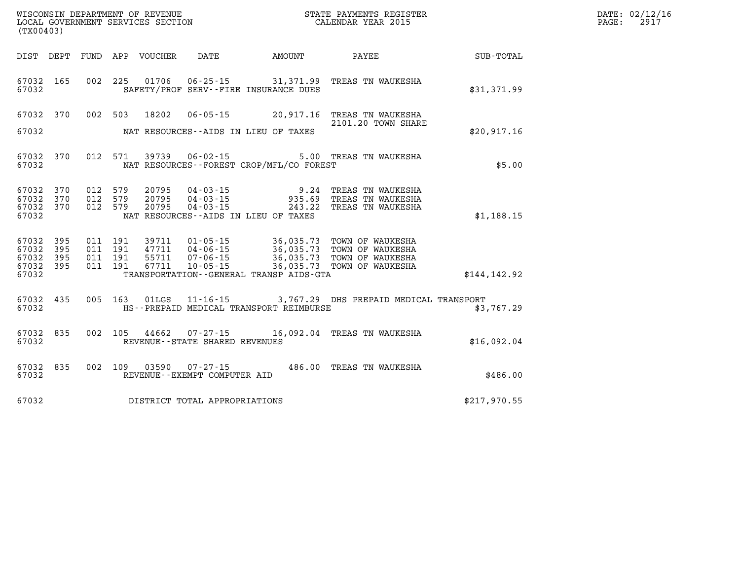WISCONSIN DEPARTMENT OF REVENUE
LOCAL GOVERNMENT SERVICES SECTION
(TX00403)

STATE PAYMENTS REGISTER
CALENDAR YEAR 2015

DATE: 02/12/16
PAGE: 2917

| DIST | DEPT | FUND | APP | VOUCHER | DATE | AMOUNT | PAYEE | SUB-TOTAL |
|---|---|---|---|---|---|---|---|---|
| 67032 | 165 | 002 | 225 | 01706 | 06-25-15 | 31,371.99 | TREAS TN WAUKESHA | |
| 67032 | | | | | SAFETY/PROF SERV--FIRE INSURANCE DUES | | | $31,371.99 |
| 67032 | 370 | 002 | 503 | 18202 | 06-05-15 | 20,917.16 | TREAS TN WAUKESHA<br>2101.20 TOWN SHARE | |
| 67032 | | | | | NAT RESOURCES--AIDS IN LIEU OF TAXES | | | $20,917.16 |
| 67032 | 370 | 012 | 571 | 39739 | 06-02-15 | 5.00 | TREAS TN WAUKESHA | |
| 67032 | | | | | NAT RESOURCES--FOREST CROP/MFL/CO FOREST | | | $5.00 |
| 67032 | 370 | 012 | 579 | 20795 | 04-03-15 | 9.24 | TREAS TN WAUKESHA | |
| 67032 | 370 | 012 | 579 | 20795 | 04-03-15 | 935.69 | TREAS TN WAUKESHA | |
| 67032 | 370 | 012 | 579 | 20795 | 04-03-15 | 243.22 | TREAS TN WAUKESHA | |
| 67032 | | | | | NAT RESOURCES--AIDS IN LIEU OF TAXES | | | $1,188.15 |
| 67032 | 395 | 011 | 191 | 39711 | 01-05-15 | 36,035.73 | TOWN OF WAUKESHA | |
| 67032 | 395 | 011 | 191 | 47711 | 04-06-15 | 36,035.73 | TOWN OF WAUKESHA | |
| 67032 | 395 | 011 | 191 | 55711 | 07-06-15 | 36,035.73 | TOWN OF WAUKESHA | |
| 67032 | 395 | 011 | 191 | 67711 | 10-05-15 | 36,035.73 | TOWN OF WAUKESHA | |
| 67032 | | | | | TRANSPORTATION--GENERAL TRANSP AIDS-GTA | | | $144,142.92 |
| 67032 | 435 | 005 | 163 | 01LGS | 11-16-15 | 3,767.29 | DHS PREPAID MEDICAL TRANSPORT | |
| 67032 | | | | | HS--PREPAID MEDICAL TRANSPORT REIMBURSE | | | $3,767.29 |
| 67032 | 835 | 002 | 105 | 44662 | 07-27-15 | 16,092.04 | TREAS TN WAUKESHA | |
| 67032 | | | | | REVENUE--STATE SHARED REVENUES | | | $16,092.04 |
| 67032 | 835 | 002 | 109 | 03590 | 07-27-15 | 486.00 | TREAS TN WAUKESHA | |
| 67032 | | | | | REVENUE--EXEMPT COMPUTER AID | | | $486.00 |
| 67032 | | | | | DISTRICT TOTAL APPROPRIATIONS | | | $217,970.55 |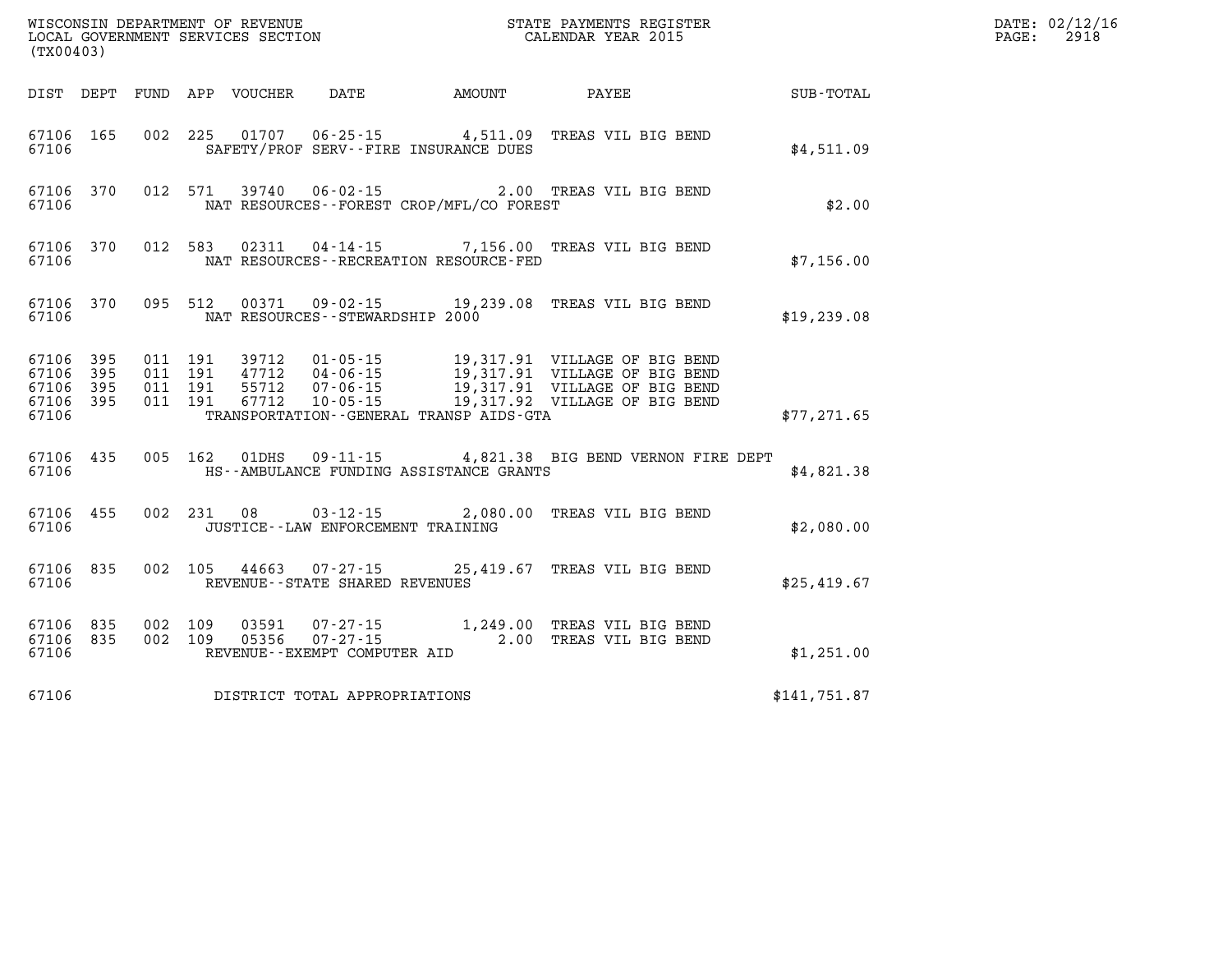WISCONSIN DEPARTMENT OF REVENUE
LOCAL GOVERNMENT SERVICES SECTION
(TX00403)

STATE PAYMENTS REGISTER
CALENDAR YEAR 2015

DATE: 02/12/16
PAGE: 2918

| DIST | DEPT | FUND | APP | VOUCHER | DATE | AMOUNT | PAYEE | SUB-TOTAL |
|---|---|---|---|---|---|---|---|---|
| 67106 | 165 | 002 | 225 | 01707 | 06-25-15 | 4,511.09 | TREAS VIL BIG BEND | |
| 67106 | | | | SAFETY/PROF SERV--FIRE INSURANCE DUES | | | | $4,511.09 |
| 67106 | 370 | 012 | 571 | 39740 | 06-02-15 | 2.00 | TREAS VIL BIG BEND | |
| 67106 | | | | NAT RESOURCES--FOREST CROP/MFL/CO FOREST | | | | $2.00 |
| 67106 | 370 | 012 | 583 | 02311 | 04-14-15 | 7,156.00 | TREAS VIL BIG BEND | |
| 67106 | | | | NAT RESOURCES--RECREATION RESOURCE-FED | | | | $7,156.00 |
| 67106 | 370 | 095 | 512 | 00371 | 09-02-15 | 19,239.08 | TREAS VIL BIG BEND | |
| 67106 | | | | NAT RESOURCES--STEWARDSHIP 2000 | | | | $19,239.08 |
| 67106 | 395 | 011 | 191 | 39712 | 01-05-15 | 19,317.91 | VILLAGE OF BIG BEND | |
| 67106 | 395 | 011 | 191 | 47712 | 04-06-15 | 19,317.91 | VILLAGE OF BIG BEND | |
| 67106 | 395 | 011 | 191 | 55712 | 07-06-15 | 19,317.91 | VILLAGE OF BIG BEND | |
| 67106 | 395 | 011 | 191 | 67712 | 10-05-15 | 19,317.92 | VILLAGE OF BIG BEND | |
| 67106 | | | | TRANSPORTATION--GENERAL TRANSP AIDS-GTA | | | | $77,271.65 |
| 67106 | 435 | 005 | 162 | 01DHS | 09-11-15 | 4,821.38 | BIG BEND VERNON FIRE DEPT | |
| 67106 | | | | HS--AMBULANCE FUNDING ASSISTANCE GRANTS | | | | $4,821.38 |
| 67106 | 455 | 002 | 231 | 08 | 03-12-15 | 2,080.00 | TREAS VIL BIG BEND | |
| 67106 | | | | JUSTICE--LAW ENFORCEMENT TRAINING | | | | $2,080.00 |
| 67106 | 835 | 002 | 105 | 44663 | 07-27-15 | 25,419.67 | TREAS VIL BIG BEND | |
| 67106 | | | | REVENUE--STATE SHARED REVENUES | | | | $25,419.67 |
| 67106 | 835 | 002 | 109 | 03591 | 07-27-15 | 1,249.00 | TREAS VIL BIG BEND | |
| 67106 | 835 | 002 | 109 | 05356 | 07-27-15 | 2.00 | TREAS VIL BIG BEND | |
| 67106 | | | | REVENUE--EXEMPT COMPUTER AID | | | | $1,251.00 |
| 67106 | | | | DISTRICT TOTAL APPROPRIATIONS | | | | $141,751.87 |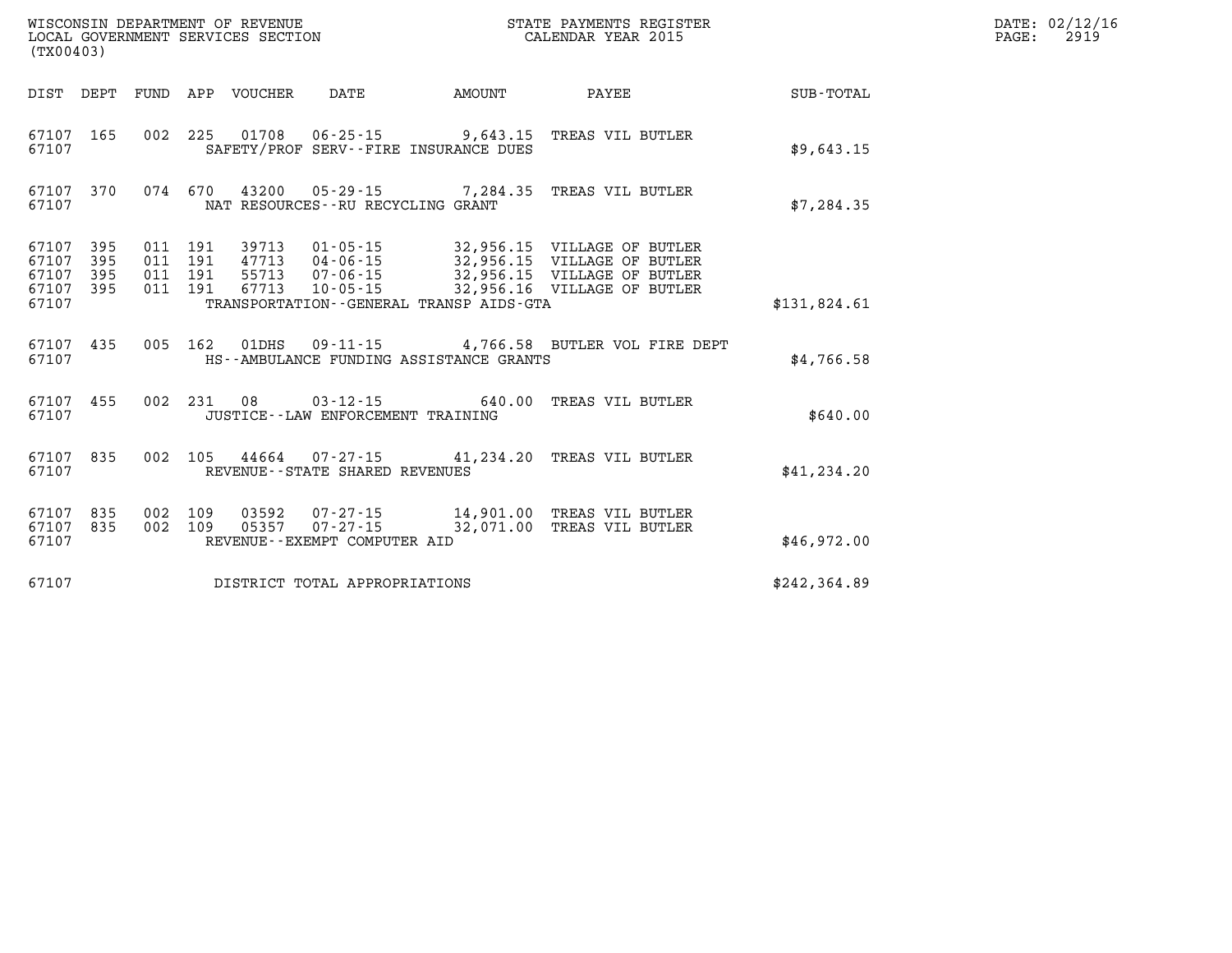WISCONSIN DEPARTMENT OF REVENUE
LOCAL GOVERNMENT SERVICES SECTION
(TX00403)

STATE PAYMENTS REGISTER
CALENDAR YEAR 2015

DATE: 02/12/16

| DIST | DEPT | FUND | APP | VOUCHER | DATE | AMOUNT | PAYEE | SUB-TOTAL |
|---|---|---|---|---|---|---|---|---|
| 67107 | 165 | 002 | 225 | 01708 | 06-25-15 | 9,643.15 | TREAS VIL BUTLER | |
| 67107 | | | | SAFETY/PROF SERV--FIRE INSURANCE DUES | | | | $9,643.15 |
| 67107 | 370 | 074 | 670 | 43200 | 05-29-15 | 7,284.35 | TREAS VIL BUTLER | |
| 67107 | | | | NAT RESOURCES--RU RECYCLING GRANT | | | | $7,284.35 |
| 67107 | 395 | 011 | 191 | 39713 | 01-05-15 | 32,956.15 | VILLAGE OF BUTLER | |
| 67107 | 395 | 011 | 191 | 47713 | 04-06-15 | 32,956.15 | VILLAGE OF BUTLER | |
| 67107 | 395 | 011 | 191 | 55713 | 07-06-15 | 32,956.15 | VILLAGE OF BUTLER | |
| 67107 | 395 | 011 | 191 | 67713 | 10-05-15 | 32,956.16 | VILLAGE OF BUTLER | |
| 67107 | | | | TRANSPORTATION--GENERAL TRANSP AIDS-GTA | | | | $131,824.61 |
| 67107 | 435 | 005 | 162 | 01DHS | 09-11-15 | 4,766.58 | BUTLER VOL FIRE DEPT | |
| 67107 | | | | HS--AMBULANCE FUNDING ASSISTANCE GRANTS | | | | $4,766.58 |
| 67107 | 455 | 002 | 231 | 08 | 03-12-15 | 640.00 | TREAS VIL BUTLER | |
| 67107 | | | | JUSTICE--LAW ENFORCEMENT TRAINING | | | | $640.00 |
| 67107 | 835 | 002 | 105 | 44664 | 07-27-15 | 41,234.20 | TREAS VIL BUTLER | |
| 67107 | | | | REVENUE--STATE SHARED REVENUES | | | | $41,234.20 |
| 67107 | 835 | 002 | 109 | 03592 | 07-27-15 | 14,901.00 | TREAS VIL BUTLER | |
| 67107 | 835 | 002 | 109 | 05357 | 07-27-15 | 32,071.00 | TREAS VIL BUTLER | |
| 67107 | | | | REVENUE--EXEMPT COMPUTER AID | | | | $46,972.00 |
| 67107 | | | | DISTRICT TOTAL APPROPRIATIONS | | | | $242,364.89 |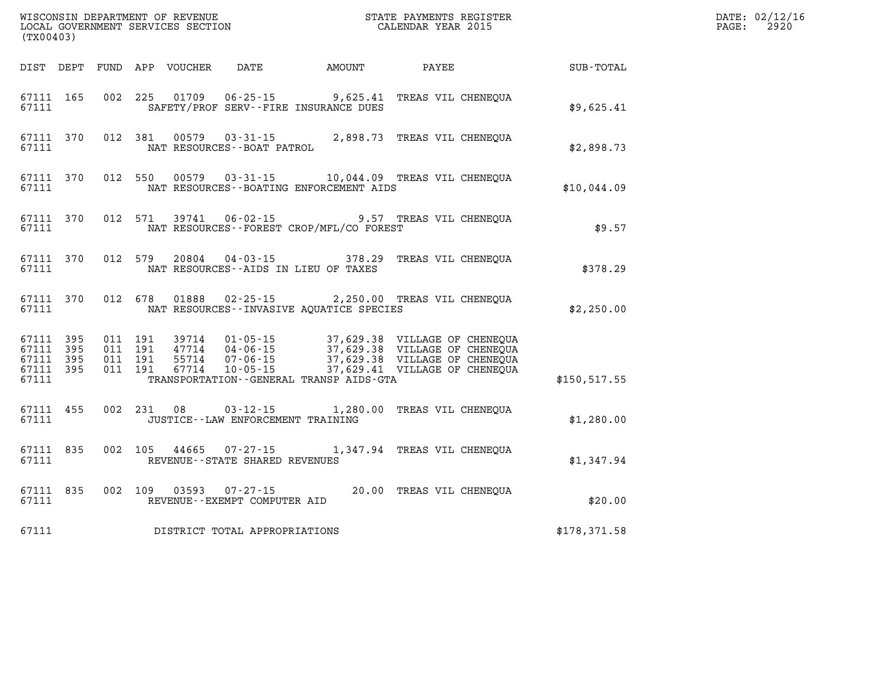WISCONSIN DEPARTMENT OF REVENUE
LOCAL GOVERNMENT SERVICES SECTION
(TX00403)

STATE PAYMENTS REGISTER
CALENDAR YEAR 2015

DATE: 02/12/16
PAGE: 2920

| DIST | DEPT | FUND | APP | VOUCHER | DATE | AMOUNT | PAYEE | SUB-TOTAL |
|---|---|---|---|---|---|---|---|---|
| 67111 | 165 | 002 | 225 | 01709 | 06-25-15 | 9,625.41 | TREAS VIL CHENEQUA | |
| 67111 | | | | | SAFETY/PROF SERV--FIRE INSURANCE DUES | | | $9,625.41 |
| 67111 | 370 | 012 | 381 | 00579 | 03-31-15 | 2,898.73 | TREAS VIL CHENEQUA | |
| 67111 | | | | | NAT RESOURCES--BOAT PATROL | | | $2,898.73 |
| 67111 | 370 | 012 | 550 | 00579 | 03-31-15 | 10,044.09 | TREAS VIL CHENEQUA | |
| 67111 | | | | | NAT RESOURCES--BOATING ENFORCEMENT AIDS | | | $10,044.09 |
| 67111 | 370 | 012 | 571 | 39741 | 06-02-15 | 9.57 | TREAS VIL CHENEQUA | |
| 67111 | | | | | NAT RESOURCES--FOREST CROP/MFL/CO FOREST | | | $9.57 |
| 67111 | 370 | 012 | 579 | 20804 | 04-03-15 | 378.29 | TREAS VIL CHENEQUA | |
| 67111 | | | | | NAT RESOURCES--AIDS IN LIEU OF TAXES | | | $378.29 |
| 67111 | 370 | 012 | 678 | 01888 | 02-25-15 | 2,250.00 | TREAS VIL CHENEQUA | |
| 67111 | | | | | NAT RESOURCES--INVASIVE AQUATICE SPECIES | | | $2,250.00 |
| 67111 | 395 | 011 | 191 | 39714 | 01-05-15 | 37,629.38 | VILLAGE OF CHENEQUA | |
| 67111 | 395 | 011 | 191 | 47714 | 04-06-15 | 37,629.38 | VILLAGE OF CHENEQUA | |
| 67111 | 395 | 011 | 191 | 55714 | 07-06-15 | 37,629.38 | VILLAGE OF CHENEQUA | |
| 67111 | 395 | 011 | 191 | 67714 | 10-05-15 | 37,629.41 | VILLAGE OF CHENEQUA | |
| 67111 | | | | | TRANSPORTATION--GENERAL TRANSP AIDS-GTA | | | $150,517.55 |
| 67111 | 455 | 002 | 231 | 08 | 03-12-15 | 1,280.00 | TREAS VIL CHENEQUA | |
| 67111 | | | | | JUSTICE--LAW ENFORCEMENT TRAINING | | | $1,280.00 |
| 67111 | 835 | 002 | 105 | 44665 | 07-27-15 | 1,347.94 | TREAS VIL CHENEQUA | |
| 67111 | | | | | REVENUE--STATE SHARED REVENUES | | | $1,347.94 |
| 67111 | 835 | 002 | 109 | 03593 | 07-27-15 | 20.00 | TREAS VIL CHENEQUA | |
| 67111 | | | | | REVENUE--EXEMPT COMPUTER AID | | | $20.00 |
| 67111 | | | | | DISTRICT TOTAL APPROPRIATIONS | | | $178,371.58 |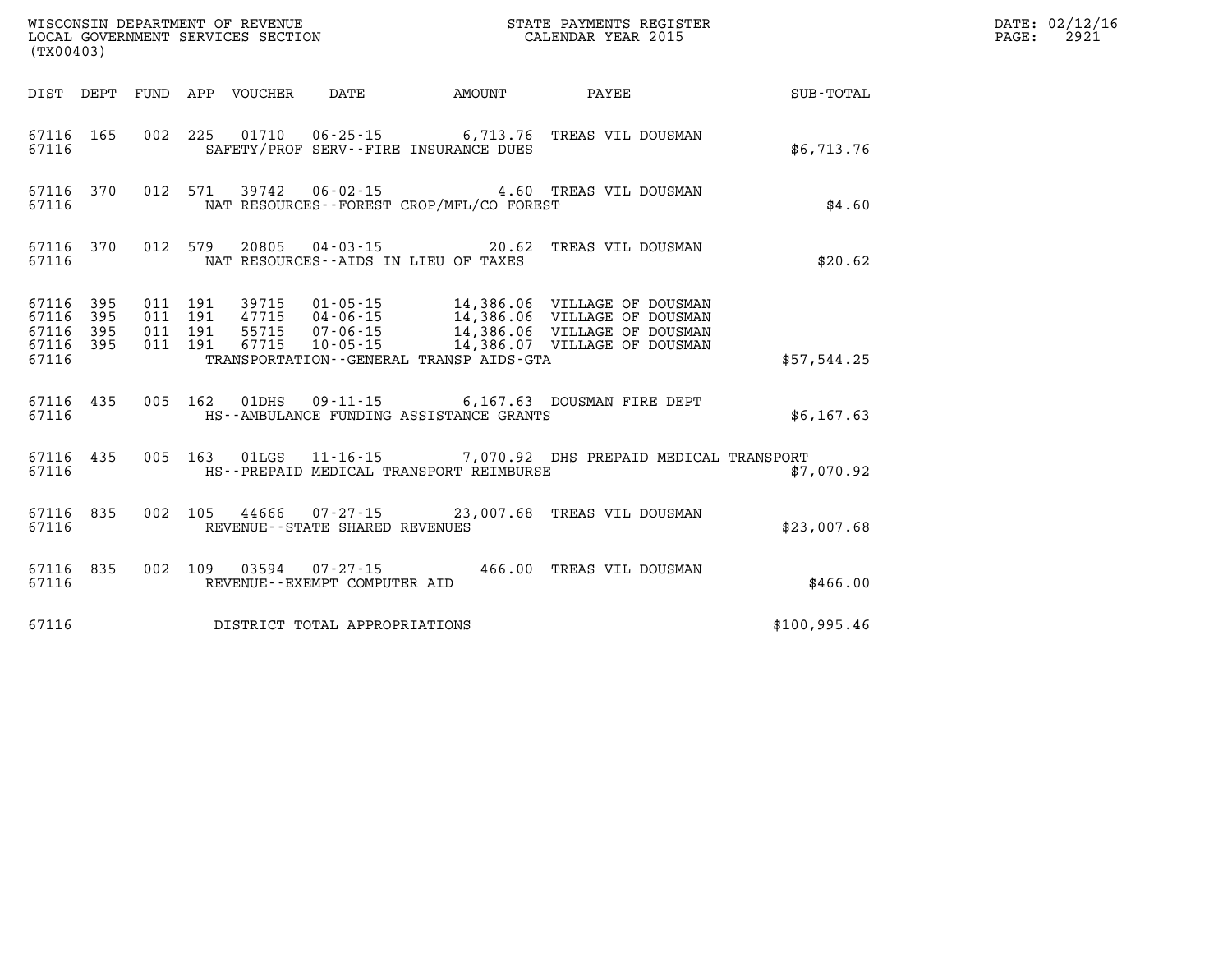WISCONSIN DEPARTMENT OF REVENUE
LOCAL GOVERNMENT SERVICES SECTION
(TX00403)

STATE PAYMENTS REGISTER
CALENDAR YEAR 2015

DATE: 02/12/16
PAGE: 2921

| DIST | DEPT | FUND | APP | VOUCHER | DATE | AMOUNT | PAYEE | SUB-TOTAL |
|---|---|---|---|---|---|---|---|---|
| 67116 | 165 | 002 | 225 | 01710 | 06-25-15 | 6,713.76 | TREAS VIL DOUSMAN | |
| 67116 | | | | SAFETY/PROF SERV--FIRE INSURANCE DUES | | | | $6,713.76 |
| 67116 | 370 | 012 | 571 | 39742 | 06-02-15 | 4.60 | TREAS VIL DOUSMAN | |
| 67116 | | | | NAT RESOURCES--FOREST CROP/MFL/CO FOREST | | | | $4.60 |
| 67116 | 370 | 012 | 579 | 20805 | 04-03-15 | 20.62 | TREAS VIL DOUSMAN | |
| 67116 | | | | NAT RESOURCES--AIDS IN LIEU OF TAXES | | | | $20.62 |
| 67116 | 395 | 011 | 191 | 39715 | 01-05-15 | 14,386.06 | VILLAGE OF DOUSMAN | |
| 67116 | 395 | 011 | 191 | 47715 | 04-06-15 | 14,386.06 | VILLAGE OF DOUSMAN | |
| 67116 | 395 | 011 | 191 | 55715 | 07-06-15 | 14,386.06 | VILLAGE OF DOUSMAN | |
| 67116 | 395 | 011 | 191 | 67715 | 10-05-15 | 14,386.07 | VILLAGE OF DOUSMAN | |
| 67116 | | | | TRANSPORTATION--GENERAL TRANSP AIDS-GTA | | | | $57,544.25 |
| 67116 | 435 | 005 | 162 | 01DHS | 09-11-15 | 6,167.63 | DOUSMAN FIRE DEPT | |
| 67116 | | | | HS--AMBULANCE FUNDING ASSISTANCE GRANTS | | | | $6,167.63 |
| 67116 | 435 | 005 | 163 | 01LGS | 11-16-15 | 7,070.92 | DHS PREPAID MEDICAL TRANSPORT | |
| 67116 | | | | HS--PREPAID MEDICAL TRANSPORT REIMBURSE | | | | $7,070.92 |
| 67116 | 835 | 002 | 105 | 44666 | 07-27-15 | 23,007.68 | TREAS VIL DOUSMAN | |
| 67116 | | | | REVENUE--STATE SHARED REVENUES | | | | $23,007.68 |
| 67116 | 835 | 002 | 109 | 03594 | 07-27-15 | 466.00 | TREAS VIL DOUSMAN | |
| 67116 | | | | REVENUE--EXEMPT COMPUTER AID | | | | $466.00 |
| 67116 | | | | DISTRICT TOTAL APPROPRIATIONS | | | | $100,995.46 |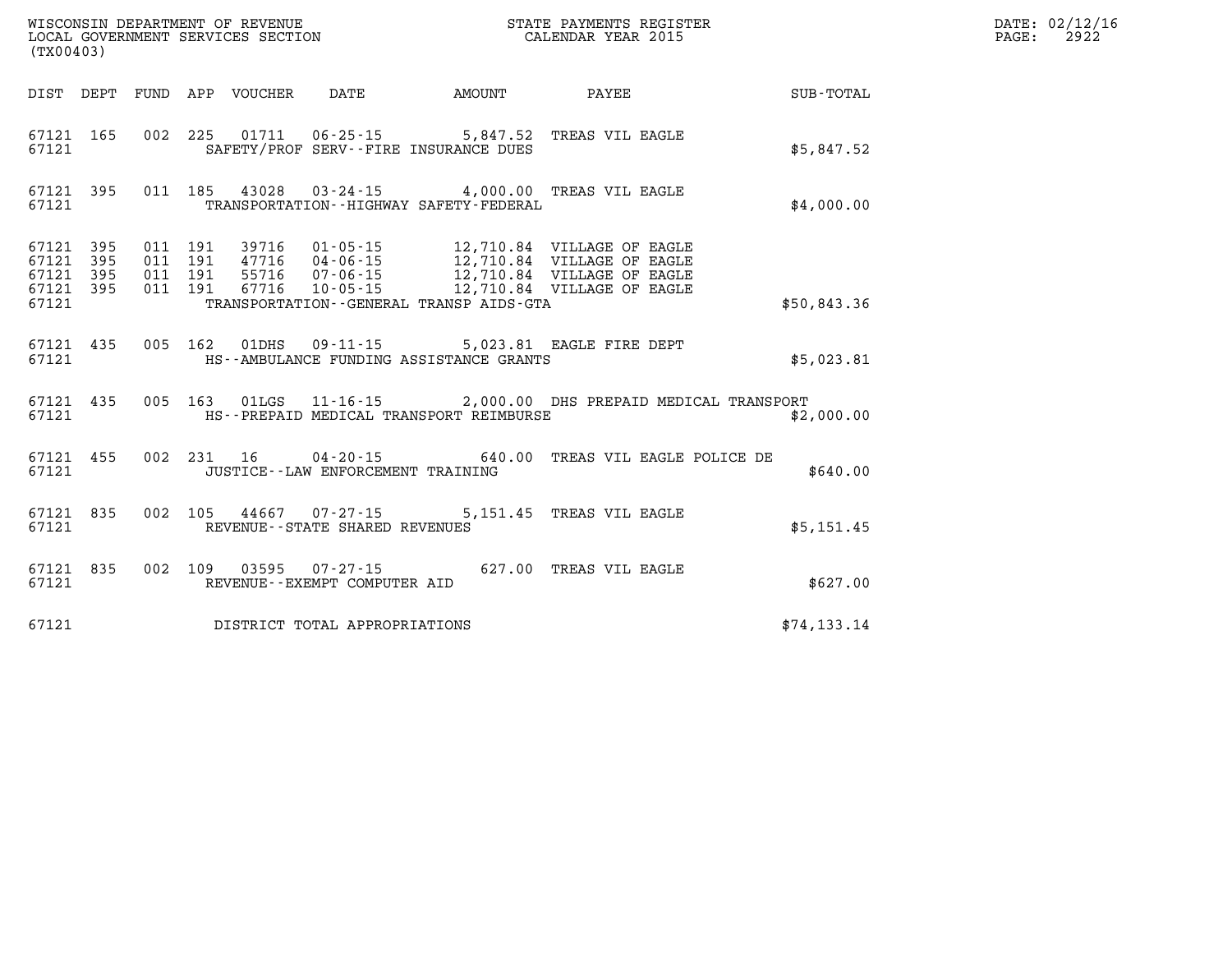WISCONSIN DEPARTMENT OF REVENUE
LOCAL GOVERNMENT SERVICES SECTION
(TX00403)

STATE PAYMENTS REGISTER
CALENDAR YEAR 2015

DATE: 02/12/16
PAGE: 2922

| DIST | DEPT | FUND | APP | VOUCHER | DATE | AMOUNT | PAYEE | SUB-TOTAL |
|---|---|---|---|---|---|---|---|---|
| 67121 | 165 | 002 | 225 | 01711 | 06-25-15 | 5,847.52 | TREAS VIL EAGLE | |
| 67121 | | | | SAFETY/PROF SERV--FIRE INSURANCE DUES | | | | $5,847.52 |
| 67121 | 395 | 011 | 185 | 43028 | 03-24-15 | 4,000.00 | TREAS VIL EAGLE | |
| 67121 | | | | TRANSPORTATION--HIGHWAY SAFETY-FEDERAL | | | | $4,000.00 |
| 67121 | 395 | 011 | 191 | 39716 | 01-05-15 | 12,710.84 | VILLAGE OF EAGLE | |
| 67121 | 395 | 011 | 191 | 47716 | 04-06-15 | 12,710.84 | VILLAGE OF EAGLE | |
| 67121 | 395 | 011 | 191 | 55716 | 07-06-15 | 12,710.84 | VILLAGE OF EAGLE | |
| 67121 | 395 | 011 | 191 | 67716 | 10-05-15 | 12,710.84 | VILLAGE OF EAGLE | |
| 67121 | | | | TRANSPORTATION--GENERAL TRANSP AIDS-GTA | | | | $50,843.36 |
| 67121 | 435 | 005 | 162 | 01DHS | 09-11-15 | 5,023.81 | EAGLE FIRE DEPT | |
| 67121 | | | | HS--AMBULANCE FUNDING ASSISTANCE GRANTS | | | | $5,023.81 |
| 67121 | 435 | 005 | 163 | 01LGS | 11-16-15 | 2,000.00 | DHS PREPAID MEDICAL TRANSPORT | |
| 67121 | | | | HS--PREPAID MEDICAL TRANSPORT REIMBURSE | | | | $2,000.00 |
| 67121 | 455 | 002 | 231 | 16 | 04-20-15 | 640.00 | TREAS VIL EAGLE POLICE DE | |
| 67121 | | | | JUSTICE--LAW ENFORCEMENT TRAINING | | | | $640.00 |
| 67121 | 835 | 002 | 105 | 44667 | 07-27-15 | 5,151.45 | TREAS VIL EAGLE | |
| 67121 | | | | REVENUE--STATE SHARED REVENUES | | | | $5,151.45 |
| 67121 | 835 | 002 | 109 | 03595 | 07-27-15 | 627.00 | TREAS VIL EAGLE | |
| 67121 | | | | REVENUE--EXEMPT COMPUTER AID | | | | $627.00 |
| 67121 | | | | DISTRICT TOTAL APPROPRIATIONS | | | | $74,133.14 |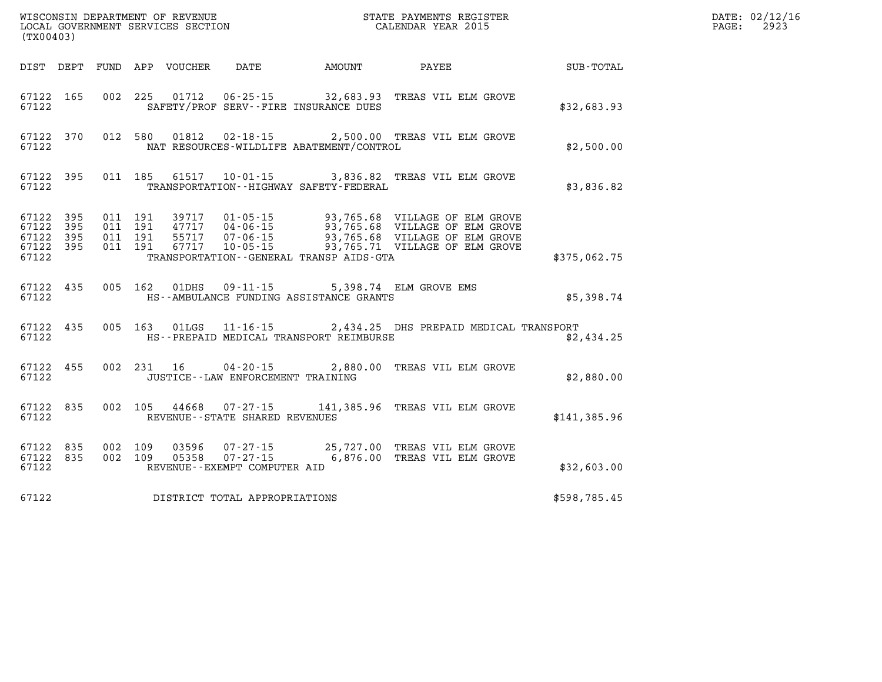WISCONSIN DEPARTMENT OF REVENUE
LOCAL GOVERNMENT SERVICES SECTION
(TX00403)

STATE PAYMENTS REGISTER
CALENDAR YEAR 2015

DATE: 02/12/16
PAGE: 2923

| DIST | DEPT | FUND | APP | VOUCHER | DATE | AMOUNT | PAYEE | SUB-TOTAL |
|---|---|---|---|---|---|---|---|---|
| 67122 | 165 | 002 | 225 | 01712 | 06-25-15 | 32,683.93 | TREAS VIL ELM GROVE | |
| 67122 | | | | | SAFETY/PROF SERV--FIRE INSURANCE DUES | | | $32,683.93 |
| 67122 | 370 | 012 | 580 | 01812 | 02-18-15 | 2,500.00 | TREAS VIL ELM GROVE | |
| 67122 | | | | | NAT RESOURCES-WILDLIFE ABATEMENT/CONTROL | | | $2,500.00 |
| 67122 | 395 | 011 | 185 | 61517 | 10-01-15 | 3,836.82 | TREAS VIL ELM GROVE | |
| 67122 | | | | | TRANSPORTATION--HIGHWAY SAFETY-FEDERAL | | | $3,836.82 |
| 67122 | 395 | 011 | 191 | 39717 | 01-05-15 | 93,765.68 | VILLAGE OF ELM GROVE | |
| 67122 | 395 | 011 | 191 | 47717 | 04-06-15 | 93,765.68 | VILLAGE OF ELM GROVE | |
| 67122 | 395 | 011 | 191 | 55717 | 07-06-15 | 93,765.68 | VILLAGE OF ELM GROVE | |
| 67122 | 395 | 011 | 191 | 67717 | 10-05-15 | 93,765.71 | VILLAGE OF ELM GROVE | |
| 67122 | | | | | TRANSPORTATION--GENERAL TRANSP AIDS-GTA | | | $375,062.75 |
| 67122 | 435 | 005 | 162 | 01DHS | 09-11-15 | 5,398.74 | ELM GROVE EMS | |
| 67122 | | | | | HS--AMBULANCE FUNDING ASSISTANCE GRANTS | | | $5,398.74 |
| 67122 | 435 | 005 | 163 | 01LGS | 11-16-15 | 2,434.25 | DHS PREPAID MEDICAL TRANSPORT | |
| 67122 | | | | | HS--PREPAID MEDICAL TRANSPORT REIMBURSE | | | $2,434.25 |
| 67122 | 455 | 002 | 231 | 16 | 04-20-15 | 2,880.00 | TREAS VIL ELM GROVE | |
| 67122 | | | | | JUSTICE--LAW ENFORCEMENT TRAINING | | | $2,880.00 |
| 67122 | 835 | 002 | 105 | 44668 | 07-27-15 | 141,385.96 | TREAS VIL ELM GROVE | |
| 67122 | | | | | REVENUE--STATE SHARED REVENUES | | | $141,385.96 |
| 67122 | 835 | 002 | 109 | 03596 | 07-27-15 | 25,727.00 | TREAS VIL ELM GROVE | |
| 67122 | 835 | 002 | 109 | 05358 | 07-27-15 | 6,876.00 | TREAS VIL ELM GROVE | |
| 67122 | | | | | REVENUE--EXEMPT COMPUTER AID | | | $32,603.00 |
| 67122 | | | | | DISTRICT TOTAL APPROPRIATIONS | | | $598,785.45 |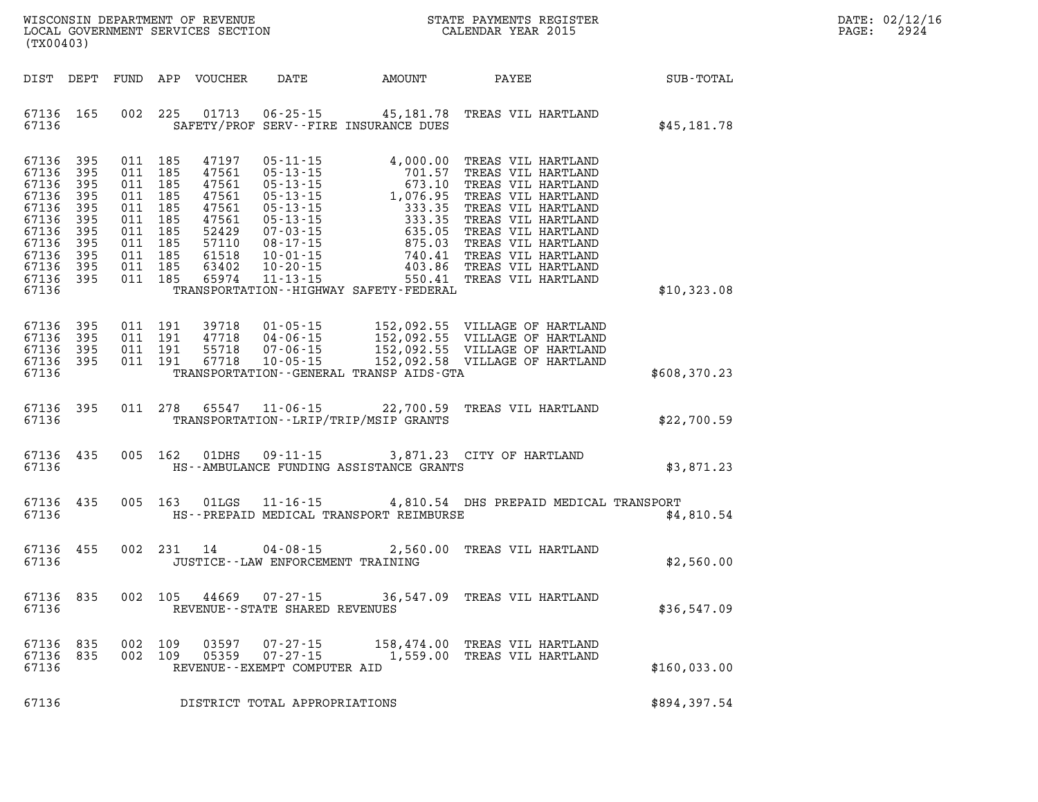WISCONSIN DEPARTMENT OF REVENUE
LOCAL GOVERNMENT SERVICES SECTION
(TX00403)

STATE PAYMENTS REGISTER
CALENDAR YEAR 2015

DATE: 02/12/16
PAGE: 2924

| DIST | DEPT | FUND | APP | VOUCHER | DATE | AMOUNT | PAYEE | SUB-TOTAL |
|---|---|---|---|---|---|---|---|---|
| 67136 | 165 | 002 | 225 | 01713 | 06-25-15 | 45,181.78 | TREAS VIL HARTLAND | |
| 67136 | | | | SAFETY/PROF SERV--FIRE INSURANCE DUES | | | | $45,181.78 |
| 67136 | 395 | 011 | 185 | 47197 | 05-11-15 | 4,000.00 | TREAS VIL HARTLAND | |
| 67136 | 395 | 011 | 185 | 47561 | 05-13-15 | 701.57 | TREAS VIL HARTLAND | |
| 67136 | 395 | 011 | 185 | 47561 | 05-13-15 | 673.10 | TREAS VIL HARTLAND | |
| 67136 | 395 | 011 | 185 | 47561 | 05-13-15 | 1,076.95 | TREAS VIL HARTLAND | |
| 67136 | 395 | 011 | 185 | 47561 | 05-13-15 | 333.35 | TREAS VIL HARTLAND | |
| 67136 | 395 | 011 | 185 | 47561 | 05-13-15 | 333.35 | TREAS VIL HARTLAND | |
| 67136 | 395 | 011 | 185 | 52429 | 07-03-15 | 635.05 | TREAS VIL HARTLAND | |
| 67136 | 395 | 011 | 185 | 57110 | 08-17-15 | 875.03 | TREAS VIL HARTLAND | |
| 67136 | 395 | 011 | 185 | 61518 | 10-01-15 | 740.41 | TREAS VIL HARTLAND | |
| 67136 | 395 | 011 | 185 | 63402 | 10-20-15 | 403.86 | TREAS VIL HARTLAND | |
| 67136 | 395 | 011 | 185 | 65974 | 11-13-15 | 550.41 | TREAS VIL HARTLAND | |
| 67136 | | | | TRANSPORTATION--HIGHWAY SAFETY-FEDERAL | | | | $10,323.08 |
| 67136 | 395 | 011 | 191 | 39718 | 01-05-15 | 152,092.55 | VILLAGE OF HARTLAND | |
| 67136 | 395 | 011 | 191 | 47718 | 04-06-15 | 152,092.55 | VILLAGE OF HARTLAND | |
| 67136 | 395 | 011 | 191 | 55718 | 07-06-15 | 152,092.55 | VILLAGE OF HARTLAND | |
| 67136 | 395 | 011 | 191 | 67718 | 10-05-15 | 152,092.58 | VILLAGE OF HARTLAND | |
| 67136 | | | | TRANSPORTATION--GENERAL TRANSP AIDS-GTA | | | | $608,370.23 |
| 67136 | 395 | 011 | 278 | 65547 | 11-06-15 | 22,700.59 | TREAS VIL HARTLAND | |
| 67136 | | | | TRANSPORTATION--LRIP/TRIP/MSIP GRANTS | | | | $22,700.59 |
| 67136 | 435 | 005 | 162 | 01DHS | 09-11-15 | 3,871.23 | CITY OF HARTLAND | |
| 67136 | | | | HS--AMBULANCE FUNDING ASSISTANCE GRANTS | | | | $3,871.23 |
| 67136 | 435 | 005 | 163 | 01LGS | 11-16-15 | 4,810.54 | DHS PREPAID MEDICAL TRANSPORT | |
| 67136 | | | | HS--PREPAID MEDICAL TRANSPORT REIMBURSE | | | | $4,810.54 |
| 67136 | 455 | 002 | 231 | 14 | 04-08-15 | 2,560.00 | TREAS VIL HARTLAND | |
| 67136 | | | | JUSTICE--LAW ENFORCEMENT TRAINING | | | | $2,560.00 |
| 67136 | 835 | 002 | 105 | 44669 | 07-27-15 | 36,547.09 | TREAS VIL HARTLAND | |
| 67136 | | | | REVENUE--STATE SHARED REVENUES | | | | $36,547.09 |
| 67136 | 835 | 002 | 109 | 03597 | 07-27-15 | 158,474.00 | TREAS VIL HARTLAND | |
| 67136 | 835 | 002 | 109 | 05359 | 07-27-15 | 1,559.00 | TREAS VIL HARTLAND | |
| 67136 | | | | REVENUE--EXEMPT COMPUTER AID | | | | $160,033.00 |
| 67136 | | | | DISTRICT TOTAL APPROPRIATIONS | | | | $894,397.54 |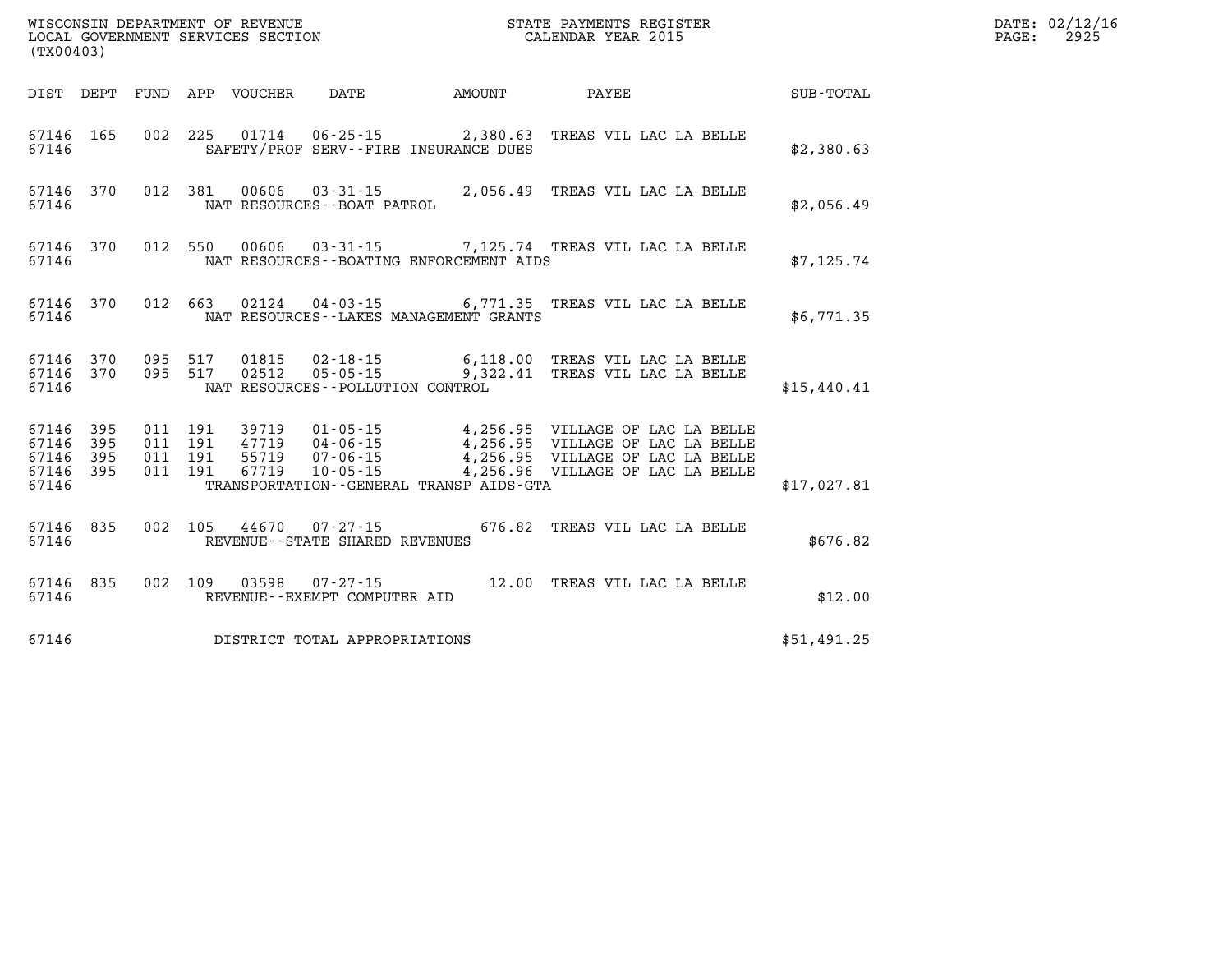WISCONSIN DEPARTMENT OF REVENUE
LOCAL GOVERNMENT SERVICES SECTION
(TX00403)

STATE PAYMENTS REGISTER
CALENDAR YEAR 2015

DATE: 02/12/16
PAGE: 2925

| DIST | DEPT | FUND | APP | VOUCHER | DATE | AMOUNT | PAYEE | SUB-TOTAL |
|---|---|---|---|---|---|---|---|---|
| 67146 | 165 | 002 | 225 | 01714 | 06-25-15 | 2,380.63 | TREAS VIL LAC LA BELLE | |
| 67146 | | | | SAFETY/PROF SERV--FIRE INSURANCE DUES | | | | $2,380.63 |
| 67146 | 370 | 012 | 381 | 00606 | 03-31-15 | 2,056.49 | TREAS VIL LAC LA BELLE | |
| 67146 | | | | NAT RESOURCES--BOAT PATROL | | | | $2,056.49 |
| 67146 | 370 | 012 | 550 | 00606 | 03-31-15 | 7,125.74 | TREAS VIL LAC LA BELLE | |
| 67146 | | | | NAT RESOURCES--BOATING ENFORCEMENT AIDS | | | | $7,125.74 |
| 67146 | 370 | 012 | 663 | 02124 | 04-03-15 | 6,771.35 | TREAS VIL LAC LA BELLE | |
| 67146 | | | | NAT RESOURCES--LAKES MANAGEMENT GRANTS | | | | $6,771.35 |
| 67146 | 370 | 095 | 517 | 01815 | 02-18-15 | 6,118.00 | TREAS VIL LAC LA BELLE | |
| 67146 | 370 | 095 | 517 | 02512 | 05-05-15 | 9,322.41 | TREAS VIL LAC LA BELLE | |
| 67146 | | | | NAT RESOURCES--POLLUTION CONTROL | | | | $15,440.41 |
| 67146 | 395 | 011 | 191 | 39719 | 01-05-15 | 4,256.95 | VILLAGE OF LAC LA BELLE | |
| 67146 | 395 | 011 | 191 | 47719 | 04-06-15 | 4,256.95 | VILLAGE OF LAC LA BELLE | |
| 67146 | 395 | 011 | 191 | 55719 | 07-06-15 | 4,256.95 | VILLAGE OF LAC LA BELLE | |
| 67146 | 395 | 011 | 191 | 67719 | 10-05-15 | 4,256.96 | VILLAGE OF LAC LA BELLE | |
| 67146 | | | | TRANSPORTATION--GENERAL TRANSP AIDS-GTA | | | | $17,027.81 |
| 67146 | 835 | 002 | 105 | 44670 | 07-27-15 | 676.82 | TREAS VIL LAC LA BELLE | |
| 67146 | | | | REVENUE--STATE SHARED REVENUES | | | | $676.82 |
| 67146 | 835 | 002 | 109 | 03598 | 07-27-15 | 12.00 | TREAS VIL LAC LA BELLE | |
| 67146 | | | | REVENUE--EXEMPT COMPUTER AID | | | | $12.00 |
| 67146 | | | | DISTRICT TOTAL APPROPRIATIONS | | | | $51,491.25 |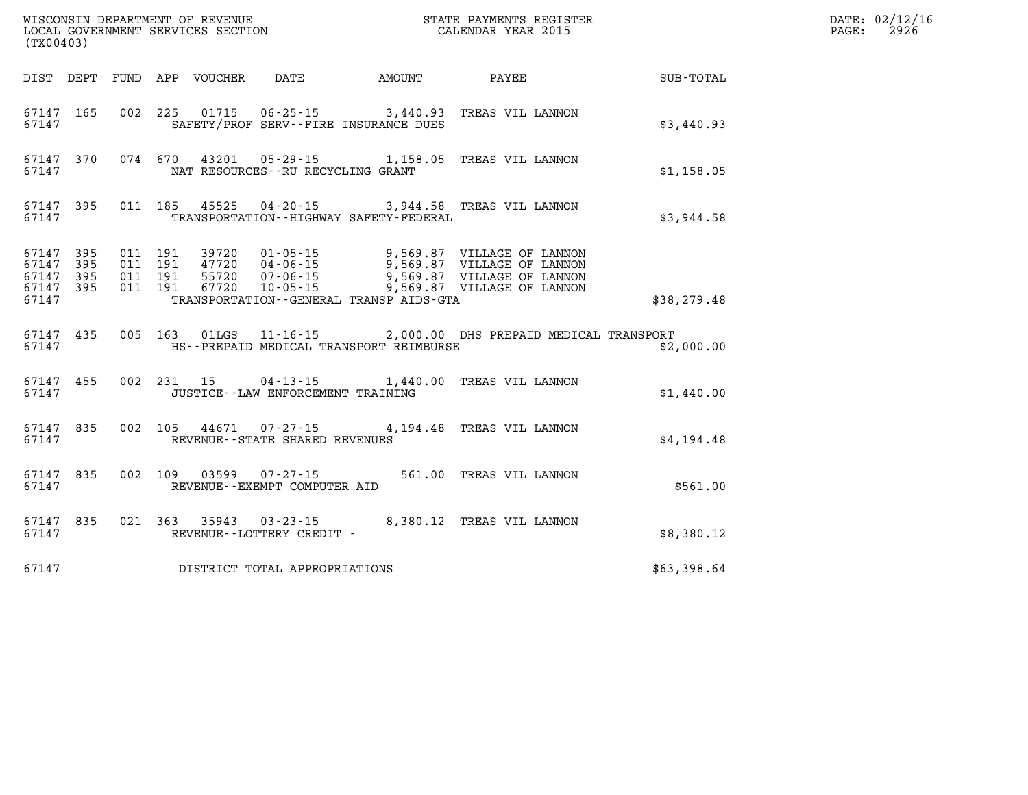WISCONSIN DEPARTMENT OF REVENUE
LOCAL GOVERNMENT SERVICES SECTION
(TX00403)

STATE PAYMENTS REGISTER
CALENDAR YEAR 2015

DATE: 02/12/16
PAGE: 2926

| DIST | DEPT | FUND | APP | VOUCHER | DATE | AMOUNT | PAYEE | SUB-TOTAL |
|---|---|---|---|---|---|---|---|---|
| 67147 | 165 | 002 | 225 | 01715 | 06-25-15 | 3,440.93 | TREAS VIL LANNON | |
| 67147 | | | | SAFETY/PROF SERV--FIRE INSURANCE DUES | | | | $3,440.93 |
| 67147 | 370 | 074 | 670 | 43201 | 05-29-15 | 1,158.05 | TREAS VIL LANNON | |
| 67147 | | | | NAT RESOURCES--RU RECYCLING GRANT | | | | $1,158.05 |
| 67147 | 395 | 011 | 185 | 45525 | 04-20-15 | 3,944.58 | TREAS VIL LANNON | |
| 67147 | | | | TRANSPORTATION--HIGHWAY SAFETY-FEDERAL | | | | $3,944.58 |
| 67147 | 395 | 011 | 191 | 39720 | 01-05-15 | 9,569.87 | VILLAGE OF LANNON | |
| 67147 | 395 | 011 | 191 | 47720 | 04-06-15 | 9,569.87 | VILLAGE OF LANNON | |
| 67147 | 395 | 011 | 191 | 55720 | 07-06-15 | 9,569.87 | VILLAGE OF LANNON | |
| 67147 | 395 | 011 | 191 | 67720 | 10-05-15 | 9,569.87 | VILLAGE OF LANNON | |
| 67147 | | | | TRANSPORTATION--GENERAL TRANSP AIDS-GTA | | | | $38,279.48 |
| 67147 | 435 | 005 | 163 | 01LGS | 11-16-15 | 2,000.00 | DHS PREPAID MEDICAL TRANSPORT | |
| 67147 | | | | HS--PREPAID MEDICAL TRANSPORT REIMBURSE | | | | $2,000.00 |
| 67147 | 455 | 002 | 231 | 15 | 04-13-15 | 1,440.00 | TREAS VIL LANNON | |
| 67147 | | | | JUSTICE--LAW ENFORCEMENT TRAINING | | | | $1,440.00 |
| 67147 | 835 | 002 | 105 | 44671 | 07-27-15 | 4,194.48 | TREAS VIL LANNON | |
| 67147 | | | | REVENUE--STATE SHARED REVENUES | | | | $4,194.48 |
| 67147 | 835 | 002 | 109 | 03599 | 07-27-15 | 561.00 | TREAS VIL LANNON | |
| 67147 | | | | REVENUE--EXEMPT COMPUTER AID | | | | $561.00 |
| 67147 | 835 | 021 | 363 | 35943 | 03-23-15 | 8,380.12 | TREAS VIL LANNON | |
| 67147 | | | | REVENUE--LOTTERY CREDIT - | | | | $8,380.12 |
| 67147 | | | | DISTRICT TOTAL APPROPRIATIONS | | | | $63,398.64 |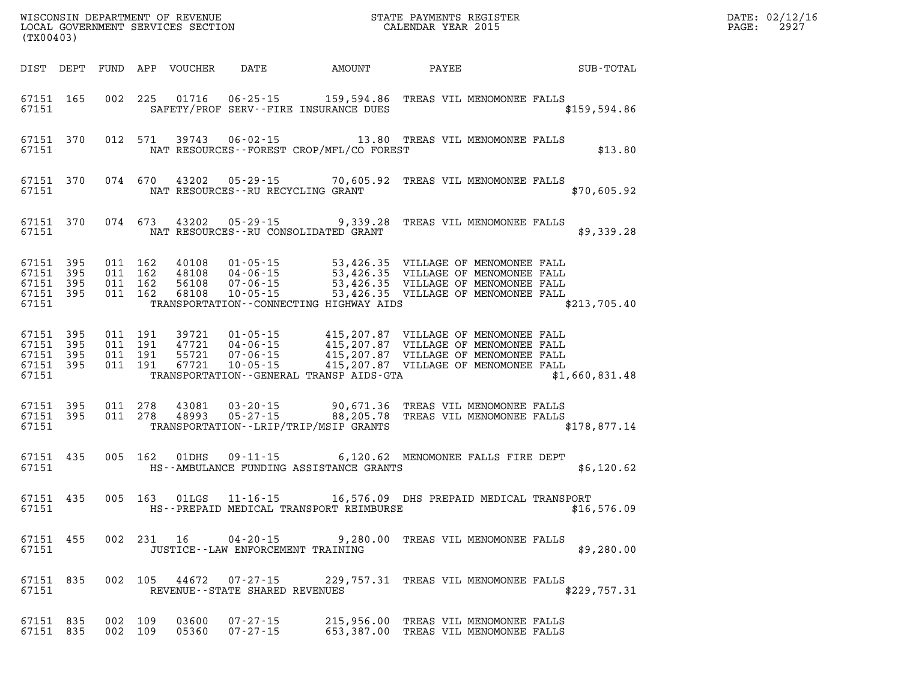WISCONSIN DEPARTMENT OF REVENUE
LOCAL GOVERNMENT SERVICES SECTION
(TX00403)

STATE PAYMENTS REGISTER
CALENDAR YEAR 2015

DATE: 02/12/16
PAGE: 2927

| DIST | DEPT | FUND | APP | VOUCHER | DATE | AMOUNT | PAYEE | SUB-TOTAL |
|---|---|---|---|---|---|---|---|---|
| 67151 | 165 | 002 | 225 | 01716 | 06-25-15 | 159,594.86 | TREAS VIL MENOMONEE FALLS | |
| 67151 | | | | | SAFETY/PROF SERV--FIRE INSURANCE DUES | | | $159,594.86 |
| 67151 | 370 | 012 | 571 | 39743 | 06-02-15 | 13.80 | TREAS VIL MENOMONEE FALLS | |
| 67151 | | | | | NAT RESOURCES--FOREST CROP/MFL/CO FOREST | | | $13.80 |
| 67151 | 370 | 074 | 670 | 43202 | 05-29-15 | 70,605.92 | TREAS VIL MENOMONEE FALLS | |
| 67151 | | | | | NAT RESOURCES--RU RECYCLING GRANT | | | $70,605.92 |
| 67151 | 370 | 074 | 673 | 43202 | 05-29-15 | 9,339.28 | TREAS VIL MENOMONEE FALLS | |
| 67151 | | | | | NAT RESOURCES--RU CONSOLIDATED GRANT | | | $9,339.28 |
| 67151 | 395 | 011 | 162 | 40108 | 01-05-15 | 53,426.35 | VILLAGE OF MENOMONEE FALL | |
| 67151 | 395 | 011 | 162 | 48108 | 04-06-15 | 53,426.35 | VILLAGE OF MENOMONEE FALL | |
| 67151 | 395 | 011 | 162 | 56108 | 07-06-15 | 53,426.35 | VILLAGE OF MENOMONEE FALL | |
| 67151 | 395 | 011 | 162 | 68108 | 10-05-15 | 53,426.35 | VILLAGE OF MENOMONEE FALL | |
| 67151 | | | | | TRANSPORTATION--CONNECTING HIGHWAY AIDS | | | $213,705.40 |
| 67151 | 395 | 011 | 191 | 39721 | 01-05-15 | 415,207.87 | VILLAGE OF MENOMONEE FALL | |
| 67151 | 395 | 011 | 191 | 47721 | 04-06-15 | 415,207.87 | VILLAGE OF MENOMONEE FALL | |
| 67151 | 395 | 011 | 191 | 55721 | 07-06-15 | 415,207.87 | VILLAGE OF MENOMONEE FALL | |
| 67151 | 395 | 011 | 191 | 67721 | 10-05-15 | 415,207.87 | VILLAGE OF MENOMONEE FALL | |
| 67151 | | | | | TRANSPORTATION--GENERAL TRANSP AIDS-GTA | | | $1,660,831.48 |
| 67151 | 395 | 011 | 278 | 43081 | 03-20-15 | 90,671.36 | TREAS VIL MENOMONEE FALLS | |
| 67151 | 395 | 011 | 278 | 48993 | 05-27-15 | 88,205.78 | TREAS VIL MENOMONEE FALLS | |
| 67151 | | | | | TRANSPORTATION--LRIP/TRIP/MSIP GRANTS | | | $178,877.14 |
| 67151 | 435 | 005 | 162 | 01DHS | 09-11-15 | 6,120.62 | MENOMONEE FALLS FIRE DEPT | |
| 67151 | | | | | HS--AMBULANCE FUNDING ASSISTANCE GRANTS | | | $6,120.62 |
| 67151 | 435 | 005 | 163 | 01LGS | 11-16-15 | 16,576.09 | DHS PREPAID MEDICAL TRANSPORT | |
| 67151 | | | | | HS--PREPAID MEDICAL TRANSPORT REIMBURSE | | | $16,576.09 |
| 67151 | 455 | 002 | 231 | 16 | 04-20-15 | 9,280.00 | TREAS VIL MENOMONEE FALLS | |
| 67151 | | | | | JUSTICE--LAW ENFORCEMENT TRAINING | | | $9,280.00 |
| 67151 | 835 | 002 | 105 | 44672 | 07-27-15 | 229,757.31 | TREAS VIL MENOMONEE FALLS | |
| 67151 | | | | | REVENUE--STATE SHARED REVENUES | | | $229,757.31 |
| 67151 | 835 | 002 | 109 | 03600 | 07-27-15 | 215,956.00 | TREAS VIL MENOMONEE FALLS | |
| 67151 | 835 | 002 | 109 | 05360 | 07-27-15 | 653,387.00 | TREAS VIL MENOMONEE FALLS | |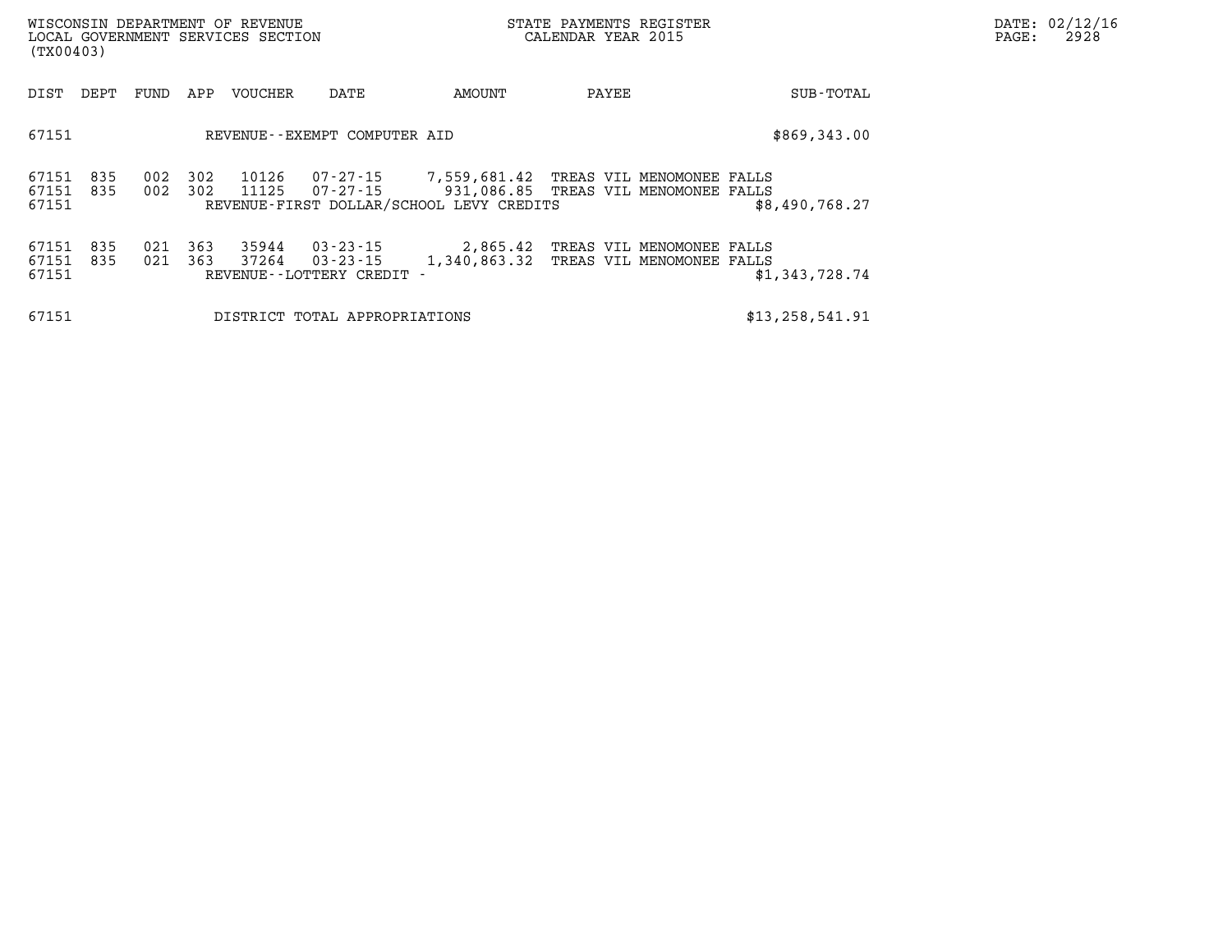| DIST | DEPT | FUND | APP | VOUCHER | DATE | AMOUNT | PAYEE | SUB-TOTAL |
|---|---|---|---|---|---|---|---|---|
| 67151 | | | | REVENUE--EXEMPT COMPUTER AID | | | | $869,343.00 |
| 67151 | 835 | 002 | 302 | 10126 | 07-27-15 | 7,559,681.42 | TREAS VIL MENOMONEE FALLS | |
| 67151 | 835 | 002 | 302 | 11125 | 07-27-15 | 931,086.85 | TREAS VIL MENOMONEE FALLS | |
| 67151 | | | | REVENUE-FIRST DOLLAR/SCHOOL LEVY CREDITS | | | | $8,490,768.27 |
| 67151 | 835 | 021 | 363 | 35944 | 03-23-15 | 2,865.42 | TREAS VIL MENOMONEE FALLS | |
| 67151 | 835 | 021 | 363 | 37264 | 03-23-15 | 1,340,863.32 | TREAS VIL MENOMONEE FALLS | |
| 67151 | | | | REVENUE--LOTTERY CREDIT - | | | | $1,343,728.74 |
| 67151 | | | | DISTRICT TOTAL APPROPRIATIONS | | | | $13,258,541.91 |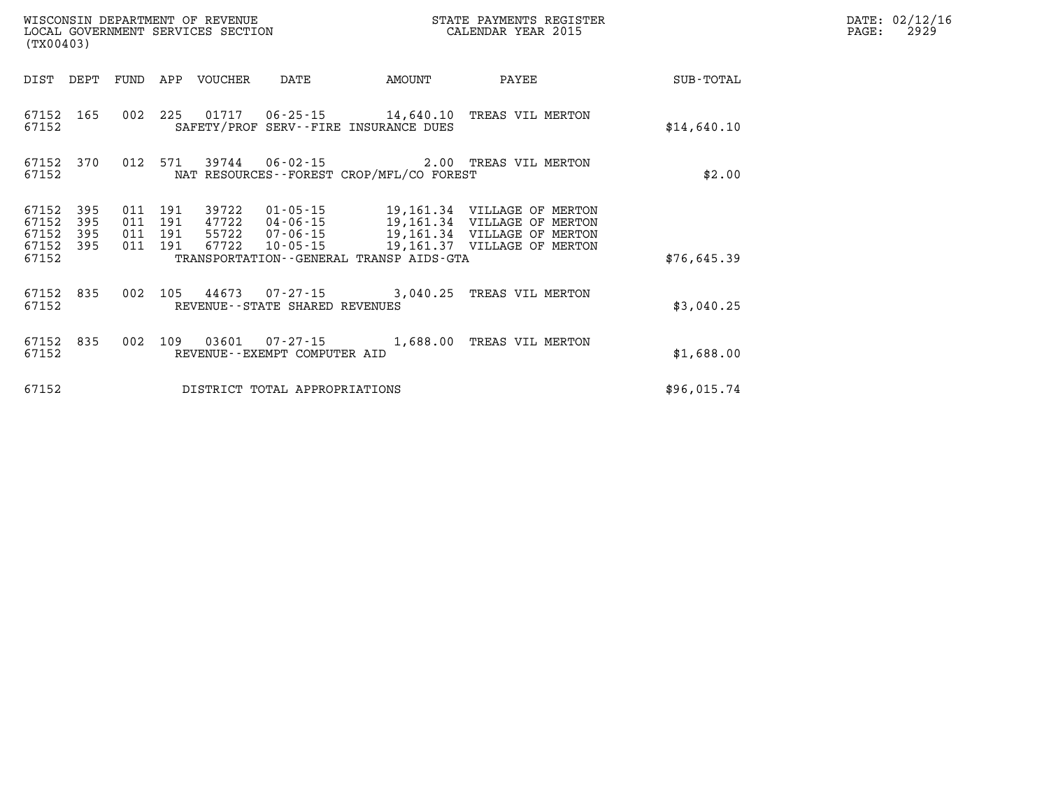WISCONSIN DEPARTMENT OF REVENUE
LOCAL GOVERNMENT SERVICES SECTION
(TX00403)

STATE PAYMENTS REGISTER
CALENDAR YEAR 2015

DATE: 02/12/16
PAGE: 2929

| DIST | DEPT | FUND | APP | VOUCHER | DATE | AMOUNT | PAYEE | SUB-TOTAL |
|---|---|---|---|---|---|---|---|---|
| 67152 | 165 | 002 | 225 | 01717 | 06-25-15 | 14,640.10 | TREAS VIL MERTON | |
| 67152 | | | | SAFETY/PROF SERV--FIRE INSURANCE DUES | | | | $14,640.10 |
| 67152 | 370 | 012 | 571 | 39744 | 06-02-15 | 2.00 | TREAS VIL MERTON | |
| 67152 | | | | NAT RESOURCES--FOREST CROP/MFL/CO FOREST | | | | $2.00 |
| 67152 | 395 | 011 | 191 | 39722 | 01-05-15 | 19,161.34 | VILLAGE OF MERTON | |
| 67152 | 395 | 011 | 191 | 47722 | 04-06-15 | 19,161.34 | VILLAGE OF MERTON | |
| 67152 | 395 | 011 | 191 | 55722 | 07-06-15 | 19,161.34 | VILLAGE OF MERTON | |
| 67152 | 395 | 011 | 191 | 67722 | 10-05-15 | 19,161.37 | VILLAGE OF MERTON | |
| 67152 | | | | TRANSPORTATION--GENERAL TRANSP AIDS-GTA | | | | $76,645.39 |
| 67152 | 835 | 002 | 105 | 44673 | 07-27-15 | 3,040.25 | TREAS VIL MERTON | |
| 67152 | | | | REVENUE--STATE SHARED REVENUES | | | | $3,040.25 |
| 67152 | 835 | 002 | 109 | 03601 | 07-27-15 | 1,688.00 | TREAS VIL MERTON | |
| 67152 | | | | REVENUE--EXEMPT COMPUTER AID | | | | $1,688.00 |
| 67152 | | | | DISTRICT TOTAL APPROPRIATIONS | | | | $96,015.74 |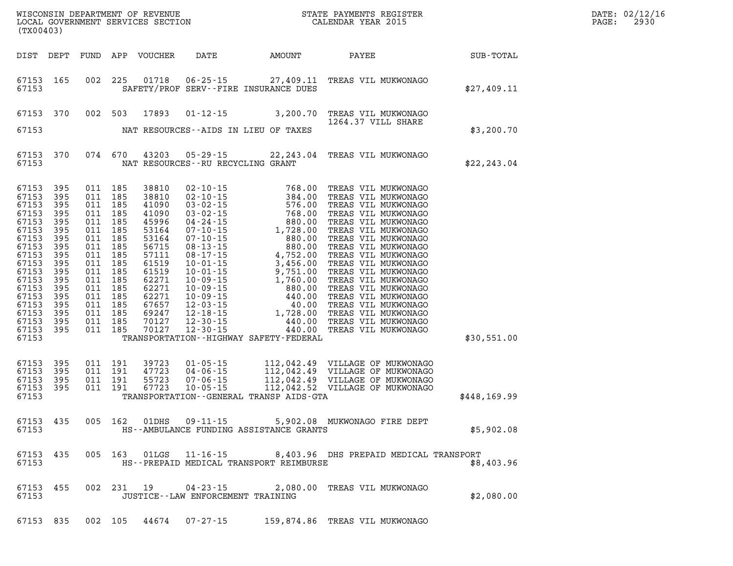WISCONSIN DEPARTMENT OF REVENUE
LOCAL GOVERNMENT SERVICES SECTION
(TX00403)

STATE PAYMENTS REGISTER
CALENDAR YEAR 2015

DATE: 02/12/16

| DIST | DEPT | FUND | APP | VOUCHER | DATE | AMOUNT | PAYEE | SUB-TOTAL |
|---|---|---|---|---|---|---|---|---|
| 67153 | 165 | 002 | 225 | 01718 | 06-25-15 | 27,409.11 | TREAS VIL MUKWONAGO | |
| 67153 | | | | | SAFETY/PROF SERV--FIRE INSURANCE DUES | | | $27,409.11 |
| 67153 | 370 | 002 | 503 | 17893 | 01-12-15 | 3,200.70 | TREAS VIL MUKWONAGO 1264.37 VILL SHARE | |
| 67153 | | | | | NAT RESOURCES--AIDS IN LIEU OF TAXES | | | $3,200.70 |
| 67153 | 370 | 074 | 670 | 43203 | 05-29-15 | 22,243.04 | TREAS VIL MUKWONAGO | |
| 67153 | | | | | NAT RESOURCES--RU RECYCLING GRANT | | | $22,243.04 |
| 67153 | 395 | 011 | 185 | 38810 | 02-10-15 | 768.00 | TREAS VIL MUKWONAGO | |
| 67153 | 395 | 011 | 185 | 38810 | 02-10-15 | 384.00 | TREAS VIL MUKWONAGO | |
| 67153 | 395 | 011 | 185 | 41090 | 03-02-15 | 576.00 | TREAS VIL MUKWONAGO | |
| 67153 | 395 | 011 | 185 | 41090 | 03-02-15 | 768.00 | TREAS VIL MUKWONAGO | |
| 67153 | 395 | 011 | 185 | 45996 | 04-24-15 | 880.00 | TREAS VIL MUKWONAGO | |
| 67153 | 395 | 011 | 185 | 53164 | 07-10-15 | 1,728.00 | TREAS VIL MUKWONAGO | |
| 67153 | 395 | 011 | 185 | 53164 | 07-10-15 | 880.00 | TREAS VIL MUKWONAGO | |
| 67153 | 395 | 011 | 185 | 56715 | 08-13-15 | 880.00 | TREAS VIL MUKWONAGO | |
| 67153 | 395 | 011 | 185 | 57111 | 08-17-15 | 4,752.00 | TREAS VIL MUKWONAGO | |
| 67153 | 395 | 011 | 185 | 61519 | 10-01-15 | 3,456.00 | TREAS VIL MUKWONAGO | |
| 67153 | 395 | 011 | 185 | 61519 | 10-01-15 | 9,751.00 | TREAS VIL MUKWONAGO | |
| 67153 | 395 | 011 | 185 | 62271 | 10-09-15 | 1,760.00 | TREAS VIL MUKWONAGO | |
| 67153 | 395 | 011 | 185 | 62271 | 10-09-15 | 880.00 | TREAS VIL MUKWONAGO | |
| 67153 | 395 | 011 | 185 | 62271 | 10-09-15 | 440.00 | TREAS VIL MUKWONAGO | |
| 67153 | 395 | 011 | 185 | 67657 | 12-03-15 | 40.00 | TREAS VIL MUKWONAGO | |
| 67153 | 395 | 011 | 185 | 69247 | 12-18-15 | 1,728.00 | TREAS VIL MUKWONAGO | |
| 67153 | 395 | 011 | 185 | 70127 | 12-30-15 | 440.00 | TREAS VIL MUKWONAGO | |
| 67153 | 395 | 011 | 185 | 70127 | 12-30-15 | 440.00 | TREAS VIL MUKWONAGO | |
| 67153 | | | | | TRANSPORTATION--HIGHWAY SAFETY-FEDERAL | | | $30,551.00 |
| 67153 | 395 | 011 | 191 | 39723 | 01-05-15 | 112,042.49 | VILLAGE OF MUKWONAGO | |
| 67153 | 395 | 011 | 191 | 47723 | 04-06-15 | 112,042.49 | VILLAGE OF MUKWONAGO | |
| 67153 | 395 | 011 | 191 | 55723 | 07-06-15 | 112,042.49 | VILLAGE OF MUKWONAGO | |
| 67153 | 395 | 011 | 191 | 67723 | 10-05-15 | 112,042.52 | VILLAGE OF MUKWONAGO | |
| 67153 | | | | | TRANSPORTATION--GENERAL TRANSP AIDS-GTA | | | $448,169.99 |
| 67153 | 435 | 005 | 162 | 01DHS | 09-11-15 | 5,902.08 | MUKWONAGO FIRE DEPT | |
| 67153 | | | | | HS--AMBULANCE FUNDING ASSISTANCE GRANTS | | | $5,902.08 |
| 67153 | 435 | 005 | 163 | 01LGS | 11-16-15 | 8,403.96 | DHS PREPAID MEDICAL TRANSPORT | |
| 67153 | | | | | HS--PREPAID MEDICAL TRANSPORT REIMBURSE | | | $8,403.96 |
| 67153 | 455 | 002 | 231 | 19 | 04-23-15 | 2,080.00 | TREAS VIL MUKWONAGO | |
| 67153 | | | | | JUSTICE--LAW ENFORCEMENT TRAINING | | | $2,080.00 |
| 67153 | 835 | 002 | 105 | 44674 | 07-27-15 | 159,874.86 | TREAS VIL MUKWONAGO | |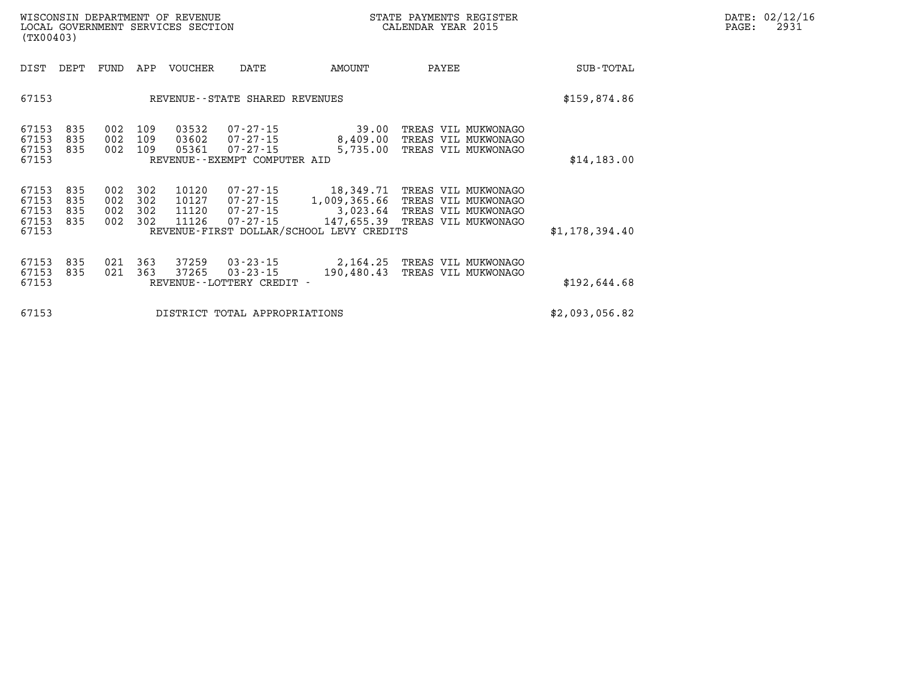| DIST | DEPT | FUND | APP | VOUCHER | DATE | AMOUNT | PAYEE | SUB-TOTAL |
|---|---|---|---|---|---|---|---|---|
| 67153 | | | | REVENUE--STATE SHARED REVENUES | | | | $159,874.86 |
| 67153 | 835 | 002 | 109 | 03532 | 07-27-15 | 39.00 | TREAS VIL MUKWONAGO | |
| 67153 | 835 | 002 | 109 | 03602 | 07-27-15 | 8,409.00 | TREAS VIL MUKWONAGO | |
| 67153 | 835 | 002 | 109 | 05361 | 07-27-15 | 5,735.00 | TREAS VIL MUKWONAGO | |
| 67153 | | | | REVENUE--EXEMPT COMPUTER AID | | | | $14,183.00 |
| 67153 | 835 | 002 | 302 | 10120 | 07-27-15 | 18,349.71 | TREAS VIL MUKWONAGO | |
| 67153 | 835 | 002 | 302 | 10127 | 07-27-15 | 1,009,365.66 | TREAS VIL MUKWONAGO | |
| 67153 | 835 | 002 | 302 | 11120 | 07-27-15 | 3,023.64 | TREAS VIL MUKWONAGO | |
| 67153 | 835 | 002 | 302 | 11126 | 07-27-15 | 147,655.39 | TREAS VIL MUKWONAGO | |
| 67153 | | | | REVENUE-FIRST DOLLAR/SCHOOL LEVY CREDITS | | | | $1,178,394.40 |
| 67153 | 835 | 021 | 363 | 37259 | 03-23-15 | 2,164.25 | TREAS VIL MUKWONAGO | |
| 67153 | 835 | 021 | 363 | 37265 | 03-23-15 | 190,480.43 | TREAS VIL MUKWONAGO | |
| 67153 | | | | REVENUE--LOTTERY CREDIT - | | | | $192,644.68 |
| 67153 | | | | DISTRICT TOTAL APPROPRIATIONS | | | | $2,093,056.82 |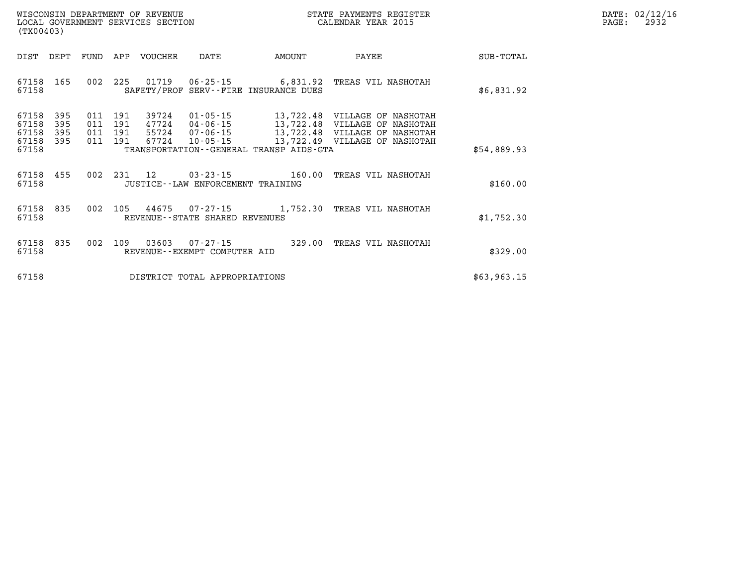WISCONSIN DEPARTMENT OF REVENUE
LOCAL GOVERNMENT SERVICES SECTION
(TX00403)

STATE PAYMENTS REGISTER
CALENDAR YEAR 2015

DATE: 02/12/16

| DIST | DEPT | FUND | APP | VOUCHER | DATE | AMOUNT | PAYEE | SUB-TOTAL |
|---|---|---|---|---|---|---|---|---|
| 67158 | 165 | 002 | 225 | 01719 | 06-25-15 | 6,831.92 | TREAS VIL NASHOTAH | |
| 67158 | | | | SAFETY/PROF SERV--FIRE INSURANCE DUES | | | | $6,831.92 |
| 67158 | 395 | 011 | 191 | 39724 | 01-05-15 | 13,722.48 | VILLAGE OF NASHOTAH | |
| 67158 | 395 | 011 | 191 | 47724 | 04-06-15 | 13,722.48 | VILLAGE OF NASHOTAH | |
| 67158 | 395 | 011 | 191 | 55724 | 07-06-15 | 13,722.48 | VILLAGE OF NASHOTAH | |
| 67158 | 395 | 011 | 191 | 67724 | 10-05-15 | 13,722.49 | VILLAGE OF NASHOTAH | |
| 67158 | | | | TRANSPORTATION--GENERAL TRANSP AIDS-GTA | | | | $54,889.93 |
| 67158 | 455 | 002 | 231 | 12 | 03-23-15 | 160.00 | TREAS VIL NASHOTAH | |
| 67158 | | | | JUSTICE--LAW ENFORCEMENT TRAINING | | | | $160.00 |
| 67158 | 835 | 002 | 105 | 44675 | 07-27-15 | 1,752.30 | TREAS VIL NASHOTAH | |
| 67158 | | | | REVENUE--STATE SHARED REVENUES | | | | $1,752.30 |
| 67158 | 835 | 002 | 109 | 03603 | 07-27-15 | 329.00 | TREAS VIL NASHOTAH | |
| 67158 | | | | REVENUE--EXEMPT COMPUTER AID | | | | $329.00 |
| 67158 | | | | DISTRICT TOTAL APPROPRIATIONS | | | | $63,963.15 |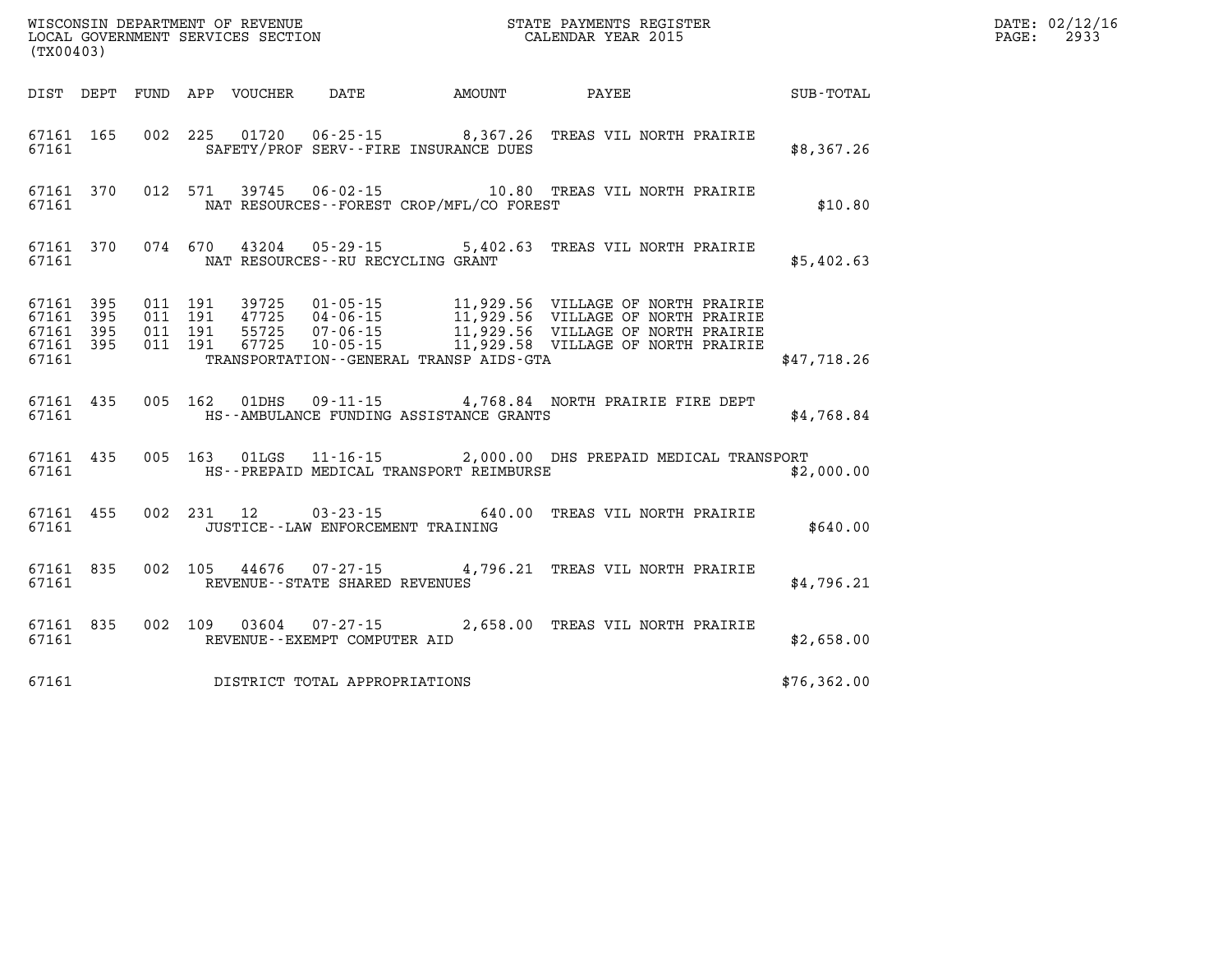WISCONSIN DEPARTMENT OF REVENUE
LOCAL GOVERNMENT SERVICES SECTION
(TX00403)

STATE PAYMENTS REGISTER
CALENDAR YEAR 2015

DATE: 02/12/16
PAGE: 2933

| DIST | DEPT | FUND | APP | VOUCHER | DATE | AMOUNT | PAYEE | SUB-TOTAL |
|---|---|---|---|---|---|---|---|---|
| 67161 | 165 | 002 | 225 | 01720 | 06-25-15 | 8,367.26 | TREAS VIL NORTH PRAIRIE | |
| 67161 | | | | | SAFETY/PROF SERV--FIRE INSURANCE DUES | | | $8,367.26 |
| 67161 | 370 | 012 | 571 | 39745 | 06-02-15 | 10.80 | TREAS VIL NORTH PRAIRIE | |
| 67161 | | | | | NAT RESOURCES--FOREST CROP/MFL/CO FOREST | | | $10.80 |
| 67161 | 370 | 074 | 670 | 43204 | 05-29-15 | 5,402.63 | TREAS VIL NORTH PRAIRIE | |
| 67161 | | | | | NAT RESOURCES--RU RECYCLING GRANT | | | $5,402.63 |
| 67161 | 395 | 011 | 191 | 39725 | 01-05-15 | 11,929.56 | VILLAGE OF NORTH PRAIRIE | |
| 67161 | 395 | 011 | 191 | 47725 | 04-06-15 | 11,929.56 | VILLAGE OF NORTH PRAIRIE | |
| 67161 | 395 | 011 | 191 | 55725 | 07-06-15 | 11,929.56 | VILLAGE OF NORTH PRAIRIE | |
| 67161 | 395 | 011 | 191 | 67725 | 10-05-15 | 11,929.58 | VILLAGE OF NORTH PRAIRIE | |
| 67161 | | | | | TRANSPORTATION--GENERAL TRANSP AIDS-GTA | | | $47,718.26 |
| 67161 | 435 | 005 | 162 | 01DHS | 09-11-15 | 4,768.84 | NORTH PRAIRIE FIRE DEPT | |
| 67161 | | | | | HS--AMBULANCE FUNDING ASSISTANCE GRANTS | | | $4,768.84 |
| 67161 | 435 | 005 | 163 | 01LGS | 11-16-15 | 2,000.00 | DHS PREPAID MEDICAL TRANSPORT | |
| 67161 | | | | | HS--PREPAID MEDICAL TRANSPORT REIMBURSE | | | $2,000.00 |
| 67161 | 455 | 002 | 231 | 12 | 03-23-15 | 640.00 | TREAS VIL NORTH PRAIRIE | |
| 67161 | | | | | JUSTICE--LAW ENFORCEMENT TRAINING | | | $640.00 |
| 67161 | 835 | 002 | 105 | 44676 | 07-27-15 | 4,796.21 | TREAS VIL NORTH PRAIRIE | |
| 67161 | | | | | REVENUE--STATE SHARED REVENUES | | | $4,796.21 |
| 67161 | 835 | 002 | 109 | 03604 | 07-27-15 | 2,658.00 | TREAS VIL NORTH PRAIRIE | |
| 67161 | | | | | REVENUE--EXEMPT COMPUTER AID | | | $2,658.00 |
| 67161 | | | | | DISTRICT TOTAL APPROPRIATIONS | | | $76,362.00 |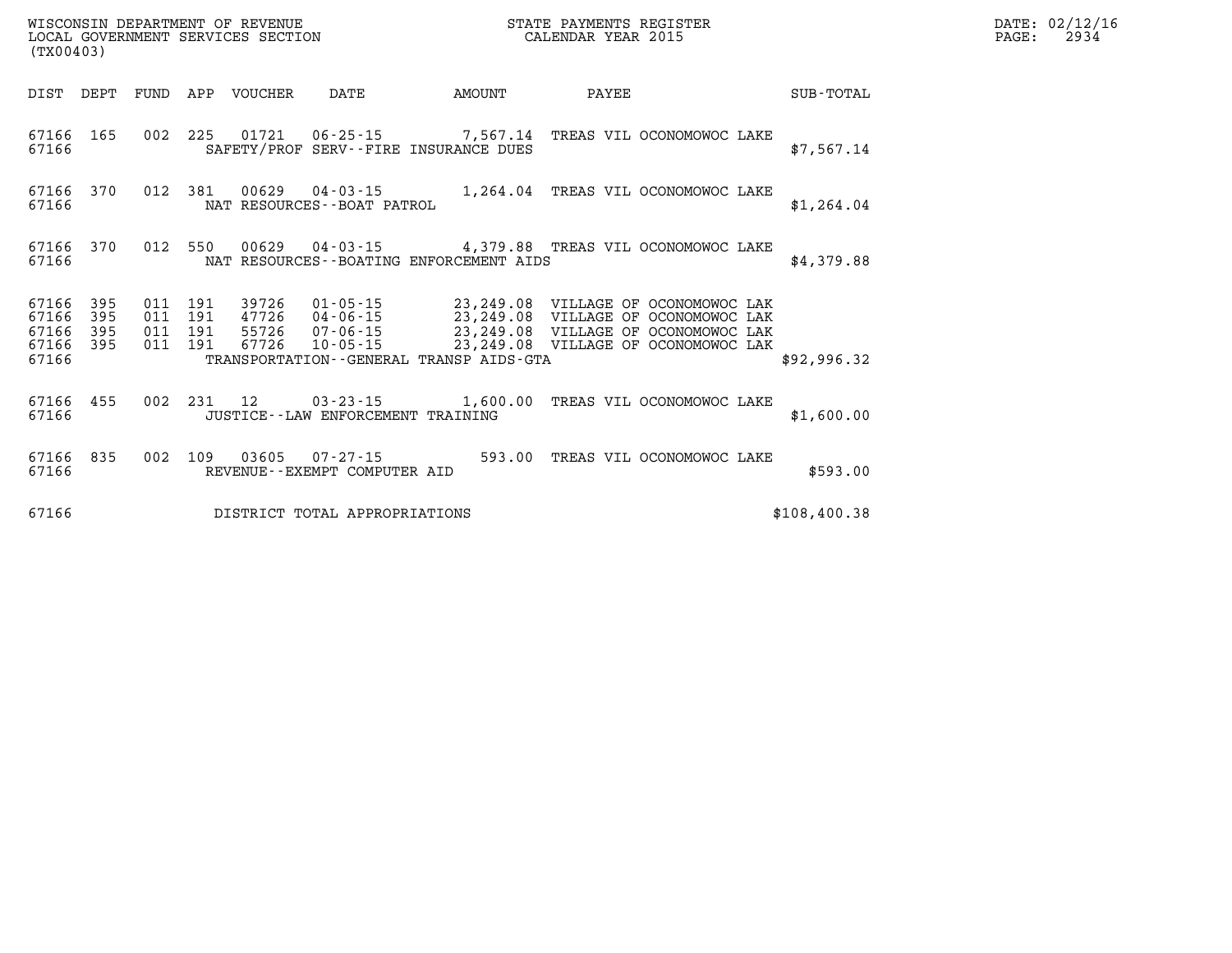WISCONSIN DEPARTMENT OF REVENUE  
LOCAL GOVERNMENT SERVICES SECTION  
(TX00403)

STATE PAYMENTS REGISTER  
CALENDAR YEAR 2015

DATE: 02/12/16

| DIST | DEPT | FUND | APP | VOUCHER | DATE | AMOUNT | PAYEE | SUB-TOTAL |
|---|---|---|---|---|---|---|---|---|
| 67166 | 165 | 002 | 225 | 01721 | 06-25-15 | 7,567.14 | TREAS VIL OCONOMOWOC LAKE | |
| 67166 | | | | SAFETY/PROF SERV--FIRE INSURANCE DUES | | | | $7,567.14 |
| 67166 | 370 | 012 | 381 | 00629 | 04-03-15 | 1,264.04 | TREAS VIL OCONOMOWOC LAKE | |
| 67166 | | | | NAT RESOURCES--BOAT PATROL | | | | $1,264.04 |
| 67166 | 370 | 012 | 550 | 00629 | 04-03-15 | 4,379.88 | TREAS VIL OCONOMOWOC LAKE | |
| 67166 | | | | NAT RESOURCES--BOATING ENFORCEMENT AIDS | | | | $4,379.88 |
| 67166 | 395 | 011 | 191 | 39726 | 01-05-15 | 23,249.08 | VILLAGE OF OCONOMOWOC LAK | |
| 67166 | 395 | 011 | 191 | 47726 | 04-06-15 | 23,249.08 | VILLAGE OF OCONOMOWOC LAK | |
| 67166 | 395 | 011 | 191 | 55726 | 07-06-15 | 23,249.08 | VILLAGE OF OCONOMOWOC LAK | |
| 67166 | 395 | 011 | 191 | 67726 | 10-05-15 | 23,249.08 | VILLAGE OF OCONOMOWOC LAK | |
| 67166 | | | | TRANSPORTATION--GENERAL TRANSP AIDS-GTA | | | | $92,996.32 |
| 67166 | 455 | 002 | 231 | 12 | 03-23-15 | 1,600.00 | TREAS VIL OCONOMOWOC LAKE | |
| 67166 | | | | JUSTICE--LAW ENFORCEMENT TRAINING | | | | $1,600.00 |
| 67166 | 835 | 002 | 109 | 03605 | 07-27-15 | 593.00 | TREAS VIL OCONOMOWOC LAKE | |
| 67166 | | | | REVENUE--EXEMPT COMPUTER AID | | | | $593.00 |
| 67166 | | | | DISTRICT TOTAL APPROPRIATIONS | | | | $108,400.38 |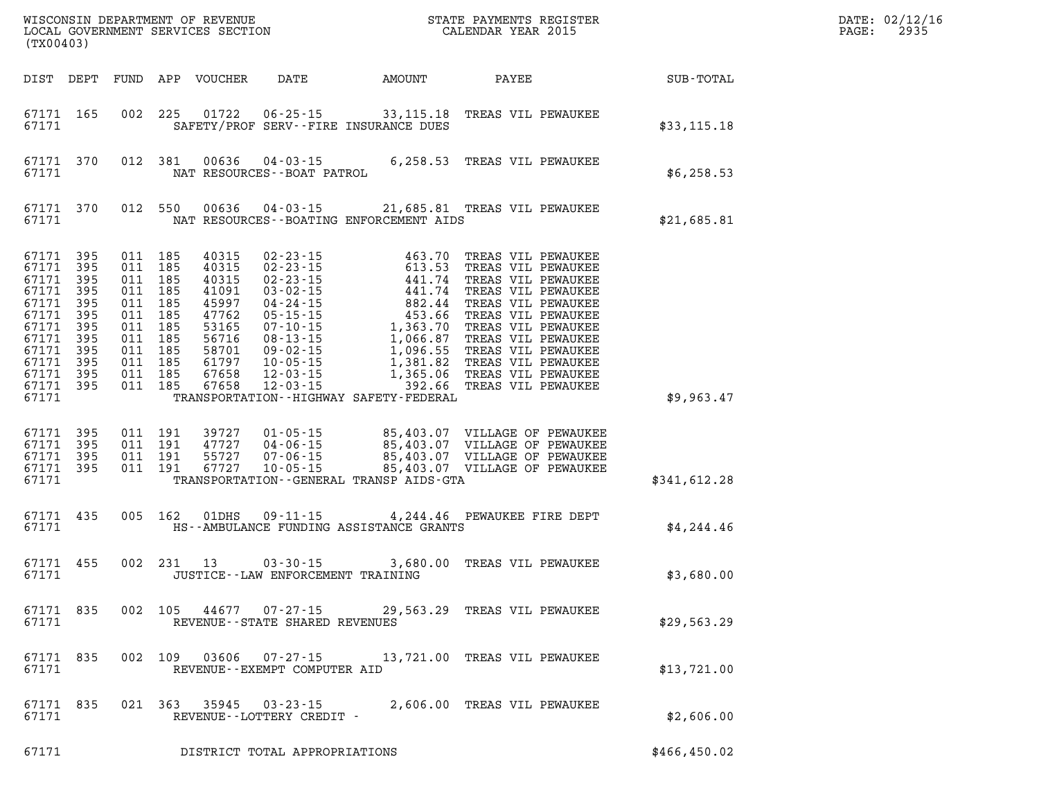WISCONSIN DEPARTMENT OF REVENUE
LOCAL GOVERNMENT SERVICES SECTION
(TX00403)

STATE PAYMENTS REGISTER
CALENDAR YEAR 2015

DATE: 02/12/16

| DIST | DEPT | FUND | APP | VOUCHER | DATE | AMOUNT | PAYEE | SUB-TOTAL |
|---|---|---|---|---|---|---|---|---|
| 67171 | 165 | 002 | 225 | 01722 | 06-25-15 | 33,115.18 | TREAS VIL PEWAUKEE | |
| 67171 | | | | SAFETY/PROF SERV--FIRE INSURANCE DUES | | | | $33,115.18 |
| 67171 | 370 | 012 | 381 | 00636 | 04-03-15 | 6,258.53 | TREAS VIL PEWAUKEE | |
| 67171 | | | | NAT RESOURCES--BOAT PATROL | | | | $6,258.53 |
| 67171 | 370 | 012 | 550 | 00636 | 04-03-15 | 21,685.81 | TREAS VIL PEWAUKEE | |
| 67171 | | | | NAT RESOURCES--BOATING ENFORCEMENT AIDS | | | | $21,685.81 |
| 67171 | 395 | 011 | 185 | 40315 | 02-23-15 | 463.70 | TREAS VIL PEWAUKEE | |
| 67171 | 395 | 011 | 185 | 40315 | 02-23-15 | 613.53 | TREAS VIL PEWAUKEE | |
| 67171 | 395 | 011 | 185 | 40315 | 02-23-15 | 441.74 | TREAS VIL PEWAUKEE | |
| 67171 | 395 | 011 | 185 | 41091 | 03-02-15 | 441.74 | TREAS VIL PEWAUKEE | |
| 67171 | 395 | 011 | 185 | 45997 | 04-24-15 | 882.44 | TREAS VIL PEWAUKEE | |
| 67171 | 395 | 011 | 185 | 47762 | 05-15-15 | 453.66 | TREAS VIL PEWAUKEE | |
| 67171 | 395 | 011 | 185 | 53165 | 07-10-15 | 1,363.70 | TREAS VIL PEWAUKEE | |
| 67171 | 395 | 011 | 185 | 56716 | 08-13-15 | 1,066.87 | TREAS VIL PEWAUKEE | |
| 67171 | 395 | 011 | 185 | 58701 | 09-02-15 | 1,096.55 | TREAS VIL PEWAUKEE | |
| 67171 | 395 | 011 | 185 | 61797 | 10-05-15 | 1,381.82 | TREAS VIL PEWAUKEE | |
| 67171 | 395 | 011 | 185 | 67658 | 12-03-15 | 1,365.06 | TREAS VIL PEWAUKEE | |
| 67171 | 395 | 011 | 185 | 67658 | 12-03-15 | 392.66 | TREAS VIL PEWAUKEE | |
| 67171 | | | | TRANSPORTATION--HIGHWAY SAFETY-FEDERAL | | | | $9,963.47 |
| 67171 | 395 | 011 | 191 | 39727 | 01-05-15 | 85,403.07 | VILLAGE OF PEWAUKEE | |
| 67171 | 395 | 011 | 191 | 47727 | 04-06-15 | 85,403.07 | VILLAGE OF PEWAUKEE | |
| 67171 | 395 | 011 | 191 | 55727 | 07-06-15 | 85,403.07 | VILLAGE OF PEWAUKEE | |
| 67171 | 395 | 011 | 191 | 67727 | 10-05-15 | 85,403.07 | VILLAGE OF PEWAUKEE | |
| 67171 | | | | TRANSPORTATION--GENERAL TRANSP AIDS-GTA | | | | $341,612.28 |
| 67171 | 435 | 005 | 162 | 01DHS | 09-11-15 | 4,244.46 | PEWAUKEE FIRE DEPT | |
| 67171 | | | | HS--AMBULANCE FUNDING ASSISTANCE GRANTS | | | | $4,244.46 |
| 67171 | 455 | 002 | 231 | 13 | 03-30-15 | 3,680.00 | TREAS VIL PEWAUKEE | |
| 67171 | | | | JUSTICE--LAW ENFORCEMENT TRAINING | | | | $3,680.00 |
| 67171 | 835 | 002 | 105 | 44677 | 07-27-15 | 29,563.29 | TREAS VIL PEWAUKEE | |
| 67171 | | | | REVENUE--STATE SHARED REVENUES | | | | $29,563.29 |
| 67171 | 835 | 002 | 109 | 03606 | 07-27-15 | 13,721.00 | TREAS VIL PEWAUKEE | |
| 67171 | | | | REVENUE--EXEMPT COMPUTER AID | | | | $13,721.00 |
| 67171 | 835 | 021 | 363 | 35945 | 03-23-15 | 2,606.00 | TREAS VIL PEWAUKEE | |
| 67171 | | | | REVENUE--LOTTERY CREDIT - | | | | $2,606.00 |
| 67171 | | | | DISTRICT TOTAL APPROPRIATIONS | | | | $466,450.02 |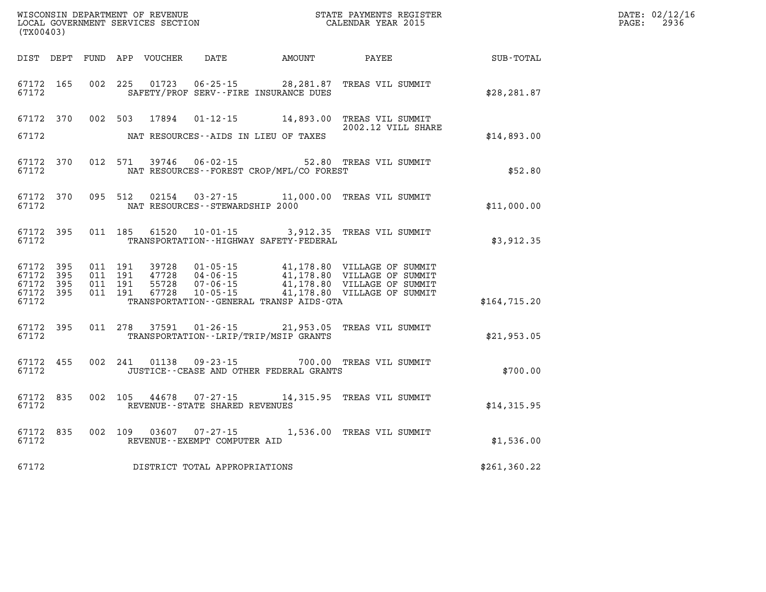WISCONSIN DEPARTMENT OF REVENUE
LOCAL GOVERNMENT SERVICES SECTION
(TX00403)

STATE PAYMENTS REGISTER
CALENDAR YEAR 2015

DATE: 02/12/16
PAGE: 2936

| DIST | DEPT | FUND | APP | VOUCHER | DATE | AMOUNT | PAYEE | SUB-TOTAL |
|---|---|---|---|---|---|---|---|---|
| 67172 | 165 | 002 | 225 | 01723 | 06-25-15 | 28,281.87 | TREAS VIL SUMMIT | |
| 67172 | | | | | SAFETY/PROF SERV--FIRE INSURANCE DUES | | | $28,281.87 |
| 67172 | 370 | 002 | 503 | 17894 | 01-12-15 | 14,893.00 | TREAS VIL SUMMIT 2002.12 VILL SHARE | |
| 67172 | | | | | NAT RESOURCES--AIDS IN LIEU OF TAXES | | | $14,893.00 |
| 67172 | 370 | 012 | 571 | 39746 | 06-02-15 | 52.80 | TREAS VIL SUMMIT | |
| 67172 | | | | | NAT RESOURCES--FOREST CROP/MFL/CO FOREST | | | $52.80 |
| 67172 | 370 | 095 | 512 | 02154 | 03-27-15 | 11,000.00 | TREAS VIL SUMMIT | |
| 67172 | | | | | NAT RESOURCES--STEWARDSHIP 2000 | | | $11,000.00 |
| 67172 | 395 | 011 | 185 | 61520 | 10-01-15 | 3,912.35 | TREAS VIL SUMMIT | |
| 67172 | | | | | TRANSPORTATION--HIGHWAY SAFETY-FEDERAL | | | $3,912.35 |
| 67172 | 395 | 011 | 191 | 39728 | 01-05-15 | 41,178.80 | VILLAGE OF SUMMIT | |
| 67172 | 395 | 011 | 191 | 47728 | 04-06-15 | 41,178.80 | VILLAGE OF SUMMIT | |
| 67172 | 395 | 011 | 191 | 55728 | 07-06-15 | 41,178.80 | VILLAGE OF SUMMIT | |
| 67172 | 395 | 011 | 191 | 67728 | 10-05-15 | 41,178.80 | VILLAGE OF SUMMIT | |
| 67172 | | | | | TRANSPORTATION--GENERAL TRANSP AIDS-GTA | | | $164,715.20 |
| 67172 | 395 | 011 | 278 | 37591 | 01-26-15 | 21,953.05 | TREAS VIL SUMMIT | |
| 67172 | | | | | TRANSPORTATION--LRIP/TRIP/MSIP GRANTS | | | $21,953.05 |
| 67172 | 455 | 002 | 241 | 01138 | 09-23-15 | 700.00 | TREAS VIL SUMMIT | |
| 67172 | | | | | JUSTICE--CEASE AND OTHER FEDERAL GRANTS | | | $700.00 |
| 67172 | 835 | 002 | 105 | 44678 | 07-27-15 | 14,315.95 | TREAS VIL SUMMIT | |
| 67172 | | | | | REVENUE--STATE SHARED REVENUES | | | $14,315.95 |
| 67172 | 835 | 002 | 109 | 03607 | 07-27-15 | 1,536.00 | TREAS VIL SUMMIT | |
| 67172 | | | | | REVENUE--EXEMPT COMPUTER AID | | | $1,536.00 |
| 67172 | | | | | DISTRICT TOTAL APPROPRIATIONS | | | $261,360.22 |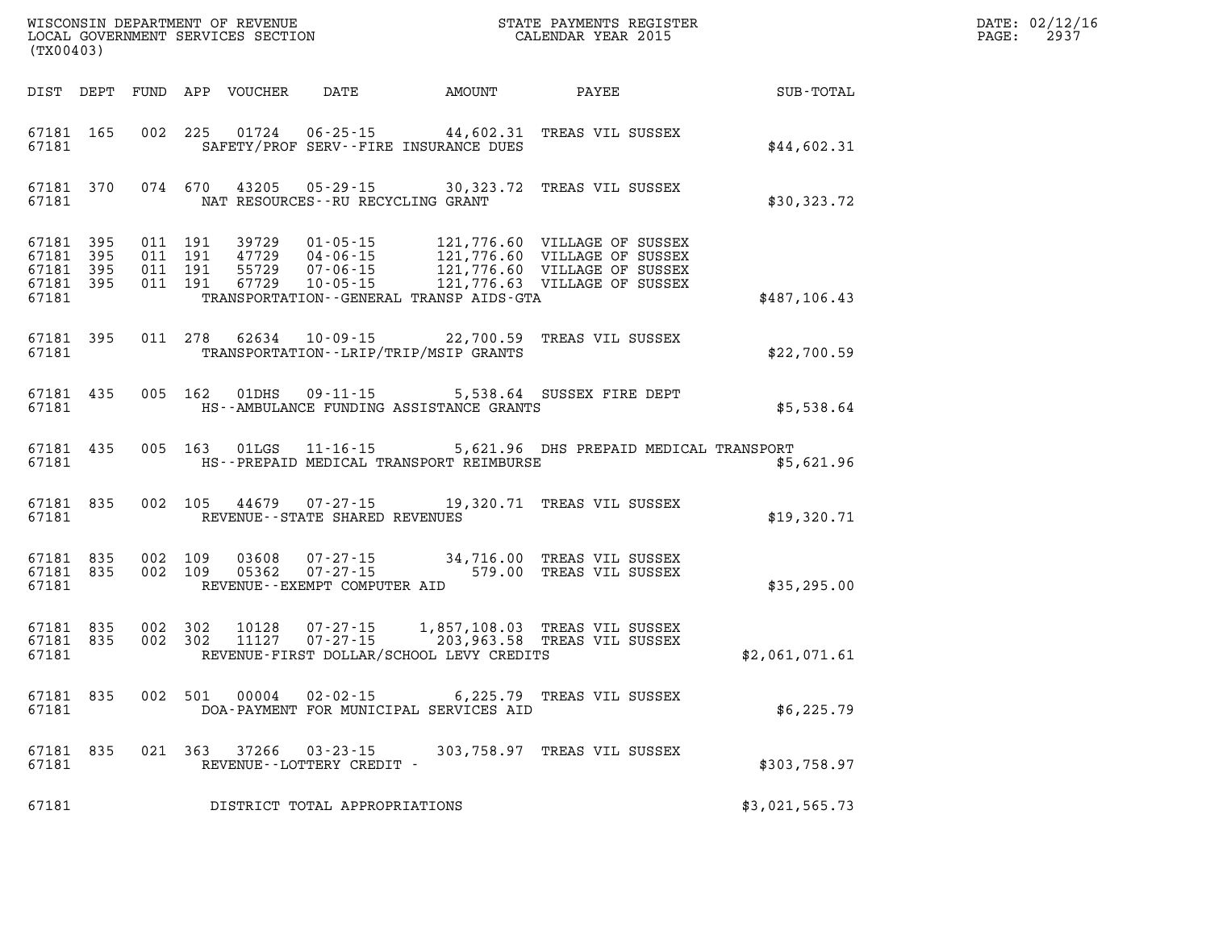WISCONSIN DEPARTMENT OF REVENUE
LOCAL GOVERNMENT SERVICES SECTION
(TX00403)

STATE PAYMENTS REGISTER
CALENDAR YEAR 2015

DATE: 02/12/16
PAGE: 2937

| DIST | DEPT | FUND | APP | VOUCHER | DATE | AMOUNT | PAYEE | SUB-TOTAL |
|---|---|---|---|---|---|---|---|---|
| 67181 | 165 | 002 | 225 | 01724 | 06-25-15 | 44,602.31 | TREAS VIL SUSSEX | |
| 67181 | | | | SAFETY/PROF SERV--FIRE INSURANCE DUES | | | | $44,602.31 |
| 67181 | 370 | 074 | 670 | 43205 | 05-29-15 | 30,323.72 | TREAS VIL SUSSEX | |
| 67181 | | | | NAT RESOURCES--RU RECYCLING GRANT | | | | $30,323.72 |
| 67181 | 395 | 011 | 191 | 39729 | 01-05-15 | 121,776.60 | VILLAGE OF SUSSEX | |
| 67181 | 395 | 011 | 191 | 47729 | 04-06-15 | 121,776.60 | VILLAGE OF SUSSEX | |
| 67181 | 395 | 011 | 191 | 55729 | 07-06-15 | 121,776.60 | VILLAGE OF SUSSEX | |
| 67181 | 395 | 011 | 191 | 67729 | 10-05-15 | 121,776.63 | VILLAGE OF SUSSEX | |
| 67181 | | | | TRANSPORTATION--GENERAL TRANSP AIDS-GTA | | | | $487,106.43 |
| 67181 | 395 | 011 | 278 | 62634 | 10-09-15 | 22,700.59 | TREAS VIL SUSSEX | |
| 67181 | | | | TRANSPORTATION--LRIP/TRIP/MSIP GRANTS | | | | $22,700.59 |
| 67181 | 435 | 005 | 162 | 01DHS | 09-11-15 | 5,538.64 | SUSSEX FIRE DEPT | |
| 67181 | | | | HS--AMBULANCE FUNDING ASSISTANCE GRANTS | | | | $5,538.64 |
| 67181 | 435 | 005 | 163 | 01LGS | 11-16-15 | 5,621.96 | DHS PREPAID MEDICAL TRANSPORT | |
| 67181 | | | | HS--PREPAID MEDICAL TRANSPORT REIMBURSE | | | | $5,621.96 |
| 67181 | 835 | 002 | 105 | 44679 | 07-27-15 | 19,320.71 | TREAS VIL SUSSEX | |
| 67181 | | | | REVENUE--STATE SHARED REVENUES | | | | $19,320.71 |
| 67181 | 835 | 002 | 109 | 03608 | 07-27-15 | 34,716.00 | TREAS VIL SUSSEX | |
| 67181 | 835 | 002 | 109 | 05362 | 07-27-15 | 579.00 | TREAS VIL SUSSEX | |
| 67181 | | | | REVENUE--EXEMPT COMPUTER AID | | | | $35,295.00 |
| 67181 | 835 | 002 | 302 | 10128 | 07-27-15 | 1,857,108.03 | TREAS VIL SUSSEX | |
| 67181 | 835 | 002 | 302 | 11127 | 07-27-15 | 203,963.58 | TREAS VIL SUSSEX | |
| 67181 | | | | REVENUE-FIRST DOLLAR/SCHOOL LEVY CREDITS | | | | $2,061,071.61 |
| 67181 | 835 | 002 | 501 | 00004 | 02-02-15 | 6,225.79 | TREAS VIL SUSSEX | |
| 67181 | | | | DOA-PAYMENT FOR MUNICIPAL SERVICES AID | | | | $6,225.79 |
| 67181 | 835 | 021 | 363 | 37266 | 03-23-15 | 303,758.97 | TREAS VIL SUSSEX | |
| 67181 | | | | REVENUE--LOTTERY CREDIT - | | | | $303,758.97 |
| 67181 | | | | DISTRICT TOTAL APPROPRIATIONS | | | | $3,021,565.73 |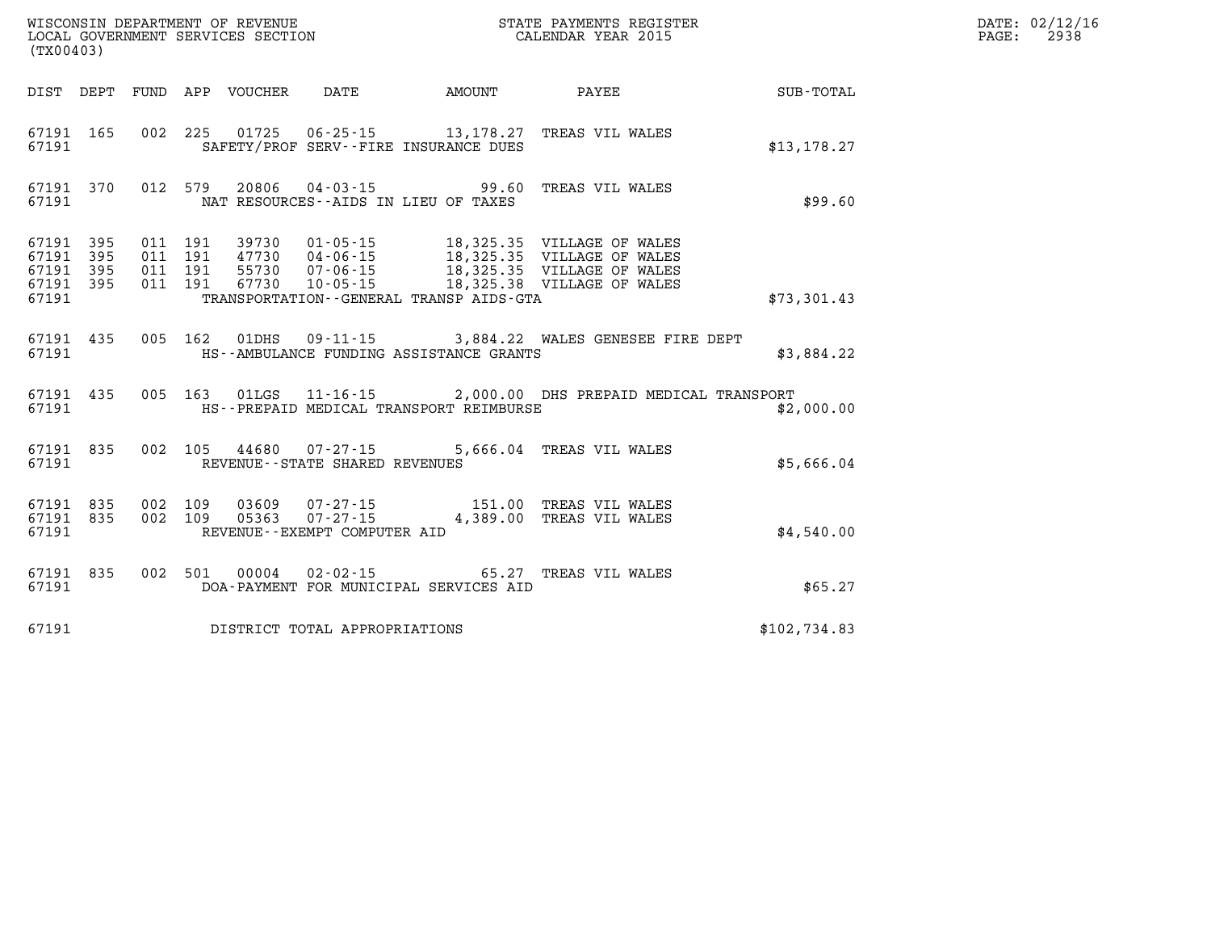WISCONSIN DEPARTMENT OF REVENUE
LOCAL GOVERNMENT SERVICES SECTION
(TX00403)

STATE PAYMENTS REGISTER
CALENDAR YEAR 2015

DATE: 02/12/16

| DIST | DEPT | FUND | APP | VOUCHER | DATE | AMOUNT | PAYEE | SUB-TOTAL |
|---|---|---|---|---|---|---|---|---|
| 67191 | 165 | 002 | 225 | 01725 | 06-25-15 | 13,178.27 | TREAS VIL WALES | |
| 67191 | | | | | SAFETY/PROF SERV--FIRE INSURANCE DUES | | | $13,178.27 |
| 67191 | 370 | 012 | 579 | 20806 | 04-03-15 | 99.60 | TREAS VIL WALES | |
| 67191 | | | | | NAT RESOURCES--AIDS IN LIEU OF TAXES | | | $99.60 |
| 67191 | 395 | 011 | 191 | 39730 | 01-05-15 | 18,325.35 | VILLAGE OF WALES | |
| 67191 | 395 | 011 | 191 | 47730 | 04-06-15 | 18,325.35 | VILLAGE OF WALES | |
| 67191 | 395 | 011 | 191 | 55730 | 07-06-15 | 18,325.35 | VILLAGE OF WALES | |
| 67191 | 395 | 011 | 191 | 67730 | 10-05-15 | 18,325.38 | VILLAGE OF WALES | |
| 67191 | | | | | TRANSPORTATION--GENERAL TRANSP AIDS-GTA | | | $73,301.43 |
| 67191 | 435 | 005 | 162 | 01DHS | 09-11-15 | 3,884.22 | WALES GENESEE FIRE DEPT | |
| 67191 | | | | | HS--AMBULANCE FUNDING ASSISTANCE GRANTS | | | $3,884.22 |
| 67191 | 435 | 005 | 163 | 01LGS | 11-16-15 | 2,000.00 | DHS PREPAID MEDICAL TRANSPORT | |
| 67191 | | | | | HS--PREPAID MEDICAL TRANSPORT REIMBURSE | | | $2,000.00 |
| 67191 | 835 | 002 | 105 | 44680 | 07-27-15 | 5,666.04 | TREAS VIL WALES | |
| 67191 | | | | | REVENUE--STATE SHARED REVENUES | | | $5,666.04 |
| 67191 | 835 | 002 | 109 | 03609 | 07-27-15 | 151.00 | TREAS VIL WALES | |
| 67191 | 835 | 002 | 109 | 05363 | 07-27-15 | 4,389.00 | TREAS VIL WALES | |
| 67191 | | | | | REVENUE--EXEMPT COMPUTER AID | | | $4,540.00 |
| 67191 | 835 | 002 | 501 | 00004 | 02-02-15 | 65.27 | TREAS VIL WALES | |
| 67191 | | | | | DOA-PAYMENT FOR MUNICIPAL SERVICES AID | | | $65.27 |
| 67191 | | | | | DISTRICT TOTAL APPROPRIATIONS | | | $102,734.83 |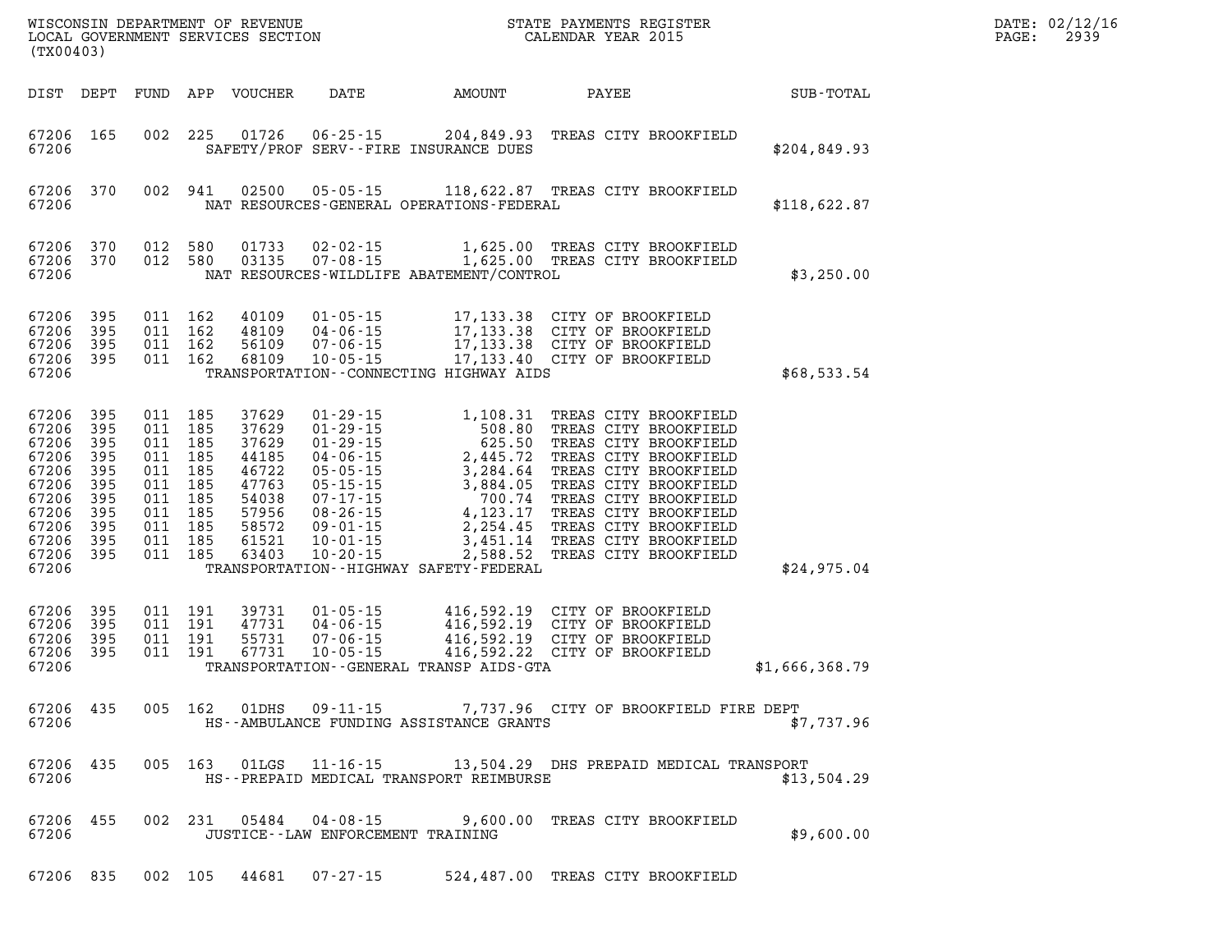WISCONSIN DEPARTMENT OF REVENUE
LOCAL GOVERNMENT SERVICES SECTION
(TX00403)

STATE PAYMENTS REGISTER
CALENDAR YEAR 2015

| DIST | DEPT | FUND | APP | VOUCHER | DATE | AMOUNT | PAYEE | SUB-TOTAL |
|---|---|---|---|---|---|---|---|---|
| 67206 | 165 | 002 | 225 | 01726 | 06-25-15 | 204,849.93 | TREAS CITY BROOKFIELD | |
| 67206 | | | | | | SAFETY/PROF SERV--FIRE INSURANCE DUES | | $204,849.93 |
| 67206 | 370 | 002 | 941 | 02500 | 05-05-15 | 118,622.87 | TREAS CITY BROOKFIELD | |
| 67206 | | | | | | NAT RESOURCES-GENERAL OPERATIONS-FEDERAL | | $118,622.87 |
| 67206 | 370 | 012 | 580 | 01733 | 02-02-15 | 1,625.00 | TREAS CITY BROOKFIELD | |
| 67206 | 370 | 012 | 580 | 03135 | 07-08-15 | 1,625.00 | TREAS CITY BROOKFIELD | |
| 67206 | | | | | | NAT RESOURCES-WILDLIFE ABATEMENT/CONTROL | | $3,250.00 |
| 67206 | 395 | 011 | 162 | 40109 | 01-05-15 | 17,133.38 | CITY OF BROOKFIELD | |
| 67206 | 395 | 011 | 162 | 48109 | 04-06-15 | 17,133.38 | CITY OF BROOKFIELD | |
| 67206 | 395 | 011 | 162 | 56109 | 07-06-15 | 17,133.38 | CITY OF BROOKFIELD | |
| 67206 | 395 | 011 | 162 | 68109 | 10-05-15 | 17,133.40 | CITY OF BROOKFIELD | |
| 67206 | | | | | | TRANSPORTATION--CONNECTING HIGHWAY AIDS | | $68,533.54 |
| 67206 | 395 | 011 | 185 | 37629 | 01-29-15 | 1,108.31 | TREAS CITY BROOKFIELD | |
| 67206 | 395 | 011 | 185 | 37629 | 01-29-15 | 508.80 | TREAS CITY BROOKFIELD | |
| 67206 | 395 | 011 | 185 | 37629 | 01-29-15 | 625.50 | TREAS CITY BROOKFIELD | |
| 67206 | 395 | 011 | 185 | 44185 | 04-06-15 | 2,445.72 | TREAS CITY BROOKFIELD | |
| 67206 | 395 | 011 | 185 | 46722 | 05-05-15 | 3,284.64 | TREAS CITY BROOKFIELD | |
| 67206 | 395 | 011 | 185 | 47763 | 05-15-15 | 3,884.05 | TREAS CITY BROOKFIELD | |
| 67206 | 395 | 011 | 185 | 54038 | 07-17-15 | 700.74 | TREAS CITY BROOKFIELD | |
| 67206 | 395 | 011 | 185 | 57956 | 08-26-15 | 4,123.17 | TREAS CITY BROOKFIELD | |
| 67206 | 395 | 011 | 185 | 58572 | 09-01-15 | 2,254.45 | TREAS CITY BROOKFIELD | |
| 67206 | 395 | 011 | 185 | 61521 | 10-01-15 | 3,451.14 | TREAS CITY BROOKFIELD | |
| 67206 | 395 | 011 | 185 | 63403 | 10-20-15 | 2,588.52 | TREAS CITY BROOKFIELD | |
| 67206 | | | | | | TRANSPORTATION--HIGHWAY SAFETY-FEDERAL | | $24,975.04 |
| 67206 | 395 | 011 | 191 | 39731 | 01-05-15 | 416,592.19 | CITY OF BROOKFIELD | |
| 67206 | 395 | 011 | 191 | 47731 | 04-06-15 | 416,592.19 | CITY OF BROOKFIELD | |
| 67206 | 395 | 011 | 191 | 55731 | 07-06-15 | 416,592.19 | CITY OF BROOKFIELD | |
| 67206 | 395 | 011 | 191 | 67731 | 10-05-15 | 416,592.22 | CITY OF BROOKFIELD | |
| 67206 | | | | | | TRANSPORTATION--GENERAL TRANSP AIDS-GTA | | $1,666,368.79 |
| 67206 | 435 | 005 | 162 | 01DHS | 09-11-15 | 7,737.96 | CITY OF BROOKFIELD FIRE DEPT | |
| 67206 | | | | | | HS--AMBULANCE FUNDING ASSISTANCE GRANTS | | $7,737.96 |
| 67206 | 435 | 005 | 163 | 01LGS | 11-16-15 | 13,504.29 | DHS PREPAID MEDICAL TRANSPORT | |
| 67206 | | | | | | HS--PREPAID MEDICAL TRANSPORT REIMBURSE | | $13,504.29 |
| 67206 | 455 | 002 | 231 | 05484 | 04-08-15 | 9,600.00 | TREAS CITY BROOKFIELD | |
| 67206 | | | | | | JUSTICE--LAW ENFORCEMENT TRAINING | | $9,600.00 |
| 67206 | 835 | 002 | 105 | 44681 | 07-27-15 | 524,487.00 | TREAS CITY BROOKFIELD | |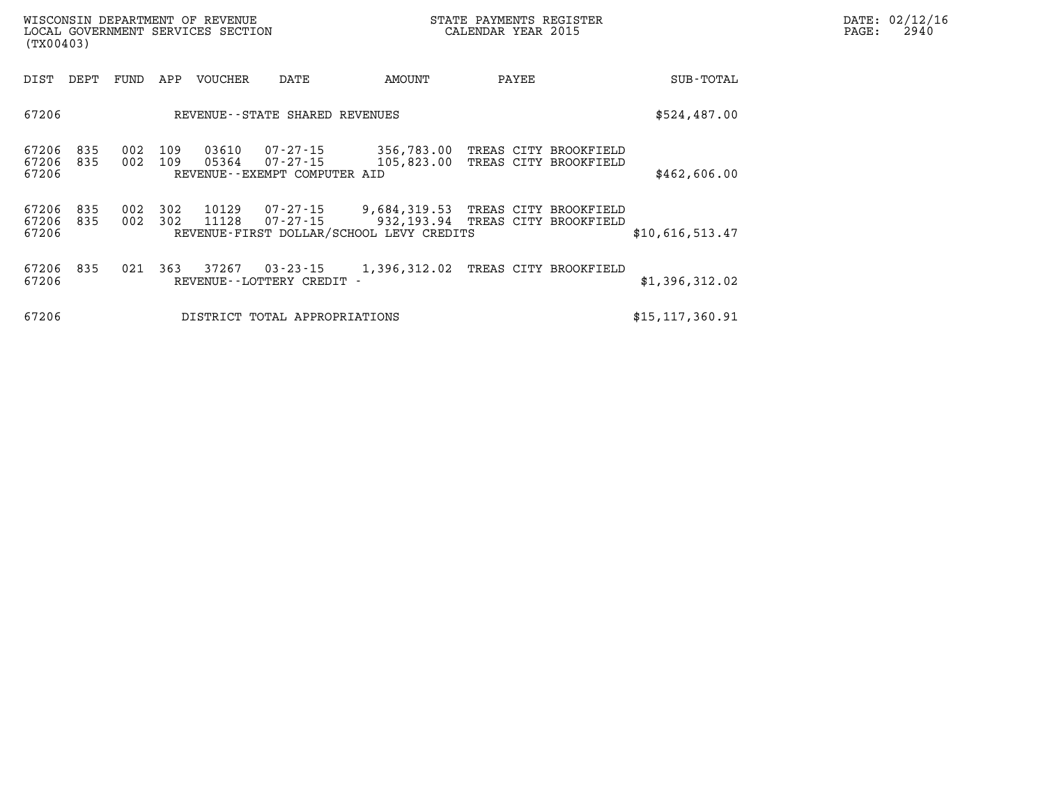WISCONSIN DEPARTMENT OF REVENUE
LOCAL GOVERNMENT SERVICES SECTION
(TX00403)

STATE PAYMENTS REGISTER
CALENDAR YEAR 2015

DATE: 02/12/16

| DIST | DEPT | FUND | APP | VOUCHER | DATE | AMOUNT | PAYEE | SUB-TOTAL |
|---|---|---|---|---|---|---|---|---|
| 67206 | | | | REVENUE--STATE SHARED REVENUES | | | | $524,487.00 |
| 67206 | 835 | 002 | 109 | 03610 | 07-27-15 | 356,783.00 | TREAS CITY BROOKFIELD | |
| 67206 | 835 | 002 | 109 | 05364 | 07-27-15 | 105,823.00 | TREAS CITY BROOKFIELD | |
| 67206 | | | | REVENUE--EXEMPT COMPUTER AID | | | | $462,606.00 |
| 67206 | 835 | 002 | 302 | 10129 | 07-27-15 | 9,684,319.53 | TREAS CITY BROOKFIELD | |
| 67206 | 835 | 002 | 302 | 11128 | 07-27-15 | 932,193.94 | TREAS CITY BROOKFIELD | |
| 67206 | | | | REVENUE-FIRST DOLLAR/SCHOOL LEVY CREDITS | | | | $10,616,513.47 |
| 67206 | 835 | 021 | 363 | 37267 | 03-23-15 | 1,396,312.02 | TREAS CITY BROOKFIELD | |
| 67206 | | | | REVENUE--LOTTERY CREDIT - | | | | $1,396,312.02 |
| 67206 | | | | DISTRICT TOTAL APPROPRIATIONS | | | | $15,117,360.91 |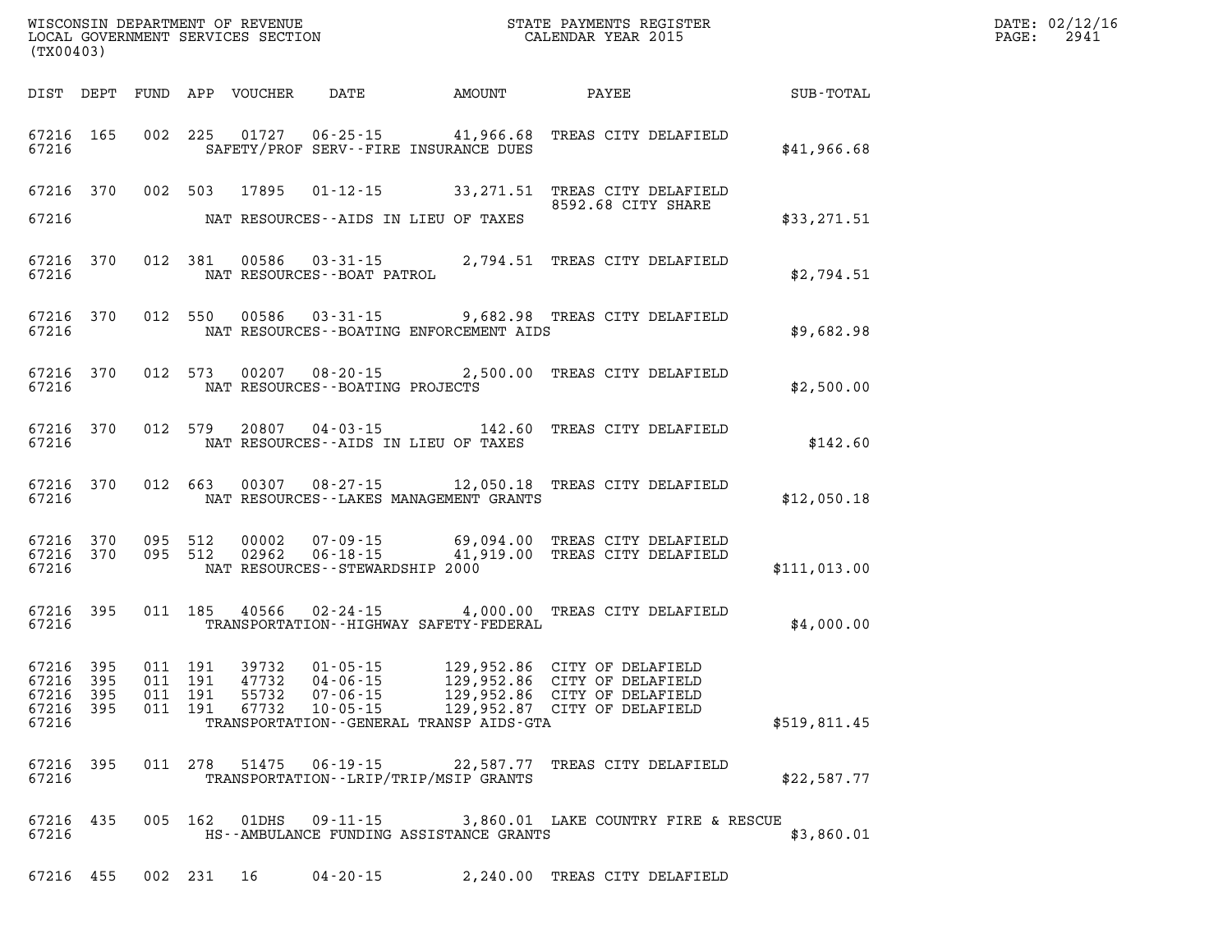| DIST | DEPT | FUND | APP | VOUCHER | DATE | AMOUNT | PAYEE | SUB-TOTAL |
|---|---|---|---|---|---|---|---|---|
| 67216 | 165 | 002 | 225 | 01727 | 06-25-15 | 41,966.68 | TREAS CITY DELAFIELD | |
| 67216 | | | | | SAFETY/PROF SERV--FIRE INSURANCE DUES | | | $41,966.68 |
| 67216 | 370 | 002 | 503 | 17895 | 01-12-15 | 33,271.51 | TREAS CITY DELAFIELD 8592.68 CITY SHARE | |
| 67216 | | | | | NAT RESOURCES--AIDS IN LIEU OF TAXES | | | $33,271.51 |
| 67216 | 370 | 012 | 381 | 00586 | 03-31-15 | 2,794.51 | TREAS CITY DELAFIELD | |
| 67216 | | | | | NAT RESOURCES--BOAT PATROL | | | $2,794.51 |
| 67216 | 370 | 012 | 550 | 00586 | 03-31-15 | 9,682.98 | TREAS CITY DELAFIELD | |
| 67216 | | | | | NAT RESOURCES--BOATING ENFORCEMENT AIDS | | | $9,682.98 |
| 67216 | 370 | 012 | 573 | 00207 | 08-20-15 | 2,500.00 | TREAS CITY DELAFIELD | |
| 67216 | | | | | NAT RESOURCES--BOATING PROJECTS | | | $2,500.00 |
| 67216 | 370 | 012 | 579 | 20807 | 04-03-15 | 142.60 | TREAS CITY DELAFIELD | |
| 67216 | | | | | NAT RESOURCES--AIDS IN LIEU OF TAXES | | | $142.60 |
| 67216 | 370 | 012 | 663 | 00307 | 08-27-15 | 12,050.18 | TREAS CITY DELAFIELD | |
| 67216 | | | | | NAT RESOURCES--LAKES MANAGEMENT GRANTS | | | $12,050.18 |
| 67216 | 370 | 095 | 512 | 00002 | 07-09-15 | 69,094.00 | TREAS CITY DELAFIELD | |
| 67216 | 370 | 095 | 512 | 02962 | 06-18-15 | 41,919.00 | TREAS CITY DELAFIELD | |
| 67216 | | | | | NAT RESOURCES--STEWARDSHIP 2000 | | | $111,013.00 |
| 67216 | 395 | 011 | 185 | 40566 | 02-24-15 | 4,000.00 | TREAS CITY DELAFIELD | |
| 67216 | | | | | TRANSPORTATION--HIGHWAY SAFETY-FEDERAL | | | $4,000.00 |
| 67216 | 395 | 011 | 191 | 39732 | 01-05-15 | 129,952.86 | CITY OF DELAFIELD | |
| 67216 | 395 | 011 | 191 | 47732 | 04-06-15 | 129,952.86 | CITY OF DELAFIELD | |
| 67216 | 395 | 011 | 191 | 55732 | 07-06-15 | 129,952.86 | CITY OF DELAFIELD | |
| 67216 | 395 | 011 | 191 | 67732 | 10-05-15 | 129,952.87 | CITY OF DELAFIELD | |
| 67216 | | | | | TRANSPORTATION--GENERAL TRANSP AIDS-GTA | | | $519,811.45 |
| 67216 | 395 | 011 | 278 | 51475 | 06-19-15 | 22,587.77 | TREAS CITY DELAFIELD | |
| 67216 | | | | | TRANSPORTATION--LRIP/TRIP/MSIP GRANTS | | | $22,587.77 |
| 67216 | 435 | 005 | 162 | 01DHS | 09-11-15 | 3,860.01 | LAKE COUNTRY FIRE & RESCUE | |
| 67216 | | | | | HS--AMBULANCE FUNDING ASSISTANCE GRANTS | | | $3,860.01 |
| 67216 | 455 | 002 | 231 | 16 | 04-20-15 | 2,240.00 | TREAS CITY DELAFIELD | |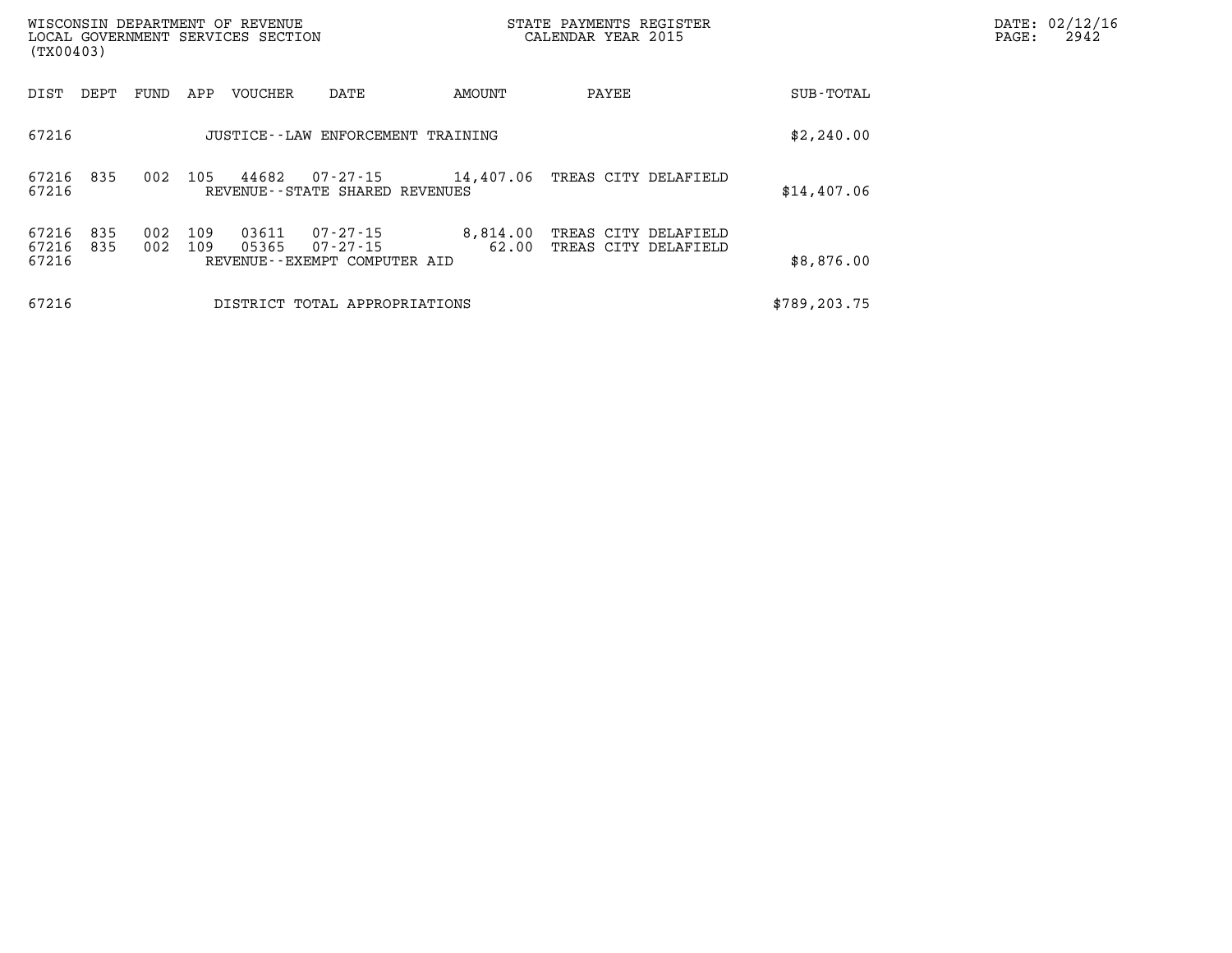WISCONSIN DEPARTMENT OF REVENUE
LOCAL GOVERNMENT SERVICES SECTION
(TX00403)

STATE PAYMENTS REGISTER
CALENDAR YEAR 2015

DATE: 02/12/16
PAGE: 2942

| DIST | DEPT | FUND | APP | VOUCHER | DATE | AMOUNT | PAYEE | SUB-TOTAL |
|---|---|---|---|---|---|---|---|---|
| 67216 | | | | JUSTICE--LAW ENFORCEMENT TRAINING | | | | $2,240.00 |
| 67216 | 835 | 002 | 105 | 44682 | 07-27-15 | 14,407.06 | TREAS CITY DELAFIELD | |
| 67216 | | | | REVENUE--STATE SHARED REVENUES | | | | $14,407.06 |
| 67216 | 835 | 002 | 109 | 03611 | 07-27-15 | 8,814.00 | TREAS CITY DELAFIELD | |
| 67216 | 835 | 002 | 109 | 05365 | 07-27-15 | 62.00 | TREAS CITY DELAFIELD | |
| 67216 | | | | REVENUE--EXEMPT COMPUTER AID | | | | $8,876.00 |
| 67216 | | | | DISTRICT TOTAL APPROPRIATIONS | | | | $789,203.75 |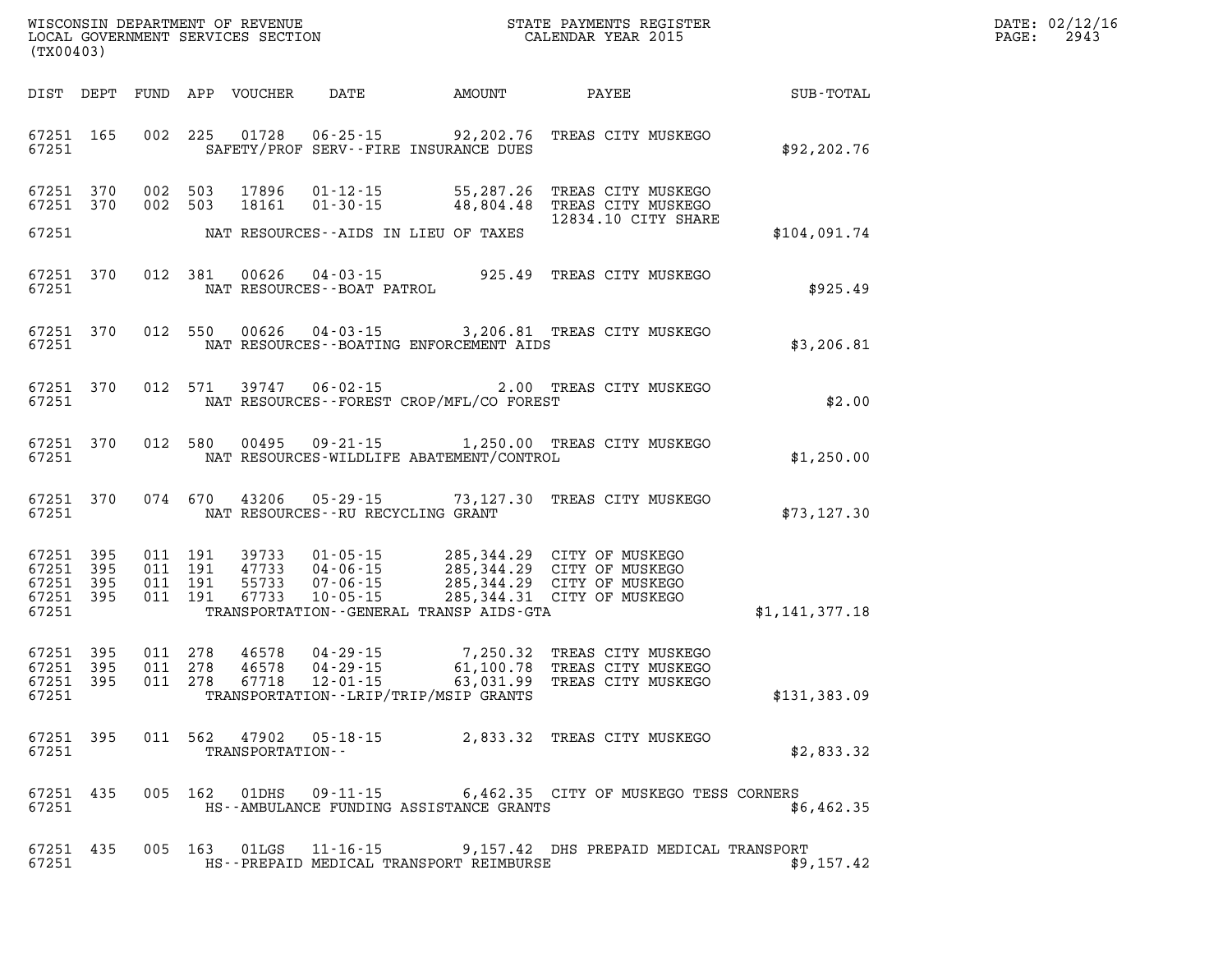WISCONSIN DEPARTMENT OF REVENUE
LOCAL GOVERNMENT SERVICES SECTION
(TX00403)

STATE PAYMENTS REGISTER
CALENDAR YEAR 2015

DATE: 02/12/16

| DIST | DEPT | FUND | APP | VOUCHER | DATE | AMOUNT | PAYEE | SUB-TOTAL |
|---|---|---|---|---|---|---|---|---|
| 67251 | 165 | 002 | 225 | 01728 | 06-25-15 | 92,202.76 | TREAS CITY MUSKEGO | |
| 67251 | | | | SAFETY/PROF SERV--FIRE INSURANCE DUES | | | | $92,202.76 |
| 67251 | 370 | 002 | 503 | 17896 | 01-12-15 | 55,287.26 | TREAS CITY MUSKEGO | |
| 67251 | 370 | 002 | 503 | 18161 | 01-30-15 | 48,804.48 | TREAS CITY MUSKEGO 12834.10 CITY SHARE | |
| 67251 | | | | NAT RESOURCES--AIDS IN LIEU OF TAXES | | | | $104,091.74 |
| 67251 | 370 | 012 | 381 | 00626 | 04-03-15 | 925.49 | TREAS CITY MUSKEGO | |
| 67251 | | | | NAT RESOURCES--BOAT PATROL | | | | $925.49 |
| 67251 | 370 | 012 | 550 | 00626 | 04-03-15 | 3,206.81 | TREAS CITY MUSKEGO | |
| 67251 | | | | NAT RESOURCES--BOATING ENFORCEMENT AIDS | | | | $3,206.81 |
| 67251 | 370 | 012 | 571 | 39747 | 06-02-15 | 2.00 | TREAS CITY MUSKEGO | |
| 67251 | | | | NAT RESOURCES--FOREST CROP/MFL/CO FOREST | | | | $2.00 |
| 67251 | 370 | 012 | 580 | 00495 | 09-21-15 | 1,250.00 | TREAS CITY MUSKEGO | |
| 67251 | | | | NAT RESOURCES-WILDLIFE ABATEMENT/CONTROL | | | | $1,250.00 |
| 67251 | 370 | 074 | 670 | 43206 | 05-29-15 | 73,127.30 | TREAS CITY MUSKEGO | |
| 67251 | | | | NAT RESOURCES--RU RECYCLING GRANT | | | | $73,127.30 |
| 67251 | 395 | 011 | 191 | 39733 | 01-05-15 | 285,344.29 | CITY OF MUSKEGO | |
| 67251 | 395 | 011 | 191 | 47733 | 04-06-15 | 285,344.29 | CITY OF MUSKEGO | |
| 67251 | 395 | 011 | 191 | 55733 | 07-06-15 | 285,344.29 | CITY OF MUSKEGO | |
| 67251 | 395 | 011 | 191 | 67733 | 10-05-15 | 285,344.31 | CITY OF MUSKEGO | |
| 67251 | | | | TRANSPORTATION--GENERAL TRANSP AIDS-GTA | | | | $1,141,377.18 |
| 67251 | 395 | 011 | 278 | 46578 | 04-29-15 | 7,250.32 | TREAS CITY MUSKEGO | |
| 67251 | 395 | 011 | 278 | 46578 | 04-29-15 | 61,100.78 | TREAS CITY MUSKEGO | |
| 67251 | 395 | 011 | 278 | 67718 | 12-01-15 | 63,031.99 | TREAS CITY MUSKEGO | |
| 67251 | | | | TRANSPORTATION--LRIP/TRIP/MSIP GRANTS | | | | $131,383.09 |
| 67251 | 395 | 011 | 562 | 47902 | 05-18-15 | 2,833.32 | TREAS CITY MUSKEGO | |
| 67251 | | | | TRANSPORTATION-- | | | | $2,833.32 |
| 67251 | 435 | 005 | 162 | 01DHS | 09-11-15 | 6,462.35 | CITY OF MUSKEGO TESS CORNERS | |
| 67251 | | | | HS--AMBULANCE FUNDING ASSISTANCE GRANTS | | | | $6,462.35 |
| 67251 | 435 | 005 | 163 | 01LGS | 11-16-15 | 9,157.42 | DHS PREPAID MEDICAL TRANSPORT | |
| 67251 | | | | HS--PREPAID MEDICAL TRANSPORT REIMBURSE | | | | $9,157.42 |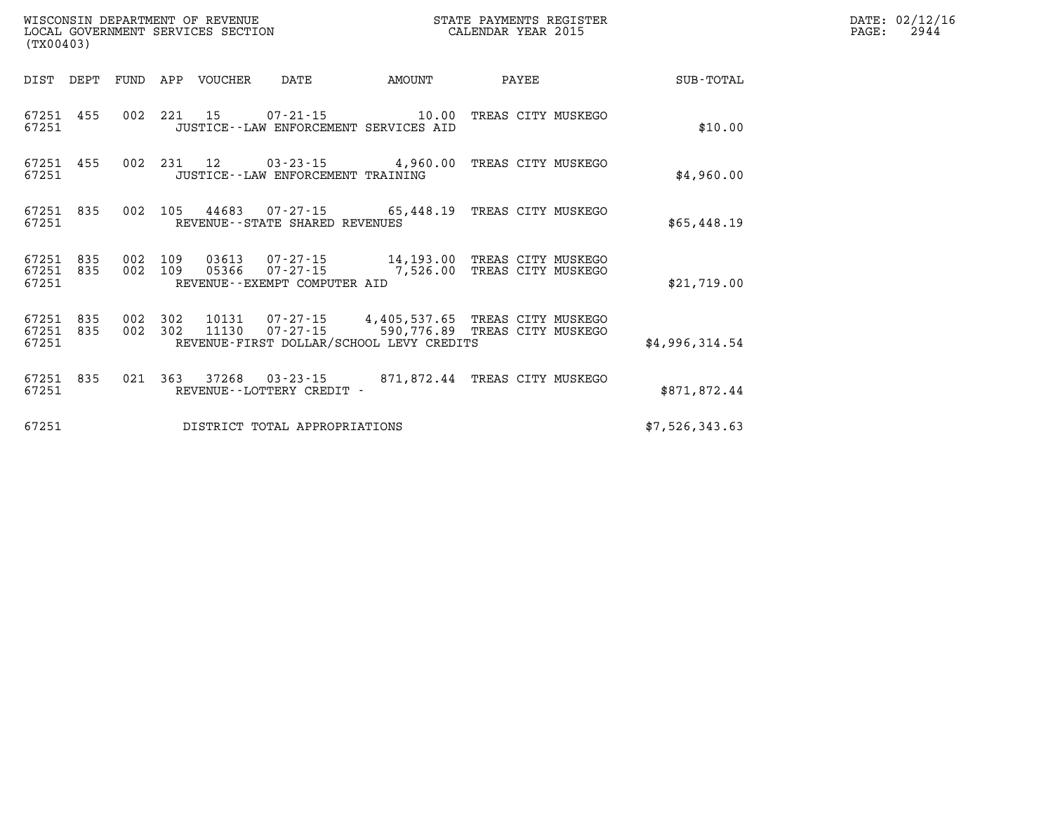WISCONSIN DEPARTMENT OF REVENUE
LOCAL GOVERNMENT SERVICES SECTION
(TX00403)

STATE PAYMENTS REGISTER
CALENDAR YEAR 2015

DATE: 02/12/16

| DIST | DEPT | FUND | APP | VOUCHER | DATE | AMOUNT | PAYEE | SUB-TOTAL |
|---|---|---|---|---|---|---|---|---|
| 67251 | 455 | 002 | 221 | 15 | 07-21-15 | 10.00 | TREAS CITY MUSKEGO | |
| 67251 | | | | | JUSTICE--LAW ENFORCEMENT SERVICES AID | | | $10.00 |
| 67251 | 455 | 002 | 231 | 12 | 03-23-15 | 4,960.00 | TREAS CITY MUSKEGO | |
| 67251 | | | | | JUSTICE--LAW ENFORCEMENT TRAINING | | | $4,960.00 |
| 67251 | 835 | 002 | 105 | 44683 | 07-27-15 | 65,448.19 | TREAS CITY MUSKEGO | |
| 67251 | | | | | REVENUE--STATE SHARED REVENUES | | | $65,448.19 |
| 67251 | 835 | 002 | 109 | 03613 | 07-27-15 | 14,193.00 | TREAS CITY MUSKEGO | |
| 67251 | 835 | 002 | 109 | 05366 | 07-27-15 | 7,526.00 | TREAS CITY MUSKEGO | |
| 67251 | | | | | REVENUE--EXEMPT COMPUTER AID | | | $21,719.00 |
| 67251 | 835 | 002 | 302 | 10131 | 07-27-15 | 4,405,537.65 | TREAS CITY MUSKEGO | |
| 67251 | 835 | 002 | 302 | 11130 | 07-27-15 | 590,776.89 | TREAS CITY MUSKEGO | |
| 67251 | | | | | REVENUE-FIRST DOLLAR/SCHOOL LEVY CREDITS | | | $4,996,314.54 |
| 67251 | 835 | 021 | 363 | 37268 | 03-23-15 | 871,872.44 | TREAS CITY MUSKEGO | |
| 67251 | | | | | REVENUE--LOTTERY CREDIT - | | | $871,872.44 |
| 67251 | | | | | DISTRICT TOTAL APPROPRIATIONS | | | $7,526,343.63 |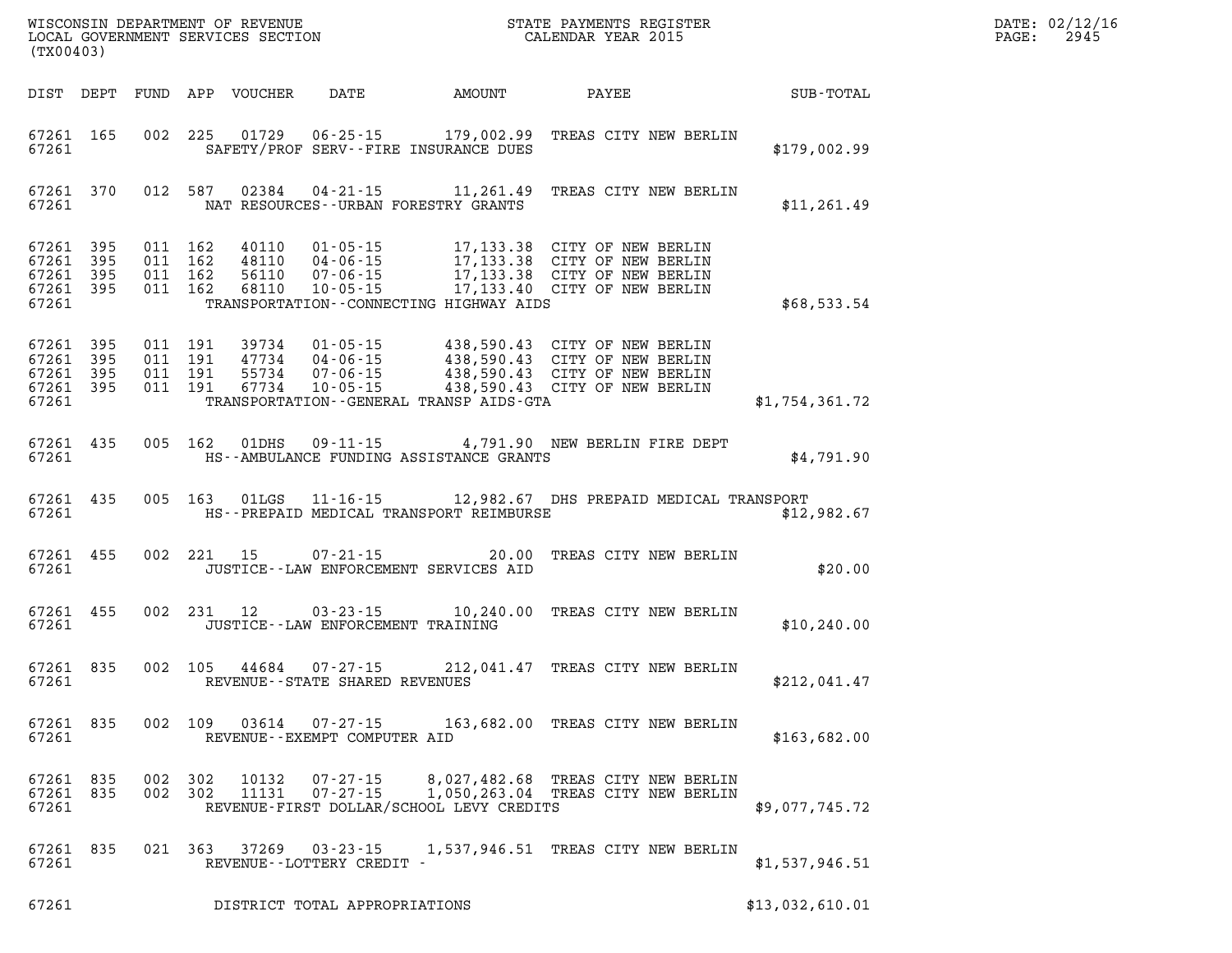WISCONSIN DEPARTMENT OF REVENUE
LOCAL GOVERNMENT SERVICES SECTION
(TX00403)

STATE PAYMENTS REGISTER
CALENDAR YEAR 2015

DATE: 02/12/16
PAGE: 2945

| DIST | DEPT | FUND | APP | VOUCHER | DATE | AMOUNT | PAYEE | SUB-TOTAL |
|---|---|---|---|---|---|---|---|---|
| 67261 | 165 | 002 | 225 | 01729 | 06-25-15 | 179,002.99 | TREAS CITY NEW BERLIN | |
| 67261 | | | | SAFETY/PROF SERV--FIRE INSURANCE DUES | | | | $179,002.99 |
| 67261 | 370 | 012 | 587 | 02384 | 04-21-15 | 11,261.49 | TREAS CITY NEW BERLIN | |
| 67261 | | | | NAT RESOURCES--URBAN FORESTRY GRANTS | | | | $11,261.49 |
| 67261 | 395 | 011 | 162 | 40110 | 01-05-15 | 17,133.38 | CITY OF NEW BERLIN | |
| 67261 | 395 | 011 | 162 | 48110 | 04-06-15 | 17,133.38 | CITY OF NEW BERLIN | |
| 67261 | 395 | 011 | 162 | 56110 | 07-06-15 | 17,133.38 | CITY OF NEW BERLIN | |
| 67261 | 395 | 011 | 162 | 68110 | 10-05-15 | 17,133.40 | CITY OF NEW BERLIN | |
| 67261 | | | | TRANSPORTATION--CONNECTING HIGHWAY AIDS | | | | $68,533.54 |
| 67261 | 395 | 011 | 191 | 39734 | 01-05-15 | 438,590.43 | CITY OF NEW BERLIN | |
| 67261 | 395 | 011 | 191 | 47734 | 04-06-15 | 438,590.43 | CITY OF NEW BERLIN | |
| 67261 | 395 | 011 | 191 | 55734 | 07-06-15 | 438,590.43 | CITY OF NEW BERLIN | |
| 67261 | 395 | 011 | 191 | 67734 | 10-05-15 | 438,590.43 | CITY OF NEW BERLIN | |
| 67261 | | | | TRANSPORTATION--GENERAL TRANSP AIDS-GTA | | | | $1,754,361.72 |
| 67261 | 435 | 005 | 162 | 01DHS | 09-11-15 | 4,791.90 | NEW BERLIN FIRE DEPT | |
| 67261 | | | | HS--AMBULANCE FUNDING ASSISTANCE GRANTS | | | | $4,791.90 |
| 67261 | 435 | 005 | 163 | 01LGS | 11-16-15 | 12,982.67 | DHS PREPAID MEDICAL TRANSPORT | |
| 67261 | | | | HS--PREPAID MEDICAL TRANSPORT REIMBURSE | | | | $12,982.67 |
| 67261 | 455 | 002 | 221 | 15 | 07-21-15 | 20.00 | TREAS CITY NEW BERLIN | |
| 67261 | | | | JUSTICE--LAW ENFORCEMENT SERVICES AID | | | | $20.00 |
| 67261 | 455 | 002 | 231 | 12 | 03-23-15 | 10,240.00 | TREAS CITY NEW BERLIN | |
| 67261 | | | | JUSTICE--LAW ENFORCEMENT TRAINING | | | | $10,240.00 |
| 67261 | 835 | 002 | 105 | 44684 | 07-27-15 | 212,041.47 | TREAS CITY NEW BERLIN | |
| 67261 | | | | REVENUE--STATE SHARED REVENUES | | | | $212,041.47 |
| 67261 | 835 | 002 | 109 | 03614 | 07-27-15 | 163,682.00 | TREAS CITY NEW BERLIN | |
| 67261 | | | | REVENUE--EXEMPT COMPUTER AID | | | | $163,682.00 |
| 67261 | 835 | 002 | 302 | 10132 | 07-27-15 | 8,027,482.68 | TREAS CITY NEW BERLIN | |
| 67261 | 835 | 002 | 302 | 11131 | 07-27-15 | 1,050,263.04 | TREAS CITY NEW BERLIN | |
| 67261 | | | | REVENUE-FIRST DOLLAR/SCHOOL LEVY CREDITS | | | | $9,077,745.72 |
| 67261 | 835 | 021 | 363 | 37269 | 03-23-15 | 1,537,946.51 | TREAS CITY NEW BERLIN | |
| 67261 | | | | REVENUE--LOTTERY CREDIT - | | | | $1,537,946.51 |
| 67261 | | | | DISTRICT TOTAL APPROPRIATIONS | | | | $13,032,610.01 |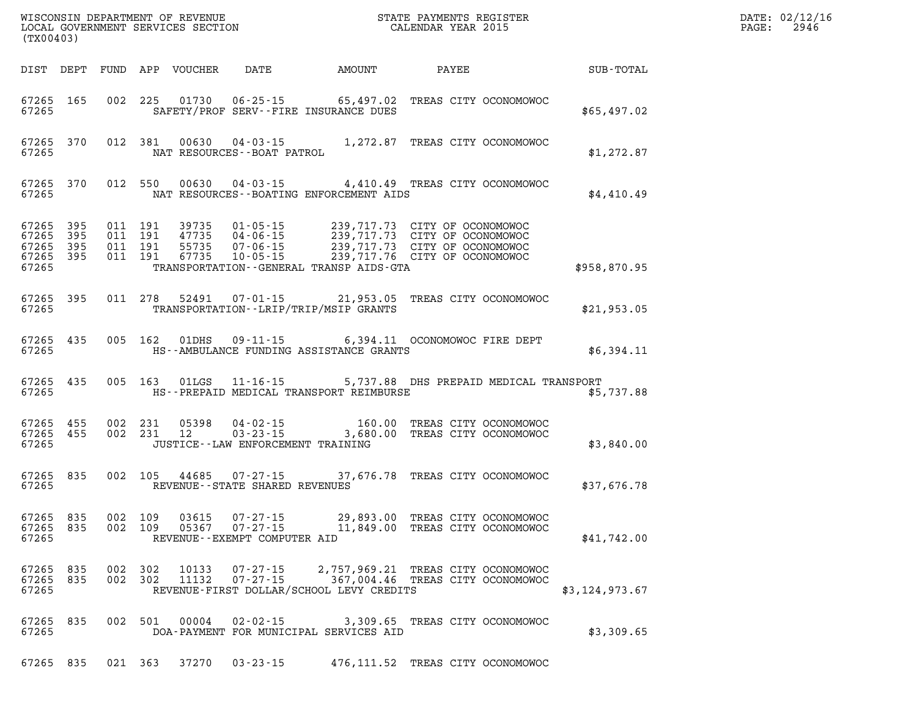WISCONSIN DEPARTMENT OF REVENUE
LOCAL GOVERNMENT SERVICES SECTION
(TX00403)

STATE PAYMENTS REGISTER
CALENDAR YEAR 2015

DATE: 02/12/16
PAGE: 2946

| DIST | DEPT | FUND | APP | VOUCHER | DATE | AMOUNT | PAYEE | SUB-TOTAL |
|---|---|---|---|---|---|---|---|---|
| 67265 | 165 | 002 | 225 | 01730 | 06-25-15 | 65,497.02 | TREAS CITY OCONOMOWOC | |
| 67265 | | | | | SAFETY/PROF SERV--FIRE INSURANCE DUES | | | $65,497.02 |
| 67265 | 370 | 012 | 381 | 00630 | 04-03-15 | 1,272.87 | TREAS CITY OCONOMOWOC | |
| 67265 | | | | | NAT RESOURCES--BOAT PATROL | | | $1,272.87 |
| 67265 | 370 | 012 | 550 | 00630 | 04-03-15 | 4,410.49 | TREAS CITY OCONOMOWOC | |
| 67265 | | | | | NAT RESOURCES--BOATING ENFORCEMENT AIDS | | | $4,410.49 |
| 67265 | 395 | 011 | 191 | 39735 | 01-05-15 | 239,717.73 | CITY OF OCONOMOWOC | |
| 67265 | 395 | 011 | 191 | 47735 | 04-06-15 | 239,717.73 | CITY OF OCONOMOWOC | |
| 67265 | 395 | 011 | 191 | 55735 | 07-06-15 | 239,717.73 | CITY OF OCONOMOWOC | |
| 67265 | 395 | 011 | 191 | 67735 | 10-05-15 | 239,717.76 | CITY OF OCONOMOWOC | |
| 67265 | | | | | TRANSPORTATION--GENERAL TRANSP AIDS-GTA | | | $958,870.95 |
| 67265 | 395 | 011 | 278 | 52491 | 07-01-15 | 21,953.05 | TREAS CITY OCONOMOWOC | |
| 67265 | | | | | TRANSPORTATION--LRIP/TRIP/MSIP GRANTS | | | $21,953.05 |
| 67265 | 435 | 005 | 162 | 01DHS | 09-11-15 | 6,394.11 | OCONOMOWOC FIRE DEPT | |
| 67265 | | | | | HS--AMBULANCE FUNDING ASSISTANCE GRANTS | | | $6,394.11 |
| 67265 | 435 | 005 | 163 | 01LGS | 11-16-15 | 5,737.88 | DHS PREPAID MEDICAL TRANSPORT | |
| 67265 | | | | | HS--PREPAID MEDICAL TRANSPORT REIMBURSE | | | $5,737.88 |
| 67265 | 455 | 002 | 231 | 05398 | 04-02-15 | 160.00 | TREAS CITY OCONOMOWOC | |
| 67265 | 455 | 002 | 231 | 12 | 03-23-15 | 3,680.00 | TREAS CITY OCONOMOWOC | |
| 67265 | | | | | JUSTICE--LAW ENFORCEMENT TRAINING | | | $3,840.00 |
| 67265 | 835 | 002 | 105 | 44685 | 07-27-15 | 37,676.78 | TREAS CITY OCONOMOWOC | |
| 67265 | | | | | REVENUE--STATE SHARED REVENUES | | | $37,676.78 |
| 67265 | 835 | 002 | 109 | 03615 | 07-27-15 | 29,893.00 | TREAS CITY OCONOMOWOC | |
| 67265 | 835 | 002 | 109 | 05367 | 07-27-15 | 11,849.00 | TREAS CITY OCONOMOWOC | |
| 67265 | | | | | REVENUE--EXEMPT COMPUTER AID | | | $41,742.00 |
| 67265 | 835 | 002 | 302 | 10133 | 07-27-15 | 2,757,969.21 | TREAS CITY OCONOMOWOC | |
| 67265 | 835 | 002 | 302 | 11132 | 07-27-15 | 367,004.46 | TREAS CITY OCONOMOWOC | |
| 67265 | | | | | REVENUE-FIRST DOLLAR/SCHOOL LEVY CREDITS | | | $3,124,973.67 |
| 67265 | 835 | 002 | 501 | 00004 | 02-02-15 | 3,309.65 | TREAS CITY OCONOMOWOC | |
| 67265 | | | | | DOA-PAYMENT FOR MUNICIPAL SERVICES AID | | | $3,309.65 |
| 67265 | 835 | 021 | 363 | 37270 | 03-23-15 | 476,111.52 | TREAS CITY OCONOMOWOC | |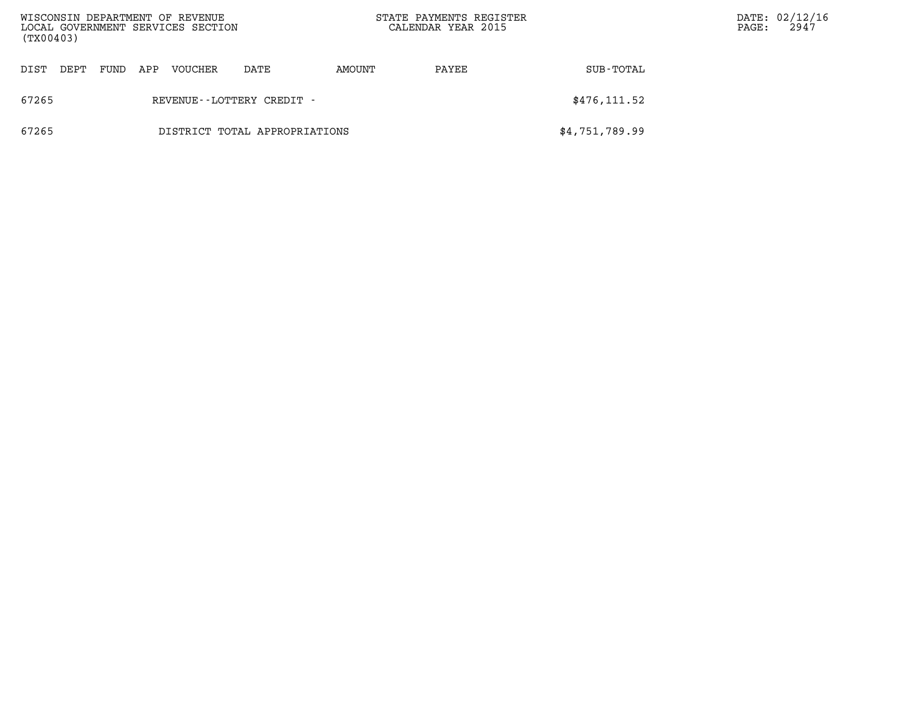| DIST | DEPT | FUND | APP | VOUCHER | DATE | AMOUNT | PAYEE | SUB-TOTAL |
|---|---|---|---|---|---|---|---|---|
| 67265 | | | | REVENUE--LOTTERY CREDIT - | | | | $476,111.52 |
| 67265 | | | | DISTRICT TOTAL APPROPRIATIONS | | | | $4,751,789.99 |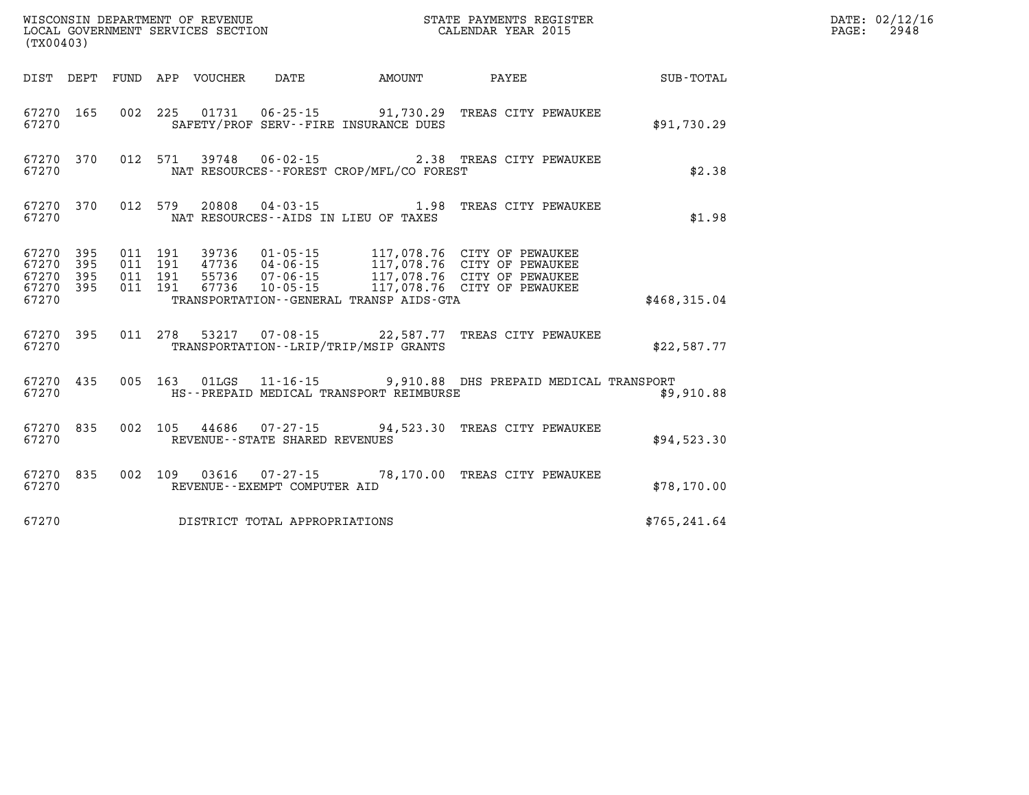WISCONSIN DEPARTMENT OF REVENUE
LOCAL GOVERNMENT SERVICES SECTION
(TX00403)

STATE PAYMENTS REGISTER
CALENDAR YEAR 2015

DATE: 02/12/16
PAGE: 2948

| DIST | DEPT | FUND | APP | VOUCHER | DATE | AMOUNT | PAYEE | SUB-TOTAL |
|---|---|---|---|---|---|---|---|---|
| 67270 | 165 | 002 | 225 | 01731 | 06-25-15 | 91,730.29 | TREAS CITY PEWAUKEE | |
| 67270 | | | | SAFETY/PROF SERV--FIRE INSURANCE DUES | | | | $91,730.29 |
| 67270 | 370 | 012 | 571 | 39748 | 06-02-15 | 2.38 | TREAS CITY PEWAUKEE | |
| 67270 | | | | NAT RESOURCES--FOREST CROP/MFL/CO FOREST | | | | $2.38 |
| 67270 | 370 | 012 | 579 | 20808 | 04-03-15 | 1.98 | TREAS CITY PEWAUKEE | |
| 67270 | | | | NAT RESOURCES--AIDS IN LIEU OF TAXES | | | | $1.98 |
| 67270 | 395 | 011 | 191 | 39736 | 01-05-15 | 117,078.76 | CITY OF PEWAUKEE | |
| 67270 | 395 | 011 | 191 | 47736 | 04-06-15 | 117,078.76 | CITY OF PEWAUKEE | |
| 67270 | 395 | 011 | 191 | 55736 | 07-06-15 | 117,078.76 | CITY OF PEWAUKEE | |
| 67270 | 395 | 011 | 191 | 67736 | 10-05-15 | 117,078.76 | CITY OF PEWAUKEE | |
| 67270 | | | | TRANSPORTATION--GENERAL TRANSP AIDS-GTA | | | | $468,315.04 |
| 67270 | 395 | 011 | 278 | 53217 | 07-08-15 | 22,587.77 | TREAS CITY PEWAUKEE | |
| 67270 | | | | TRANSPORTATION--LRIP/TRIP/MSIP GRANTS | | | | $22,587.77 |
| 67270 | 435 | 005 | 163 | 01LGS | 11-16-15 | 9,910.88 | DHS PREPAID MEDICAL TRANSPORT | |
| 67270 | | | | HS--PREPAID MEDICAL TRANSPORT REIMBURSE | | | | $9,910.88 |
| 67270 | 835 | 002 | 105 | 44686 | 07-27-15 | 94,523.30 | TREAS CITY PEWAUKEE | |
| 67270 | | | | REVENUE--STATE SHARED REVENUES | | | | $94,523.30 |
| 67270 | 835 | 002 | 109 | 03616 | 07-27-15 | 78,170.00 | TREAS CITY PEWAUKEE | |
| 67270 | | | | REVENUE--EXEMPT COMPUTER AID | | | | $78,170.00 |
| 67270 | | | | DISTRICT TOTAL APPROPRIATIONS | | | | $765,241.64 |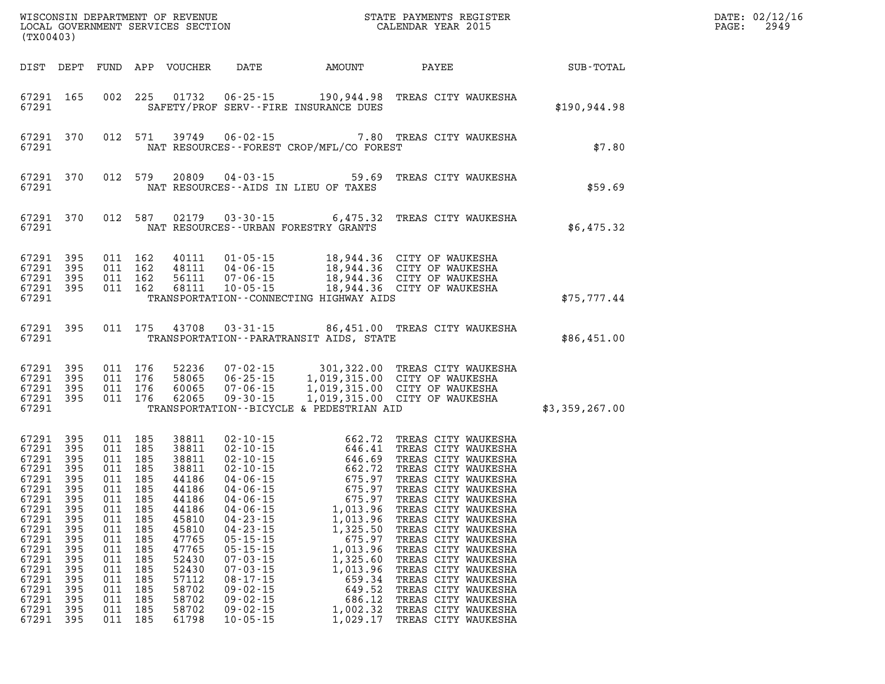WISCONSIN DEPARTMENT OF REVENUE
LOCAL GOVERNMENT SERVICES SECTION
(TX00403)

STATE PAYMENTS REGISTER
CALENDAR YEAR 2015

DATE: 02/12/16
PAGE: 2949

| DIST | DEPT | FUND | APP | VOUCHER | DATE | AMOUNT | PAYEE | SUB-TOTAL |
|---|---|---|---|---|---|---|---|---|
| 67291 | 165 | 002 | 225 | 01732 | 06-25-15 | 190,944.98 | TREAS CITY WAUKESHA | |
| 67291 | | | | | SAFETY/PROF SERV--FIRE INSURANCE DUES | | | $190,944.98 |
| 67291 | 370 | 012 | 571 | 39749 | 06-02-15 | 7.80 | TREAS CITY WAUKESHA | |
| 67291 | | | | | NAT RESOURCES--FOREST CROP/MFL/CO FOREST | | | $7.80 |
| 67291 | 370 | 012 | 579 | 20809 | 04-03-15 | 59.69 | TREAS CITY WAUKESHA | |
| 67291 | | | | | NAT RESOURCES--AIDS IN LIEU OF TAXES | | | $59.69 |
| 67291 | 370 | 012 | 587 | 02179 | 03-30-15 | 6,475.32 | TREAS CITY WAUKESHA | |
| 67291 | | | | | NAT RESOURCES--URBAN FORESTRY GRANTS | | | $6,475.32 |
| 67291 | 395 | 011 | 162 | 40111 | 01-05-15 | 18,944.36 | CITY OF WAUKESHA | |
| 67291 | 395 | 011 | 162 | 48111 | 04-06-15 | 18,944.36 | CITY OF WAUKESHA | |
| 67291 | 395 | 011 | 162 | 56111 | 07-06-15 | 18,944.36 | CITY OF WAUKESHA | |
| 67291 | 395 | 011 | 162 | 68111 | 10-05-15 | 18,944.36 | CITY OF WAUKESHA | |
| 67291 | | | | | TRANSPORTATION--CONNECTING HIGHWAY AIDS | | | $75,777.44 |
| 67291 | 395 | 011 | 175 | 43708 | 03-31-15 | 86,451.00 | TREAS CITY WAUKESHA | |
| 67291 | | | | | TRANSPORTATION--PARATRANSIT AIDS, STATE | | | $86,451.00 |
| 67291 | 395 | 011 | 176 | 52236 | 07-02-15 | 301,322.00 | TREAS CITY WAUKESHA | |
| 67291 | 395 | 011 | 176 | 58065 | 06-25-15 | 1,019,315.00 | CITY OF WAUKESHA | |
| 67291 | 395 | 011 | 176 | 60065 | 07-06-15 | 1,019,315.00 | CITY OF WAUKESHA | |
| 67291 | 395 | 011 | 176 | 62065 | 09-30-15 | 1,019,315.00 | CITY OF WAUKESHA | |
| 67291 | | | | | TRANSPORTATION--BICYCLE & PEDESTRIAN AID | | | $3,359,267.00 |
| 67291 | 395 | 011 | 185 | 38811 | 02-10-15 | 662.72 | TREAS CITY WAUKESHA | |
| 67291 | 395 | 011 | 185 | 38811 | 02-10-15 | 646.41 | TREAS CITY WAUKESHA | |
| 67291 | 395 | 011 | 185 | 38811 | 02-10-15 | 646.69 | TREAS CITY WAUKESHA | |
| 67291 | 395 | 011 | 185 | 38811 | 02-10-15 | 662.72 | TREAS CITY WAUKESHA | |
| 67291 | 395 | 011 | 185 | 44186 | 04-06-15 | 675.97 | TREAS CITY WAUKESHA | |
| 67291 | 395 | 011 | 185 | 44186 | 04-06-15 | 675.97 | TREAS CITY WAUKESHA | |
| 67291 | 395 | 011 | 185 | 44186 | 04-06-15 | 675.97 | TREAS CITY WAUKESHA | |
| 67291 | 395 | 011 | 185 | 44186 | 04-06-15 | 1,013.96 | TREAS CITY WAUKESHA | |
| 67291 | 395 | 011 | 185 | 45810 | 04-23-15 | 1,013.96 | TREAS CITY WAUKESHA | |
| 67291 | 395 | 011 | 185 | 45810 | 04-23-15 | 1,325.50 | TREAS CITY WAUKESHA | |
| 67291 | 395 | 011 | 185 | 47765 | 05-15-15 | 675.97 | TREAS CITY WAUKESHA | |
| 67291 | 395 | 011 | 185 | 47765 | 05-15-15 | 1,013.96 | TREAS CITY WAUKESHA | |
| 67291 | 395 | 011 | 185 | 52430 | 07-03-15 | 1,325.60 | TREAS CITY WAUKESHA | |
| 67291 | 395 | 011 | 185 | 52430 | 07-03-15 | 1,013.96 | TREAS CITY WAUKESHA | |
| 67291 | 395 | 011 | 185 | 57112 | 08-17-15 | 659.34 | TREAS CITY WAUKESHA | |
| 67291 | 395 | 011 | 185 | 58702 | 09-02-15 | 649.52 | TREAS CITY WAUKESHA | |
| 67291 | 395 | 011 | 185 | 58702 | 09-02-15 | 686.12 | TREAS CITY WAUKESHA | |
| 67291 | 395 | 011 | 185 | 58702 | 09-02-15 | 1,002.32 | TREAS CITY WAUKESHA | |
| 67291 | 395 | 011 | 185 | 61798 | 10-05-15 | 1,029.17 | TREAS CITY WAUKESHA | |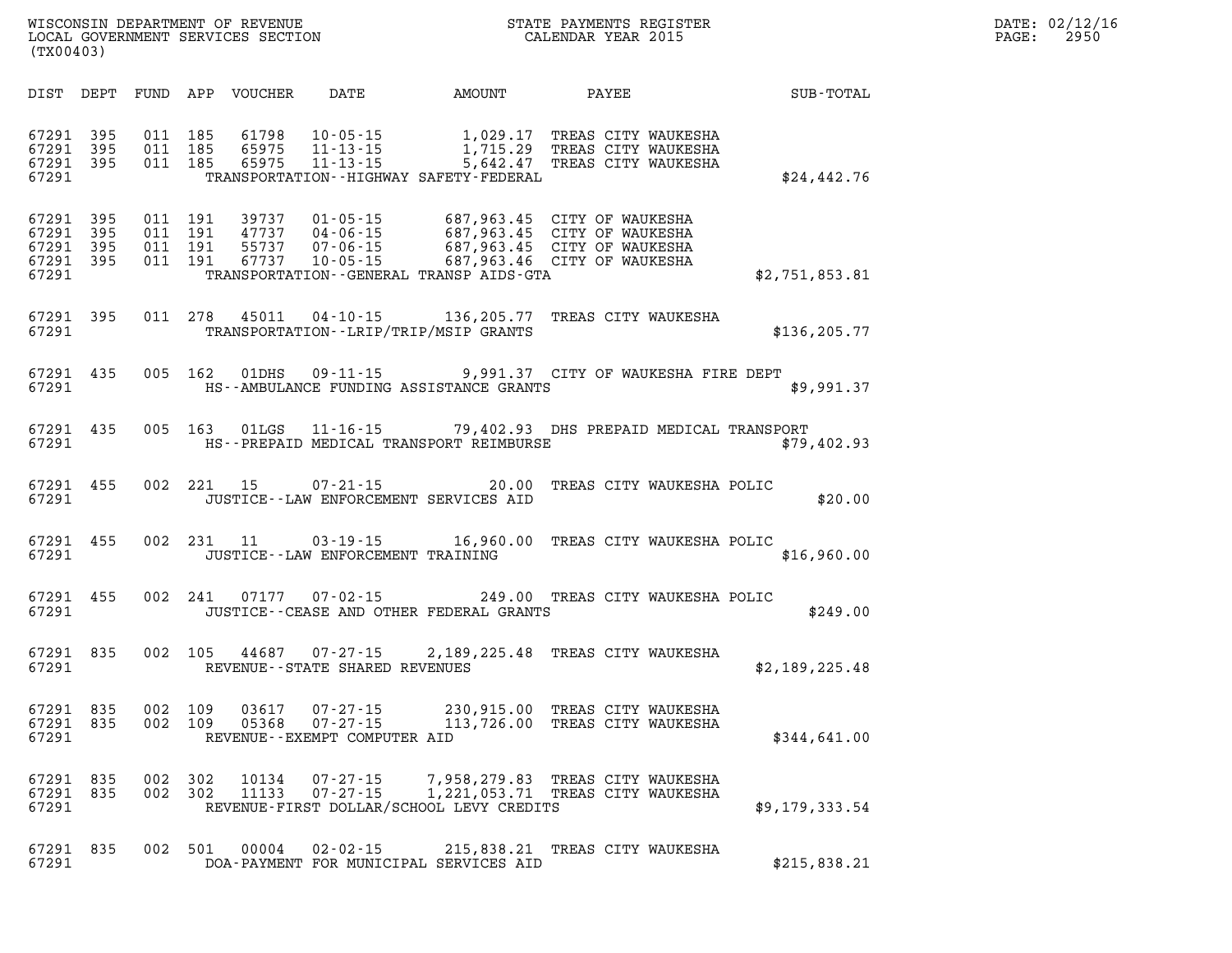WISCONSIN DEPARTMENT OF REVENUE
LOCAL GOVERNMENT SERVICES SECTION
(TX00403)

STATE PAYMENTS REGISTER
CALENDAR YEAR 2015

DATE: 02/12/16

| DIST | DEPT | FUND | APP | VOUCHER | DATE | AMOUNT | PAYEE | SUB-TOTAL |
|---|---|---|---|---|---|---|---|---|
| 67291 | 395 | 011 | 185 | 61798 | 10-05-15 | 1,029.17 | TREAS CITY WAUKESHA | |
| 67291 | 395 | 011 | 185 | 65975 | 11-13-15 | 1,715.29 | TREAS CITY WAUKESHA | |
| 67291 | 395 | 011 | 185 | 65975 | 11-13-15 | 5,642.47 | TREAS CITY WAUKESHA | |
| 67291 | | | | | TRANSPORTATION--HIGHWAY SAFETY-FEDERAL | | | $24,442.76 |
| 67291 | 395 | 011 | 191 | 39737 | 01-05-15 | 687,963.45 | CITY OF WAUKESHA | |
| 67291 | 395 | 011 | 191 | 47737 | 04-06-15 | 687,963.45 | CITY OF WAUKESHA | |
| 67291 | 395 | 011 | 191 | 55737 | 07-06-15 | 687,963.45 | CITY OF WAUKESHA | |
| 67291 | 395 | 011 | 191 | 67737 | 10-05-15 | 687,963.46 | CITY OF WAUKESHA | |
| 67291 | | | | | TRANSPORTATION--GENERAL TRANSP AIDS-GTA | | | $2,751,853.81 |
| 67291 | 395 | 011 | 278 | 45011 | 04-10-15 | 136,205.77 | TREAS CITY WAUKESHA | |
| 67291 | | | | | TRANSPORTATION--LRIP/TRIP/MSIP GRANTS | | | $136,205.77 |
| 67291 | 435 | 005 | 162 | 01DHS | 09-11-15 | 9,991.37 | CITY OF WAUKESHA FIRE DEPT | |
| 67291 | | | | | HS--AMBULANCE FUNDING ASSISTANCE GRANTS | | | $9,991.37 |
| 67291 | 435 | 005 | 163 | 01LGS | 11-16-15 | 79,402.93 | DHS PREPAID MEDICAL TRANSPORT | |
| 67291 | | | | | HS--PREPAID MEDICAL TRANSPORT REIMBURSE | | | $79,402.93 |
| 67291 | 455 | 002 | 221 | 15 | 07-21-15 | 20.00 | TREAS CITY WAUKESHA POLIC | |
| 67291 | | | | | JUSTICE--LAW ENFORCEMENT SERVICES AID | | | $20.00 |
| 67291 | 455 | 002 | 231 | 11 | 03-19-15 | 16,960.00 | TREAS CITY WAUKESHA POLIC | |
| 67291 | | | | | JUSTICE--LAW ENFORCEMENT TRAINING | | | $16,960.00 |
| 67291 | 455 | 002 | 241 | 07177 | 07-02-15 | 249.00 | TREAS CITY WAUKESHA POLIC | |
| 67291 | | | | | JUSTICE--CEASE AND OTHER FEDERAL GRANTS | | | $249.00 |
| 67291 | 835 | 002 | 105 | 44687 | 07-27-15 | 2,189,225.48 | TREAS CITY WAUKESHA | |
| 67291 | | | | | REVENUE--STATE SHARED REVENUES | | | $2,189,225.48 |
| 67291 | 835 | 002 | 109 | 03617 | 07-27-15 | 230,915.00 | TREAS CITY WAUKESHA | |
| 67291 | 835 | 002 | 109 | 05368 | 07-27-15 | 113,726.00 | TREAS CITY WAUKESHA | |
| 67291 | | | | | REVENUE--EXEMPT COMPUTER AID | | | $344,641.00 |
| 67291 | 835 | 002 | 302 | 10134 | 07-27-15 | 7,958,279.83 | TREAS CITY WAUKESHA | |
| 67291 | 835 | 002 | 302 | 11133 | 07-27-15 | 1,221,053.71 | TREAS CITY WAUKESHA | |
| 67291 | | | | | REVENUE-FIRST DOLLAR/SCHOOL LEVY CREDITS | | | $9,179,333.54 |
| 67291 | 835 | 002 | 501 | 00004 | 02-02-15 | 215,838.21 | TREAS CITY WAUKESHA | |
| 67291 | | | | | DOA-PAYMENT FOR MUNICIPAL SERVICES AID | | | $215,838.21 |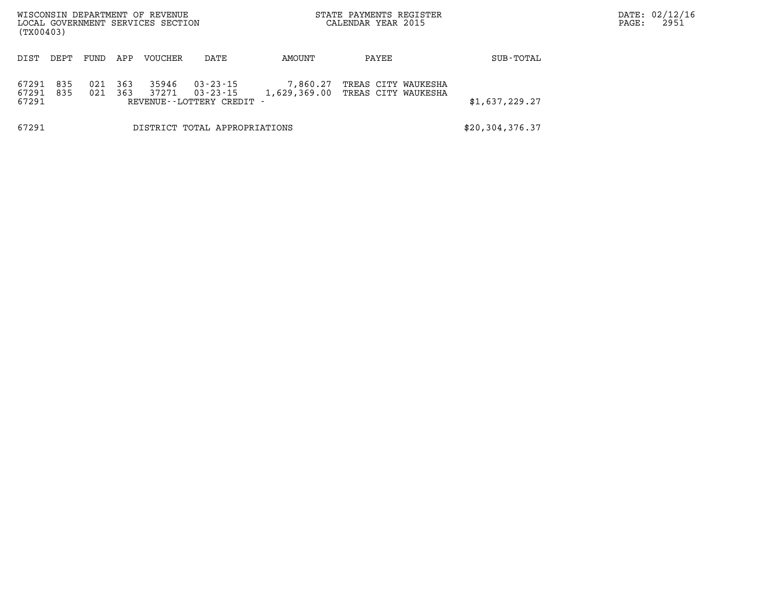WISCONSIN DEPARTMENT OF REVENUE
LOCAL GOVERNMENT SERVICES SECTION
(TX00403)

STATE PAYMENTS REGISTER
CALENDAR YEAR 2015

DATE: 02/12/16
PAGE: 2951

| DIST | DEPT | FUND | APP | VOUCHER | DATE | AMOUNT | PAYEE | SUB-TOTAL |
|---|---|---|---|---|---|---|---|---|
| 67291 | 835 | 021 | 363 | 35946 | 03-23-15 | 7,860.27 | TREAS CITY WAUKESHA | |
| 67291 | 835 | 021 | 363 | 37271 | 03-23-15 | 1,629,369.00 | TREAS CITY WAUKESHA | |
| 67291 | | | | REVENUE--LOTTERY CREDIT - | | | | $1,637,229.27 |
| 67291 | | | | DISTRICT TOTAL APPROPRIATIONS | | | | $20,304,376.37 |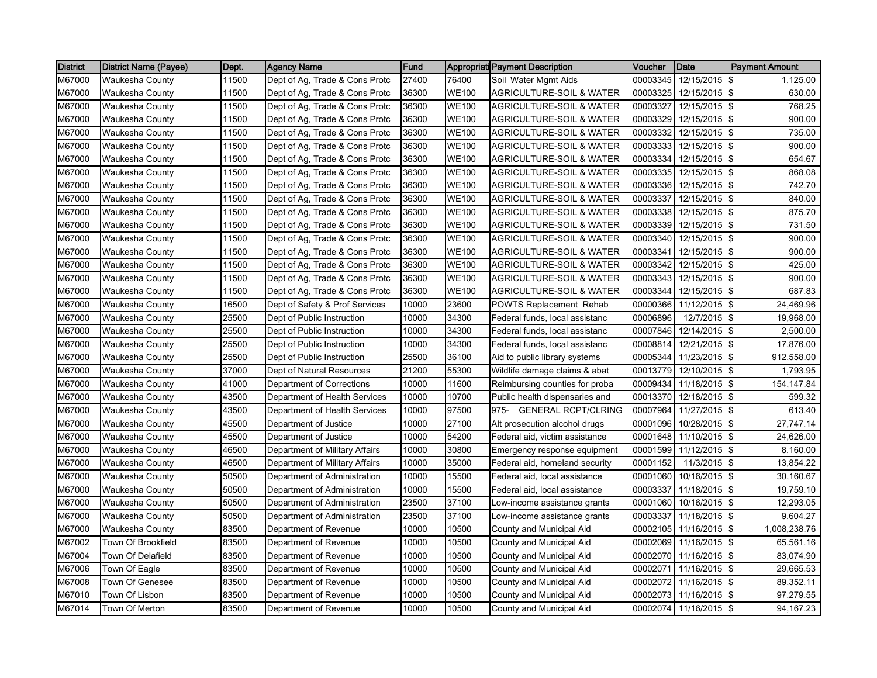| District | District Name (Payee) | Dept. | Agency Name | Fund | Appropriati | Payment Description | Voucher | Date | Payment Amount |
|---|---|---|---|---|---|---|---|---|---|
| M67000 | Waukesha County | 11500 | Dept of Ag, Trade & Cons Protc | 27400 | 76400 | Soil_Water Mgmt Aids | 00003345 | 12/15/2015 | $ 1,125.00 |
| M67000 | Waukesha County | 11500 | Dept of Ag, Trade & Cons Protc | 36300 | WE100 | AGRICULTURE-SOIL & WATER | 00003325 | 12/15/2015 | $ 630.00 |
| M67000 | Waukesha County | 11500 | Dept of Ag, Trade & Cons Protc | 36300 | WE100 | AGRICULTURE-SOIL & WATER | 00003327 | 12/15/2015 | $ 768.25 |
| M67000 | Waukesha County | 11500 | Dept of Ag, Trade & Cons Protc | 36300 | WE100 | AGRICULTURE-SOIL & WATER | 00003329 | 12/15/2015 | $ 900.00 |
| M67000 | Waukesha County | 11500 | Dept of Ag, Trade & Cons Protc | 36300 | WE100 | AGRICULTURE-SOIL & WATER | 00003332 | 12/15/2015 | $ 735.00 |
| M67000 | Waukesha County | 11500 | Dept of Ag, Trade & Cons Protc | 36300 | WE100 | AGRICULTURE-SOIL & WATER | 00003333 | 12/15/2015 | $ 900.00 |
| M67000 | Waukesha County | 11500 | Dept of Ag, Trade & Cons Protc | 36300 | WE100 | AGRICULTURE-SOIL & WATER | 00003334 | 12/15/2015 | $ 654.67 |
| M67000 | Waukesha County | 11500 | Dept of Ag, Trade & Cons Protc | 36300 | WE100 | AGRICULTURE-SOIL & WATER | 00003335 | 12/15/2015 | $ 868.08 |
| M67000 | Waukesha County | 11500 | Dept of Ag, Trade & Cons Protc | 36300 | WE100 | AGRICULTURE-SOIL & WATER | 00003336 | 12/15/2015 | $ 742.70 |
| M67000 | Waukesha County | 11500 | Dept of Ag, Trade & Cons Protc | 36300 | WE100 | AGRICULTURE-SOIL & WATER | 00003337 | 12/15/2015 | $ 840.00 |
| M67000 | Waukesha County | 11500 | Dept of Ag, Trade & Cons Protc | 36300 | WE100 | AGRICULTURE-SOIL & WATER | 00003338 | 12/15/2015 | $ 875.70 |
| M67000 | Waukesha County | 11500 | Dept of Ag, Trade & Cons Protc | 36300 | WE100 | AGRICULTURE-SOIL & WATER | 00003339 | 12/15/2015 | $ 731.50 |
| M67000 | Waukesha County | 11500 | Dept of Ag, Trade & Cons Protc | 36300 | WE100 | AGRICULTURE-SOIL & WATER | 00003340 | 12/15/2015 | $ 900.00 |
| M67000 | Waukesha County | 11500 | Dept of Ag, Trade & Cons Protc | 36300 | WE100 | AGRICULTURE-SOIL & WATER | 00003341 | 12/15/2015 | $ 900.00 |
| M67000 | Waukesha County | 11500 | Dept of Ag, Trade & Cons Protc | 36300 | WE100 | AGRICULTURE-SOIL & WATER | 00003342 | 12/15/2015 | $ 425.00 |
| M67000 | Waukesha County | 11500 | Dept of Ag, Trade & Cons Protc | 36300 | WE100 | AGRICULTURE-SOIL & WATER | 00003343 | 12/15/2015 | $ 900.00 |
| M67000 | Waukesha County | 11500 | Dept of Ag, Trade & Cons Protc | 36300 | WE100 | AGRICULTURE-SOIL & WATER | 00003344 | 12/15/2015 | $ 687.83 |
| M67000 | Waukesha County | 16500 | Dept of Safety & Prof Services | 10000 | 23600 | POWTS Replacement Rehab | 00000366 | 11/12/2015 | $ 24,469.96 |
| M67000 | Waukesha County | 25500 | Dept of Public Instruction | 10000 | 34300 | Federal funds, local assistanc | 00006896 | 12/7/2015 | $ 19,968.00 |
| M67000 | Waukesha County | 25500 | Dept of Public Instruction | 10000 | 34300 | Federal funds, local assistanc | 00007846 | 12/14/2015 | $ 2,500.00 |
| M67000 | Waukesha County | 25500 | Dept of Public Instruction | 10000 | 34300 | Federal funds, local assistanc | 00008814 | 12/21/2015 | $ 17,876.00 |
| M67000 | Waukesha County | 25500 | Dept of Public Instruction | 25500 | 36100 | Aid to public library systems | 00005344 | 11/23/2015 | $ 912,558.00 |
| M67000 | Waukesha County | 37000 | Dept of Natural Resources | 21200 | 55300 | Wildlife damage claims & abat | 00013779 | 12/10/2015 | $ 1,793.95 |
| M67000 | Waukesha County | 41000 | Department of Corrections | 10000 | 11600 | Reimbursing counties for proba | 00009434 | 11/18/2015 | $ 154,147.84 |
| M67000 | Waukesha County | 43500 | Department of Health Services | 10000 | 10700 | Public health dispensaries and | 00013370 | 12/18/2015 | $ 599.32 |
| M67000 | Waukesha County | 43500 | Department of Health Services | 10000 | 97500 | 975- GENERAL RCPT/CLRING | 00007964 | 11/27/2015 | $ 613.40 |
| M67000 | Waukesha County | 45500 | Department of Justice | 10000 | 27100 | Alt prosecution alcohol drugs | 00001096 | 10/28/2015 | $ 27,747.14 |
| M67000 | Waukesha County | 45500 | Department of Justice | 10000 | 54200 | Federal aid, victim assistance | 00001648 | 11/10/2015 | $ 24,626.00 |
| M67000 | Waukesha County | 46500 | Department of Military Affairs | 10000 | 30800 | Emergency response equipment | 00001599 | 11/12/2015 | $ 8,160.00 |
| M67000 | Waukesha County | 46500 | Department of Military Affairs | 10000 | 35000 | Federal aid, homeland security | 00001152 | 11/3/2015 | $ 13,854.22 |
| M67000 | Waukesha County | 50500 | Department of Administration | 10000 | 15500 | Federal aid, local assistance | 00001060 | 10/16/2015 | $ 30,160.67 |
| M67000 | Waukesha County | 50500 | Department of Administration | 10000 | 15500 | Federal aid, local assistance | 00003337 | 11/18/2015 | $ 19,759.10 |
| M67000 | Waukesha County | 50500 | Department of Administration | 23500 | 37100 | Low-income assistance grants | 00001060 | 10/16/2015 | $ 12,293.05 |
| M67000 | Waukesha County | 50500 | Department of Administration | 23500 | 37100 | Low-income assistance grants | 00003337 | 11/18/2015 | $ 9,604.27 |
| M67000 | Waukesha County | 83500 | Department of Revenue | 10000 | 10500 | County and Municipal Aid | 00002105 | 11/16/2015 | $ 1,008,238.76 |
| M67002 | Town Of Brookfield | 83500 | Department of Revenue | 10000 | 10500 | County and Municipal Aid | 00002069 | 11/16/2015 | $ 65,561.16 |
| M67004 | Town Of Delafield | 83500 | Department of Revenue | 10000 | 10500 | County and Municipal Aid | 00002070 | 11/16/2015 | $ 83,074.90 |
| M67006 | Town Of Eagle | 83500 | Department of Revenue | 10000 | 10500 | County and Municipal Aid | 00002071 | 11/16/2015 | $ 29,665.53 |
| M67008 | Town Of Genesee | 83500 | Department of Revenue | 10000 | 10500 | County and Municipal Aid | 00002072 | 11/16/2015 | $ 89,352.11 |
| M67010 | Town Of Lisbon | 83500 | Department of Revenue | 10000 | 10500 | County and Municipal Aid | 00002073 | 11/16/2015 | $ 97,279.55 |
| M67014 | Town Of Merton | 83500 | Department of Revenue | 10000 | 10500 | County and Municipal Aid | 00002074 | 11/16/2015 | $ 94,167.23 |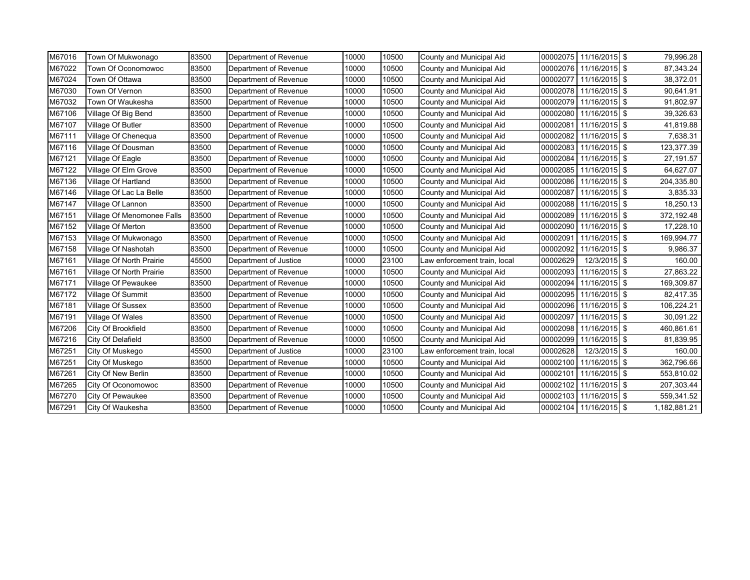| | | | | | | | | | | |
|---|---|---|---|---|---|---|---|---|---|---|
| M67016 | Town Of Mukwonago | 83500 | Department of Revenue | 10000 | 10500 | County and Municipal Aid | 00002075 | 11/16/2015 | $ | 79,996.28 |
| M67022 | Town Of Oconomowoc | 83500 | Department of Revenue | 10000 | 10500 | County and Municipal Aid | 00002076 | 11/16/2015 | $ | 87,343.24 |
| M67024 | Town Of Ottawa | 83500 | Department of Revenue | 10000 | 10500 | County and Municipal Aid | 00002077 | 11/16/2015 | $ | 38,372.01 |
| M67030 | Town Of Vernon | 83500 | Department of Revenue | 10000 | 10500 | County and Municipal Aid | 00002078 | 11/16/2015 | $ | 90,641.91 |
| M67032 | Town Of Waukesha | 83500 | Department of Revenue | 10000 | 10500 | County and Municipal Aid | 00002079 | 11/16/2015 | $ | 91,802.97 |
| M67106 | Village Of Big Bend | 83500 | Department of Revenue | 10000 | 10500 | County and Municipal Aid | 00002080 | 11/16/2015 | $ | 39,326.63 |
| M67107 | Village Of Butler | 83500 | Department of Revenue | 10000 | 10500 | County and Municipal Aid | 00002081 | 11/16/2015 | $ | 41,819.88 |
| M67111 | Village Of Chenequa | 83500 | Department of Revenue | 10000 | 10500 | County and Municipal Aid | 00002082 | 11/16/2015 | $ | 7,638.31 |
| M67116 | Village Of Dousman | 83500 | Department of Revenue | 10000 | 10500 | County and Municipal Aid | 00002083 | 11/16/2015 | $ | 123,377.39 |
| M67121 | Village Of Eagle | 83500 | Department of Revenue | 10000 | 10500 | County and Municipal Aid | 00002084 | 11/16/2015 | $ | 27,191.57 |
| M67122 | Village Of Elm Grove | 83500 | Department of Revenue | 10000 | 10500 | County and Municipal Aid | 00002085 | 11/16/2015 | $ | 64,627.07 |
| M67136 | Village Of Hartland | 83500 | Department of Revenue | 10000 | 10500 | County and Municipal Aid | 00002086 | 11/16/2015 | $ | 204,335.80 |
| M67146 | Village Of Lac La Belle | 83500 | Department of Revenue | 10000 | 10500 | County and Municipal Aid | 00002087 | 11/16/2015 | $ | 3,835.33 |
| M67147 | Village Of Lannon | 83500 | Department of Revenue | 10000 | 10500 | County and Municipal Aid | 00002088 | 11/16/2015 | $ | 18,250.13 |
| M67151 | Village Of Menomonee Falls | 83500 | Department of Revenue | 10000 | 10500 | County and Municipal Aid | 00002089 | 11/16/2015 | $ | 372,192.48 |
| M67152 | Village Of Merton | 83500 | Department of Revenue | 10000 | 10500 | County and Municipal Aid | 00002090 | 11/16/2015 | $ | 17,228.10 |
| M67153 | Village Of Mukwonago | 83500 | Department of Revenue | 10000 | 10500 | County and Municipal Aid | 00002091 | 11/16/2015 | $ | 169,994.77 |
| M67158 | Village Of Nashotah | 83500 | Department of Revenue | 10000 | 10500 | County and Municipal Aid | 00002092 | 11/16/2015 | $ | 9,986.37 |
| M67161 | Village Of North Prairie | 45500 | Department of Justice | 10000 | 23100 | Law enforcement train, local | 00002629 | 12/3/2015 | $ | 160.00 |
| M67161 | Village Of North Prairie | 83500 | Department of Revenue | 10000 | 10500 | County and Municipal Aid | 00002093 | 11/16/2015 | $ | 27,863.22 |
| M67171 | Village Of Pewaukee | 83500 | Department of Revenue | 10000 | 10500 | County and Municipal Aid | 00002094 | 11/16/2015 | $ | 169,309.87 |
| M67172 | Village Of Summit | 83500 | Department of Revenue | 10000 | 10500 | County and Municipal Aid | 00002095 | 11/16/2015 | $ | 82,417.35 |
| M67181 | Village Of Sussex | 83500 | Department of Revenue | 10000 | 10500 | County and Municipal Aid | 00002096 | 11/16/2015 | $ | 106,224.21 |
| M67191 | Village Of Wales | 83500 | Department of Revenue | 10000 | 10500 | County and Municipal Aid | 00002097 | 11/16/2015 | $ | 30,091.22 |
| M67206 | City Of Brookfield | 83500 | Department of Revenue | 10000 | 10500 | County and Municipal Aid | 00002098 | 11/16/2015 | $ | 460,861.61 |
| M67216 | City Of Delafield | 83500 | Department of Revenue | 10000 | 10500 | County and Municipal Aid | 00002099 | 11/16/2015 | $ | 81,839.95 |
| M67251 | City Of Muskego | 45500 | Department of Justice | 10000 | 23100 | Law enforcement train, local | 00002628 | 12/3/2015 | $ | 160.00 |
| M67251 | City Of Muskego | 83500 | Department of Revenue | 10000 | 10500 | County and Municipal Aid | 00002100 | 11/16/2015 | $ | 362,796.66 |
| M67261 | City Of New Berlin | 83500 | Department of Revenue | 10000 | 10500 | County and Municipal Aid | 00002101 | 11/16/2015 | $ | 553,810.02 |
| M67265 | City Of Oconomowoc | 83500 | Department of Revenue | 10000 | 10500 | County and Municipal Aid | 00002102 | 11/16/2015 | $ | 207,303.44 |
| M67270 | City Of Pewaukee | 83500 | Department of Revenue | 10000 | 10500 | County and Municipal Aid | 00002103 | 11/16/2015 | $ | 559,341.52 |
| M67291 | City Of Waukesha | 83500 | Department of Revenue | 10000 | 10500 | County and Municipal Aid | 00002104 | 11/16/2015 | $ | 1,182,881.21 |